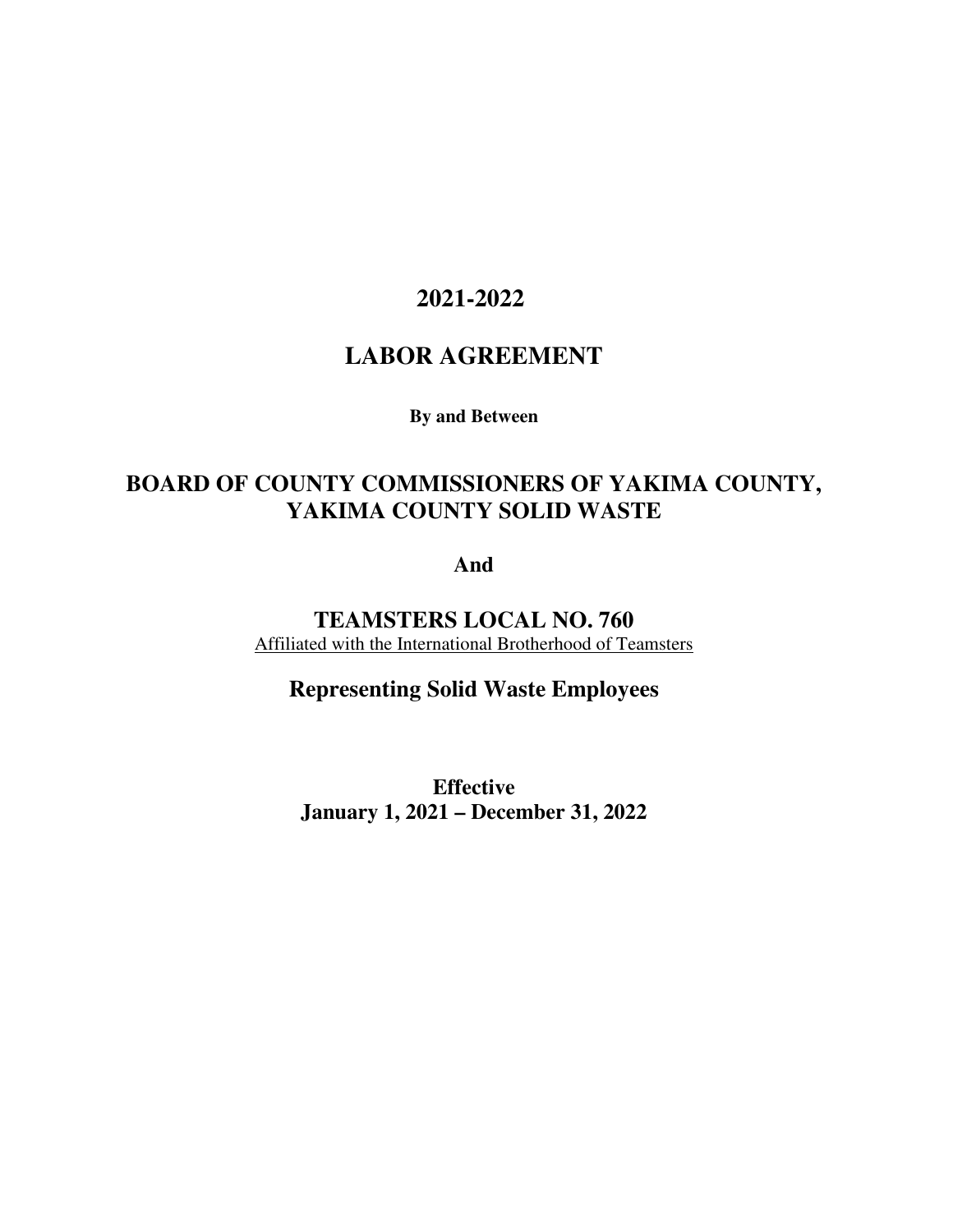# 2021-2022

# LABOR AGREEMENT

**By and Between**

## BOARD OF COUNTY COMMISSIONERS OF YAKIMA COUNTY, YAKIMA COUNTY SOLID WASTE

**And**

## TEAMSTERS LOCAL NO. 760

Affiliated with the International Brotherhood of Teamsters

**Representing Solid Waste Employees**

**Effective**
**January 1, 2021 – December 31, 2022**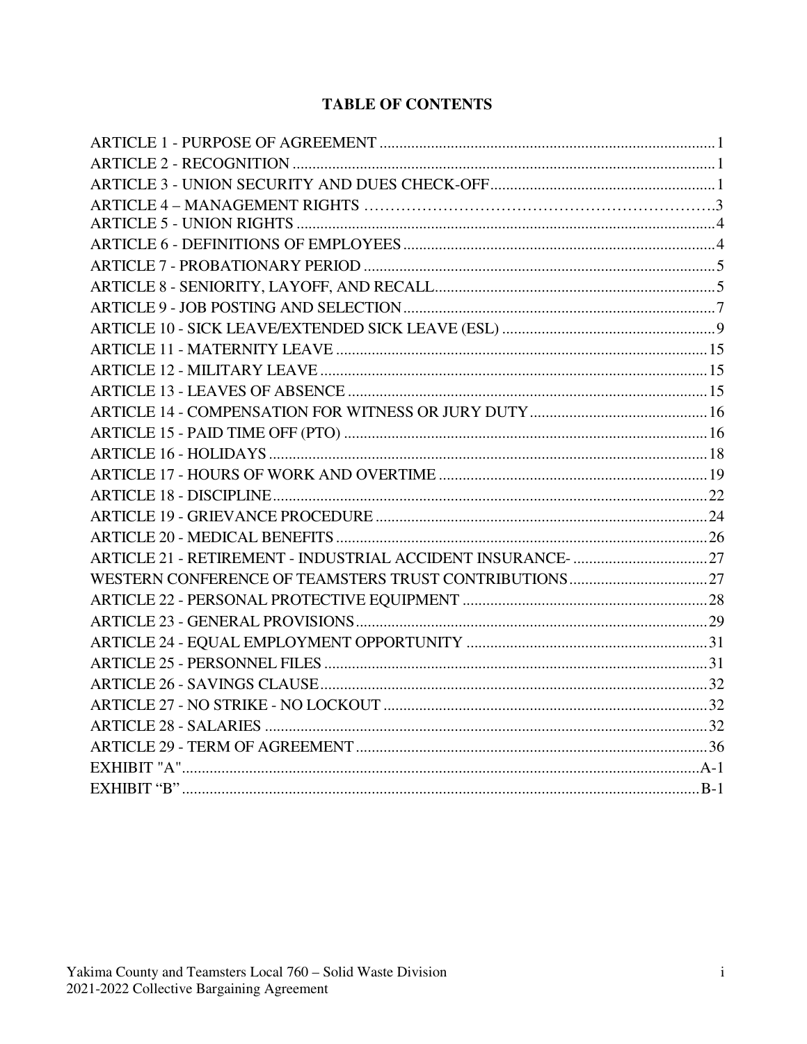# TABLE OF CONTENTS

| | |
|---|---|
| ARTICLE 1 - PURPOSE OF AGREEMENT | 1 |
| ARTICLE 2 - RECOGNITION | 1 |
| ARTICLE 3 - UNION SECURITY AND DUES CHECK-OFF | 1 |
| ARTICLE 4 – MANAGEMENT RIGHTS | 3 |
| ARTICLE 5 - UNION RIGHTS | 4 |
| ARTICLE 6 - DEFINITIONS OF EMPLOYEES | 4 |
| ARTICLE 7 - PROBATIONARY PERIOD | 5 |
| ARTICLE 8 - SENIORITY, LAYOFF, AND RECALL | 5 |
| ARTICLE 9 - JOB POSTING AND SELECTION | 7 |
| ARTICLE 10 - SICK LEAVE/EXTENDED SICK LEAVE (ESL) | 9 |
| ARTICLE 11 - MATERNITY LEAVE | 15 |
| ARTICLE 12 - MILITARY LEAVE | 15 |
| ARTICLE 13 - LEAVES OF ABSENCE | 15 |
| ARTICLE 14 - COMPENSATION FOR WITNESS OR JURY DUTY | 16 |
| ARTICLE 15 - PAID TIME OFF (PTO) | 16 |
| ARTICLE 16 - HOLIDAYS | 18 |
| ARTICLE 17 - HOURS OF WORK AND OVERTIME | 19 |
| ARTICLE 18 - DISCIPLINE | 22 |
| ARTICLE 19 - GRIEVANCE PROCEDURE | 24 |
| ARTICLE 20 - MEDICAL BENEFITS | 26 |
| ARTICLE 21 - RETIREMENT - INDUSTRIAL ACCIDENT INSURANCE- | 27 |
| WESTERN CONFERENCE OF TEAMSTERS TRUST CONTRIBUTIONS | 27 |
| ARTICLE 22 - PERSONAL PROTECTIVE EQUIPMENT | 28 |
| ARTICLE 23 - GENERAL PROVISIONS | 29 |
| ARTICLE 24 - EQUAL EMPLOYMENT OPPORTUNITY | 31 |
| ARTICLE 25 - PERSONNEL FILES | 31 |
| ARTICLE 26 - SAVINGS CLAUSE | 32 |
| ARTICLE 27 - NO STRIKE - NO LOCKOUT | 32 |
| ARTICLE 28 - SALARIES | 32 |
| ARTICLE 29 - TERM OF AGREEMENT | 36 |
| EXHIBIT "A" | A-1 |
| EXHIBIT "B" | B-1 |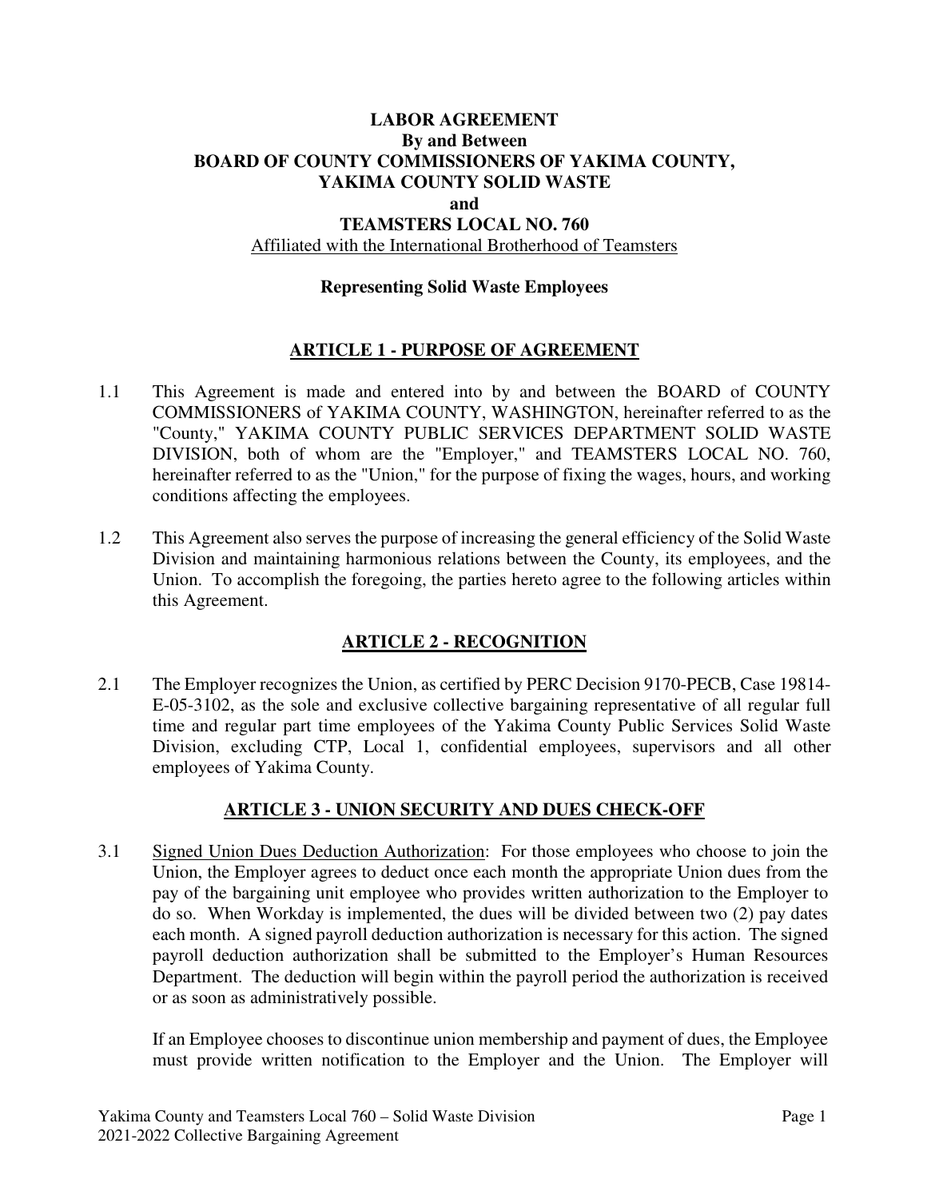**LABOR AGREEMENT**
**By and Between**
**BOARD OF COUNTY COMMISSIONERS OF YAKIMA COUNTY,**
**YAKIMA COUNTY SOLID WASTE**
**and**
**TEAMSTERS LOCAL NO. 760**
Affiliated with the International Brotherhood of Teamsters

**Representing Solid Waste Employees**

## ARTICLE 1 - PURPOSE OF AGREEMENT

1.1 This Agreement is made and entered into by and between the BOARD of COUNTY COMMISSIONERS of YAKIMA COUNTY, WASHINGTON, hereinafter referred to as the "County," YAKIMA COUNTY PUBLIC SERVICES DEPARTMENT SOLID WASTE DIVISION, both of whom are the "Employer," and TEAMSTERS LOCAL NO. 760, hereinafter referred to as the "Union," for the purpose of fixing the wages, hours, and working conditions affecting the employees.

1.2 This Agreement also serves the purpose of increasing the general efficiency of the Solid Waste Division and maintaining harmonious relations between the County, its employees, and the Union. To accomplish the foregoing, the parties hereto agree to the following articles within this Agreement.

## ARTICLE 2 - RECOGNITION

2.1 The Employer recognizes the Union, as certified by PERC Decision 9170-PECB, Case 19814-E-05-3102, as the sole and exclusive collective bargaining representative of all regular full time and regular part time employees of the Yakima County Public Services Solid Waste Division, excluding CTP, Local 1, confidential employees, supervisors and all other employees of Yakima County.

## ARTICLE 3 - UNION SECURITY AND DUES CHECK-OFF

3.1 Signed Union Dues Deduction Authorization: For those employees who choose to join the Union, the Employer agrees to deduct once each month the appropriate Union dues from the pay of the bargaining unit employee who provides written authorization to the Employer to do so. When Workday is implemented, the dues will be divided between two (2) pay dates each month. A signed payroll deduction authorization is necessary for this action. The signed payroll deduction authorization shall be submitted to the Employer's Human Resources Department. The deduction will begin within the payroll period the authorization is received or as soon as administratively possible.

If an Employee chooses to discontinue union membership and payment of dues, the Employee must provide written notification to the Employer and the Union. The Employer will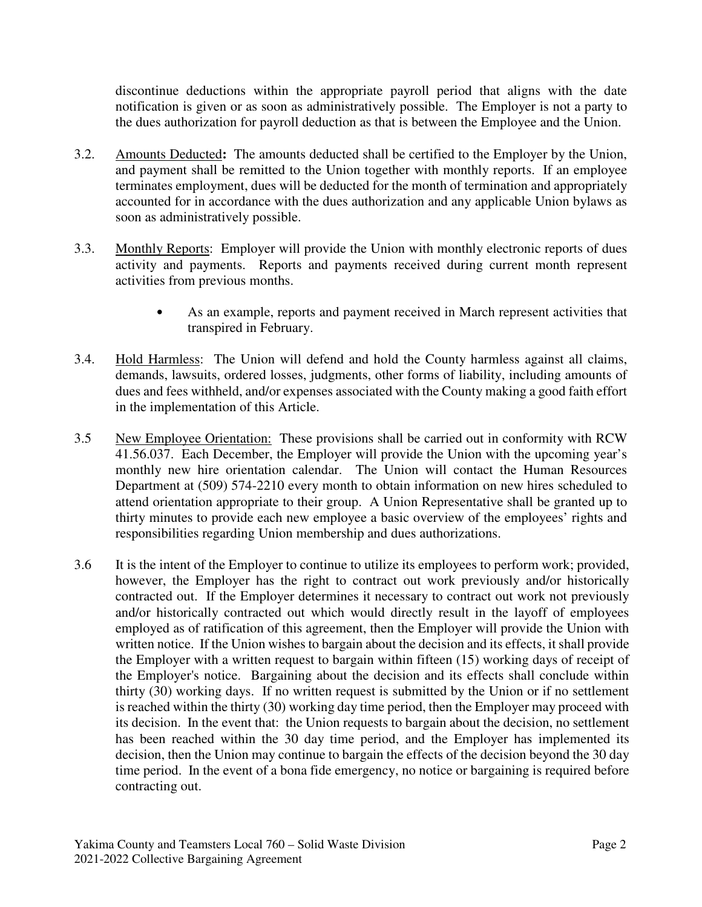discontinue deductions within the appropriate payroll period that aligns with the date notification is given or as soon as administratively possible. The Employer is not a party to the dues authorization for payroll deduction as that is between the Employee and the Union.

3.2. Amounts Deducted**:** The amounts deducted shall be certified to the Employer by the Union, and payment shall be remitted to the Union together with monthly reports. If an employee terminates employment, dues will be deducted for the month of termination and appropriately accounted for in accordance with the dues authorization and any applicable Union bylaws as soon as administratively possible.

3.3. Monthly Reports: Employer will provide the Union with monthly electronic reports of dues activity and payments. Reports and payments received during current month represent activities from previous months.

- As an example, reports and payment received in March represent activities that transpired in February.

3.4. Hold Harmless: The Union will defend and hold the County harmless against all claims, demands, lawsuits, ordered losses, judgments, other forms of liability, including amounts of dues and fees withheld, and/or expenses associated with the County making a good faith effort in the implementation of this Article.

3.5 New Employee Orientation: These provisions shall be carried out in conformity with RCW 41.56.037. Each December, the Employer will provide the Union with the upcoming year's monthly new hire orientation calendar. The Union will contact the Human Resources Department at (509) 574-2210 every month to obtain information on new hires scheduled to attend orientation appropriate to their group. A Union Representative shall be granted up to thirty minutes to provide each new employee a basic overview of the employees' rights and responsibilities regarding Union membership and dues authorizations.

3.6 It is the intent of the Employer to continue to utilize its employees to perform work; provided, however, the Employer has the right to contract out work previously and/or historically contracted out. If the Employer determines it necessary to contract out work not previously and/or historically contracted out which would directly result in the layoff of employees employed as of ratification of this agreement, then the Employer will provide the Union with written notice. If the Union wishes to bargain about the decision and its effects, it shall provide the Employer with a written request to bargain within fifteen (15) working days of receipt of the Employer's notice. Bargaining about the decision and its effects shall conclude within thirty (30) working days. If no written request is submitted by the Union or if no settlement is reached within the thirty (30) working day time period, then the Employer may proceed with its decision. In the event that: the Union requests to bargain about the decision, no settlement has been reached within the 30 day time period, and the Employer has implemented its decision, then the Union may continue to bargain the effects of the decision beyond the 30 day time period. In the event of a bona fide emergency, no notice or bargaining is required before contracting out.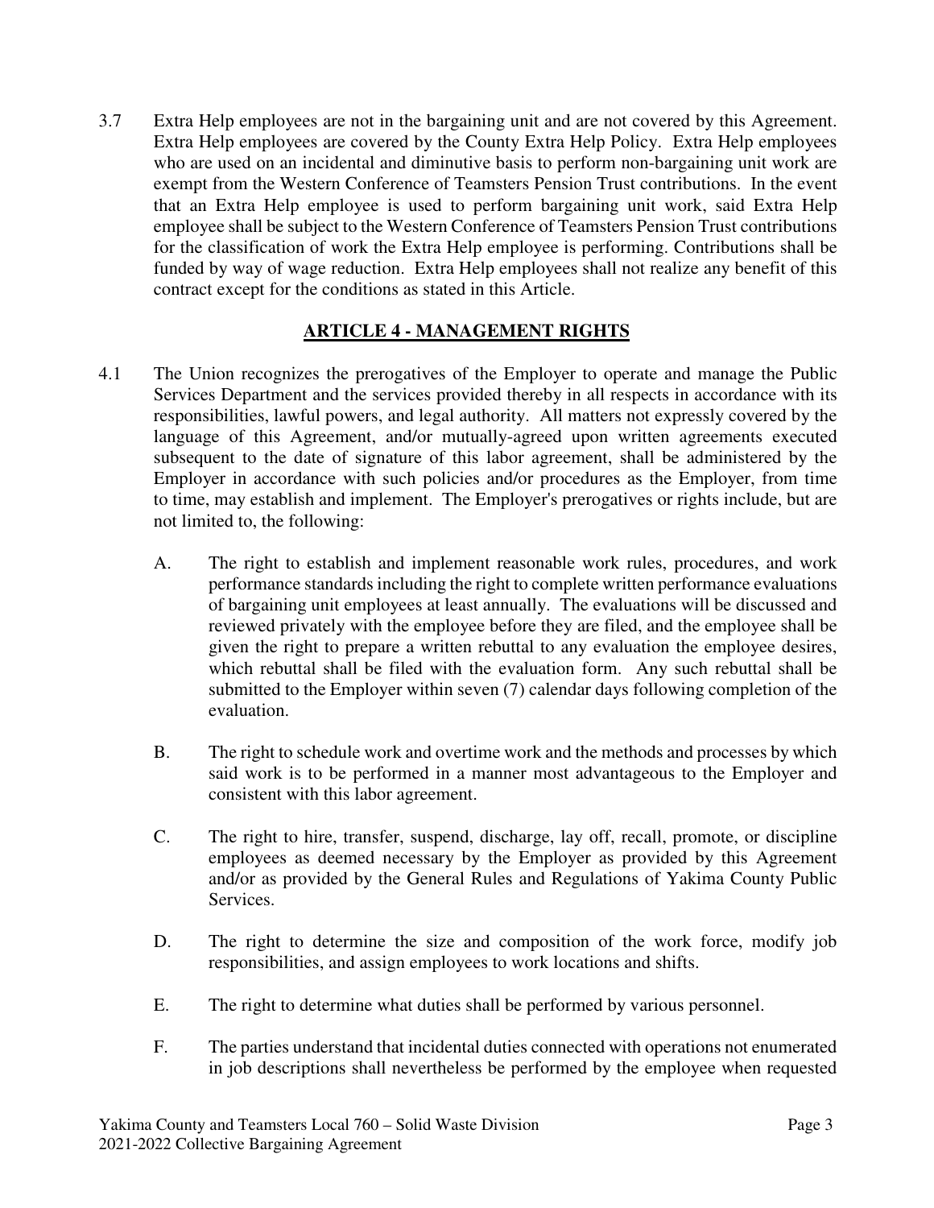3.7 Extra Help employees are not in the bargaining unit and are not covered by this Agreement. Extra Help employees are covered by the County Extra Help Policy. Extra Help employees who are used on an incidental and diminutive basis to perform non-bargaining unit work are exempt from the Western Conference of Teamsters Pension Trust contributions. In the event that an Extra Help employee is used to perform bargaining unit work, said Extra Help employee shall be subject to the Western Conference of Teamsters Pension Trust contributions for the classification of work the Extra Help employee is performing. Contributions shall be funded by way of wage reduction. Extra Help employees shall not realize any benefit of this contract except for the conditions as stated in this Article.

## ARTICLE 4 - MANAGEMENT RIGHTS

4.1 The Union recognizes the prerogatives of the Employer to operate and manage the Public Services Department and the services provided thereby in all respects in accordance with its responsibilities, lawful powers, and legal authority. All matters not expressly covered by the language of this Agreement, and/or mutually-agreed upon written agreements executed subsequent to the date of signature of this labor agreement, shall be administered by the Employer in accordance with such policies and/or procedures as the Employer, from time to time, may establish and implement. The Employer's prerogatives or rights include, but are not limited to, the following:

A. The right to establish and implement reasonable work rules, procedures, and work performance standards including the right to complete written performance evaluations of bargaining unit employees at least annually. The evaluations will be discussed and reviewed privately with the employee before they are filed, and the employee shall be given the right to prepare a written rebuttal to any evaluation the employee desires, which rebuttal shall be filed with the evaluation form. Any such rebuttal shall be submitted to the Employer within seven (7) calendar days following completion of the evaluation.

B. The right to schedule work and overtime work and the methods and processes by which said work is to be performed in a manner most advantageous to the Employer and consistent with this labor agreement.

C. The right to hire, transfer, suspend, discharge, lay off, recall, promote, or discipline employees as deemed necessary by the Employer as provided by this Agreement and/or as provided by the General Rules and Regulations of Yakima County Public Services.

D. The right to determine the size and composition of the work force, modify job responsibilities, and assign employees to work locations and shifts.

E. The right to determine what duties shall be performed by various personnel.

F. The parties understand that incidental duties connected with operations not enumerated in job descriptions shall nevertheless be performed by the employee when requested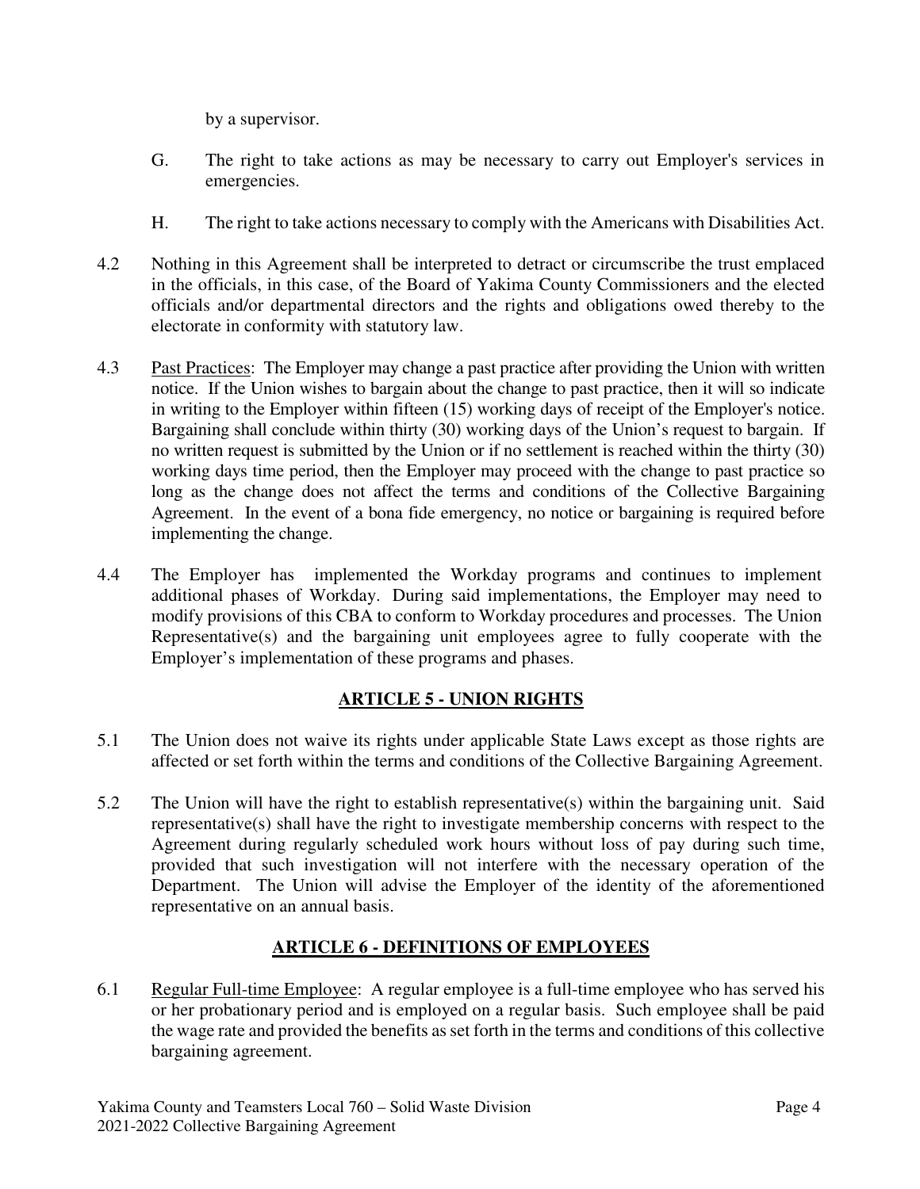by a supervisor.

G. The right to take actions as may be necessary to carry out Employer's services in emergencies.

H. The right to take actions necessary to comply with the Americans with Disabilities Act.

4.2 Nothing in this Agreement shall be interpreted to detract or circumscribe the trust emplaced in the officials, in this case, of the Board of Yakima County Commissioners and the elected officials and/or departmental directors and the rights and obligations owed thereby to the electorate in conformity with statutory law.

4.3 Past Practices: The Employer may change a past practice after providing the Union with written notice. If the Union wishes to bargain about the change to past practice, then it will so indicate in writing to the Employer within fifteen (15) working days of receipt of the Employer's notice. Bargaining shall conclude within thirty (30) working days of the Union's request to bargain. If no written request is submitted by the Union or if no settlement is reached within the thirty (30) working days time period, then the Employer may proceed with the change to past practice so long as the change does not affect the terms and conditions of the Collective Bargaining Agreement. In the event of a bona fide emergency, no notice or bargaining is required before implementing the change.

4.4 The Employer has implemented the Workday programs and continues to implement additional phases of Workday. During said implementations, the Employer may need to modify provisions of this CBA to conform to Workday procedures and processes. The Union Representative(s) and the bargaining unit employees agree to fully cooperate with the Employer's implementation of these programs and phases.

## ARTICLE 5 - UNION RIGHTS

5.1 The Union does not waive its rights under applicable State Laws except as those rights are affected or set forth within the terms and conditions of the Collective Bargaining Agreement.

5.2 The Union will have the right to establish representative(s) within the bargaining unit. Said representative(s) shall have the right to investigate membership concerns with respect to the Agreement during regularly scheduled work hours without loss of pay during such time, provided that such investigation will not interfere with the necessary operation of the Department. The Union will advise the Employer of the identity of the aforementioned representative on an annual basis.

## ARTICLE 6 - DEFINITIONS OF EMPLOYEES

6.1 Regular Full-time Employee: A regular employee is a full-time employee who has served his or her probationary period and is employed on a regular basis. Such employee shall be paid the wage rate and provided the benefits as set forth in the terms and conditions of this collective bargaining agreement.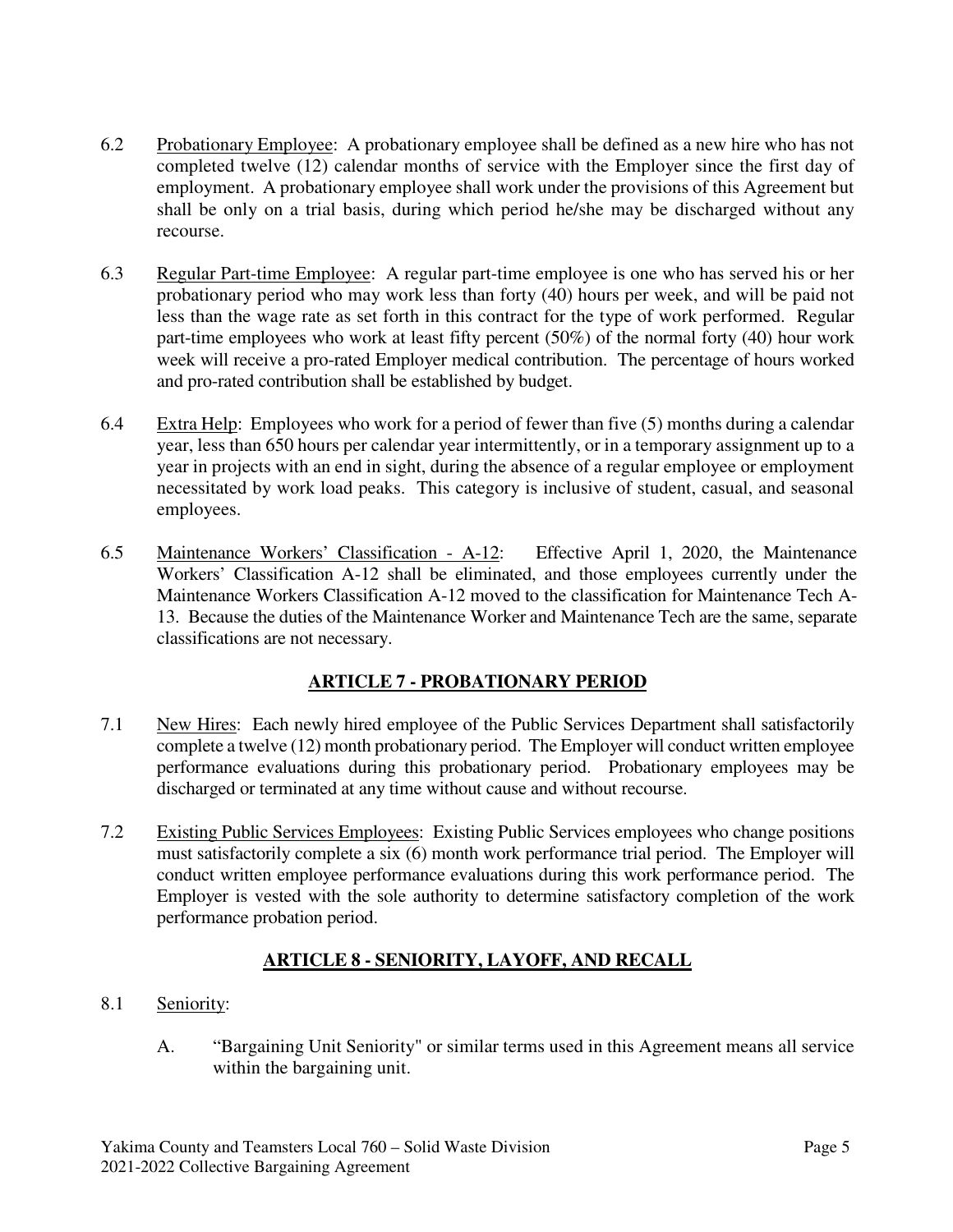6.2 Probationary Employee: A probationary employee shall be defined as a new hire who has not completed twelve (12) calendar months of service with the Employer since the first day of employment. A probationary employee shall work under the provisions of this Agreement but shall be only on a trial basis, during which period he/she may be discharged without any recourse.

6.3 Regular Part-time Employee: A regular part-time employee is one who has served his or her probationary period who may work less than forty (40) hours per week, and will be paid not less than the wage rate as set forth in this contract for the type of work performed. Regular part-time employees who work at least fifty percent (50%) of the normal forty (40) hour work week will receive a pro-rated Employer medical contribution. The percentage of hours worked and pro-rated contribution shall be established by budget.

6.4 Extra Help: Employees who work for a period of fewer than five (5) months during a calendar year, less than 650 hours per calendar year intermittently, or in a temporary assignment up to a year in projects with an end in sight, during the absence of a regular employee or employment necessitated by work load peaks. This category is inclusive of student, casual, and seasonal employees.

6.5 Maintenance Workers' Classification - A-12: Effective April 1, 2020, the Maintenance Workers' Classification A-12 shall be eliminated, and those employees currently under the Maintenance Workers Classification A-12 moved to the classification for Maintenance Tech A-13. Because the duties of the Maintenance Worker and Maintenance Tech are the same, separate classifications are not necessary.

## ARTICLE 7 - PROBATIONARY PERIOD

7.1 New Hires: Each newly hired employee of the Public Services Department shall satisfactorily complete a twelve (12) month probationary period. The Employer will conduct written employee performance evaluations during this probationary period. Probationary employees may be discharged or terminated at any time without cause and without recourse.

7.2 Existing Public Services Employees: Existing Public Services employees who change positions must satisfactorily complete a six (6) month work performance trial period. The Employer will conduct written employee performance evaluations during this work performance period. The Employer is vested with the sole authority to determine satisfactory completion of the work performance probation period.

## ARTICLE 8 - SENIORITY, LAYOFF, AND RECALL

8.1 Seniority:

A. "Bargaining Unit Seniority" or similar terms used in this Agreement means all service within the bargaining unit.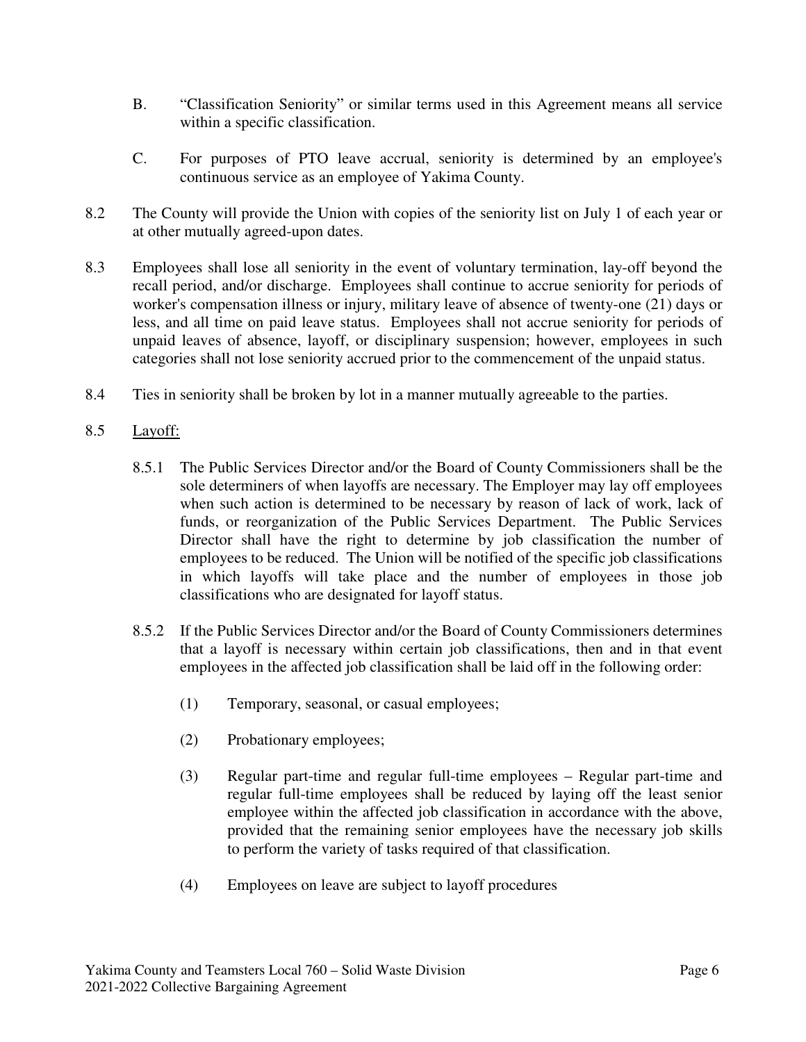B. "Classification Seniority" or similar terms used in this Agreement means all service within a specific classification.

C. For purposes of PTO leave accrual, seniority is determined by an employee's continuous service as an employee of Yakima County.

8.2 The County will provide the Union with copies of the seniority list on July 1 of each year or at other mutually agreed-upon dates.

8.3 Employees shall lose all seniority in the event of voluntary termination, lay-off beyond the recall period, and/or discharge. Employees shall continue to accrue seniority for periods of worker's compensation illness or injury, military leave of absence of twenty-one (21) days or less, and all time on paid leave status. Employees shall not accrue seniority for periods of unpaid leaves of absence, layoff, or disciplinary suspension; however, employees in such categories shall not lose seniority accrued prior to the commencement of the unpaid status.

8.4 Ties in seniority shall be broken by lot in a manner mutually agreeable to the parties.

8.5 <u>Layoff:</u>

8.5.1 The Public Services Director and/or the Board of County Commissioners shall be the sole determiners of when layoffs are necessary. The Employer may lay off employees when such action is determined to be necessary by reason of lack of work, lack of funds, or reorganization of the Public Services Department. The Public Services Director shall have the right to determine by job classification the number of employees to be reduced. The Union will be notified of the specific job classifications in which layoffs will take place and the number of employees in those job classifications who are designated for layoff status.

8.5.2 If the Public Services Director and/or the Board of County Commissioners determines that a layoff is necessary within certain job classifications, then and in that event employees in the affected job classification shall be laid off in the following order:

(1) Temporary, seasonal, or casual employees;

(2) Probationary employees;

(3) Regular part-time and regular full-time employees – Regular part-time and regular full-time employees shall be reduced by laying off the least senior employee within the affected job classification in accordance with the above, provided that the remaining senior employees have the necessary job skills to perform the variety of tasks required of that classification.

(4) Employees on leave are subject to layoff procedures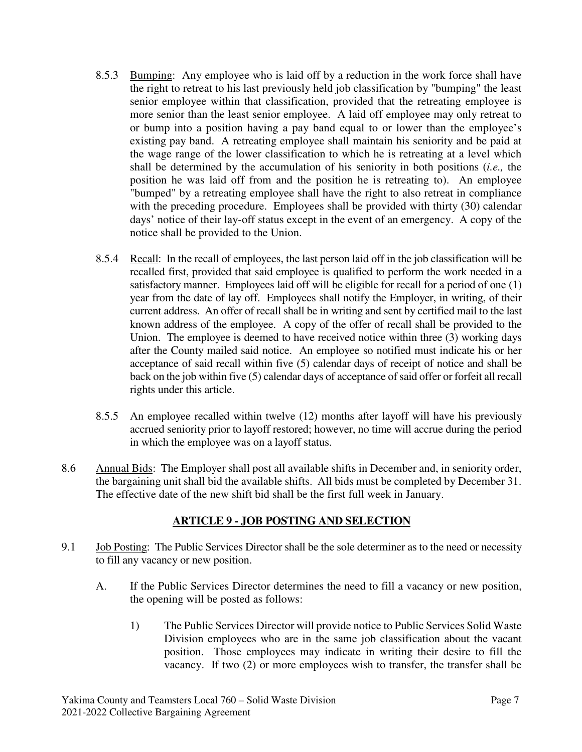8.5.3 Bumping: Any employee who is laid off by a reduction in the work force shall have the right to retreat to his last previously held job classification by "bumping" the least senior employee within that classification, provided that the retreating employee is more senior than the least senior employee. A laid off employee may only retreat to or bump into a position having a pay band equal to or lower than the employee's existing pay band. A retreating employee shall maintain his seniority and be paid at the wage range of the lower classification to which he is retreating at a level which shall be determined by the accumulation of his seniority in both positions (*i.e.,* the position he was laid off from and the position he is retreating to). An employee "bumped" by a retreating employee shall have the right to also retreat in compliance with the preceding procedure. Employees shall be provided with thirty (30) calendar days' notice of their lay-off status except in the event of an emergency. A copy of the notice shall be provided to the Union.

8.5.4 Recall: In the recall of employees, the last person laid off in the job classification will be recalled first, provided that said employee is qualified to perform the work needed in a satisfactory manner. Employees laid off will be eligible for recall for a period of one (1) year from the date of lay off. Employees shall notify the Employer, in writing, of their current address. An offer of recall shall be in writing and sent by certified mail to the last known address of the employee. A copy of the offer of recall shall be provided to the Union. The employee is deemed to have received notice within three (3) working days after the County mailed said notice. An employee so notified must indicate his or her acceptance of said recall within five (5) calendar days of receipt of notice and shall be back on the job within five (5) calendar days of acceptance of said offer or forfeit all recall rights under this article.

8.5.5 An employee recalled within twelve (12) months after layoff will have his previously accrued seniority prior to layoff restored; however, no time will accrue during the period in which the employee was on a layoff status.

8.6 Annual Bids: The Employer shall post all available shifts in December and, in seniority order, the bargaining unit shall bid the available shifts. All bids must be completed by December 31. The effective date of the new shift bid shall be the first full week in January.

## ARTICLE 9 - JOB POSTING AND SELECTION

9.1 Job Posting: The Public Services Director shall be the sole determiner as to the need or necessity to fill any vacancy or new position.

A. If the Public Services Director determines the need to fill a vacancy or new position, the opening will be posted as follows:

1) The Public Services Director will provide notice to Public Services Solid Waste Division employees who are in the same job classification about the vacant position. Those employees may indicate in writing their desire to fill the vacancy. If two (2) or more employees wish to transfer, the transfer shall be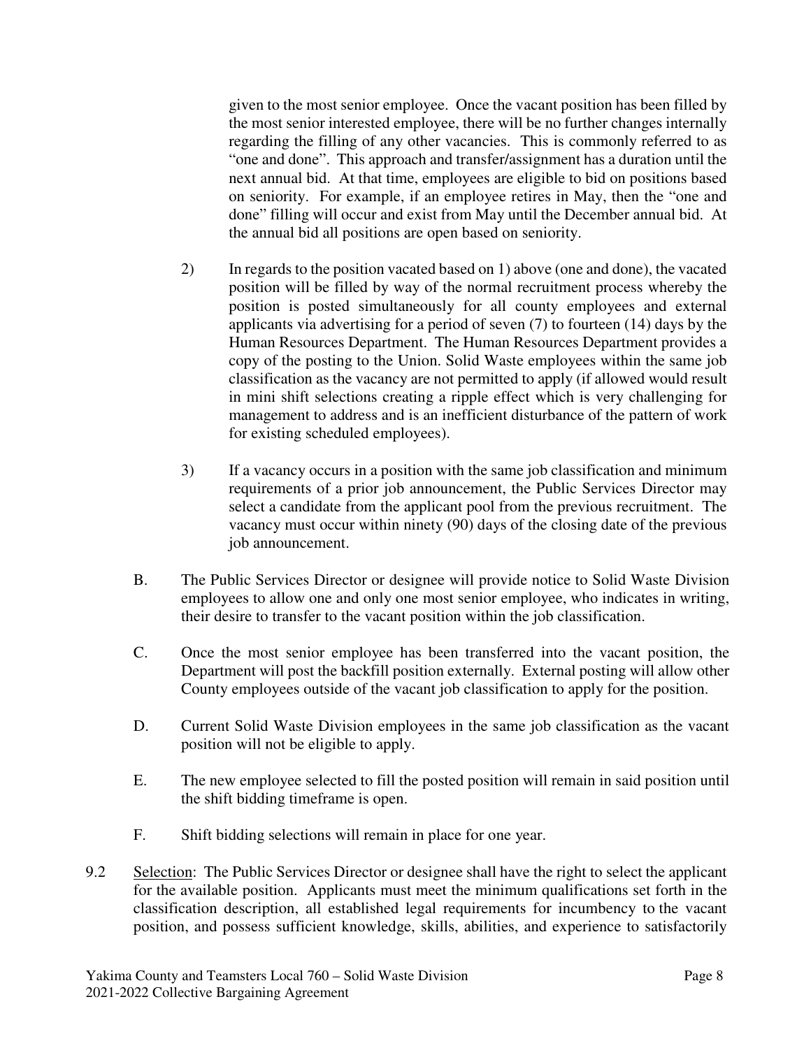given to the most senior employee. Once the vacant position has been filled by the most senior interested employee, there will be no further changes internally regarding the filling of any other vacancies. This is commonly referred to as "one and done". This approach and transfer/assignment has a duration until the next annual bid. At that time, employees are eligible to bid on positions based on seniority. For example, if an employee retires in May, then the "one and done" filling will occur and exist from May until the December annual bid. At the annual bid all positions are open based on seniority.

2) In regards to the position vacated based on 1) above (one and done), the vacated position will be filled by way of the normal recruitment process whereby the position is posted simultaneously for all county employees and external applicants via advertising for a period of seven (7) to fourteen (14) days by the Human Resources Department. The Human Resources Department provides a copy of the posting to the Union. Solid Waste employees within the same job classification as the vacancy are not permitted to apply (if allowed would result in mini shift selections creating a ripple effect which is very challenging for management to address and is an inefficient disturbance of the pattern of work for existing scheduled employees).

3) If a vacancy occurs in a position with the same job classification and minimum requirements of a prior job announcement, the Public Services Director may select a candidate from the applicant pool from the previous recruitment. The vacancy must occur within ninety (90) days of the closing date of the previous job announcement.

B. The Public Services Director or designee will provide notice to Solid Waste Division employees to allow one and only one most senior employee, who indicates in writing, their desire to transfer to the vacant position within the job classification.

C. Once the most senior employee has been transferred into the vacant position, the Department will post the backfill position externally. External posting will allow other County employees outside of the vacant job classification to apply for the position.

D. Current Solid Waste Division employees in the same job classification as the vacant position will not be eligible to apply.

E. The new employee selected to fill the posted position will remain in said position until the shift bidding timeframe is open.

F. Shift bidding selections will remain in place for one year.

9.2 Selection: The Public Services Director or designee shall have the right to select the applicant for the available position. Applicants must meet the minimum qualifications set forth in the classification description, all established legal requirements for incumbency to the vacant position, and possess sufficient knowledge, skills, abilities, and experience to satisfactorily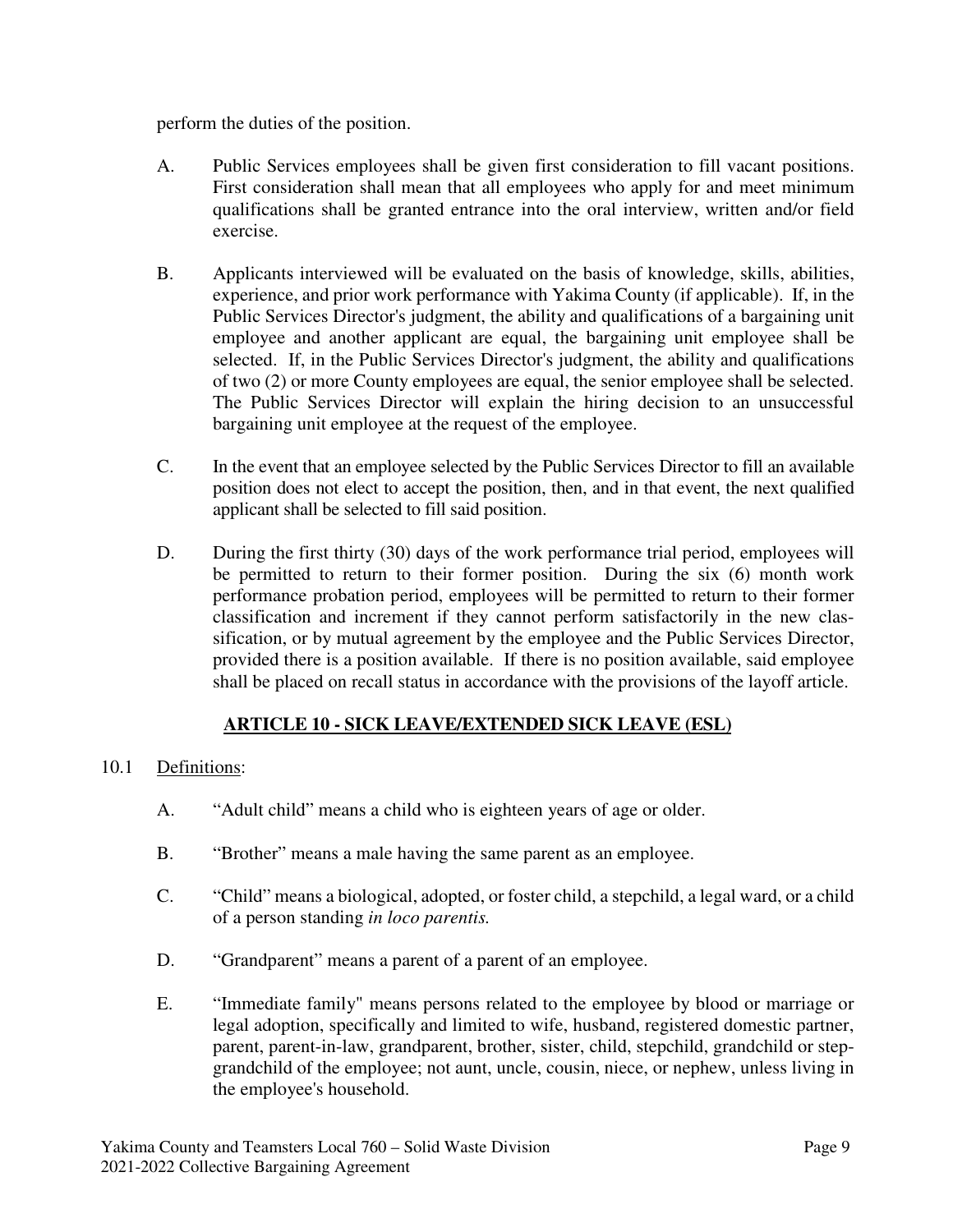perform the duties of the position.

A. Public Services employees shall be given first consideration to fill vacant positions. First consideration shall mean that all employees who apply for and meet minimum qualifications shall be granted entrance into the oral interview, written and/or field exercise.

B. Applicants interviewed will be evaluated on the basis of knowledge, skills, abilities, experience, and prior work performance with Yakima County (if applicable). If, in the Public Services Director's judgment, the ability and qualifications of a bargaining unit employee and another applicant are equal, the bargaining unit employee shall be selected. If, in the Public Services Director's judgment, the ability and qualifications of two (2) or more County employees are equal, the senior employee shall be selected. The Public Services Director will explain the hiring decision to an unsuccessful bargaining unit employee at the request of the employee.

C. In the event that an employee selected by the Public Services Director to fill an available position does not elect to accept the position, then, and in that event, the next qualified applicant shall be selected to fill said position.

D. During the first thirty (30) days of the work performance trial period, employees will be permitted to return to their former position. During the six (6) month work performance probation period, employees will be permitted to return to their former classification and increment if they cannot perform satisfactorily in the new classification, or by mutual agreement by the employee and the Public Services Director, provided there is a position available. If there is no position available, said employee shall be placed on recall status in accordance with the provisions of the layoff article.

## ARTICLE 10 - SICK LEAVE/EXTENDED SICK LEAVE (ESL)

10.1 Definitions:

A. “Adult child” means a child who is eighteen years of age or older.

B. “Brother” means a male having the same parent as an employee.

C. “Child” means a biological, adopted, or foster child, a stepchild, a legal ward, or a child of a person standing *in loco parentis.*

D. “Grandparent” means a parent of a parent of an employee.

E. “Immediate family" means persons related to the employee by blood or marriage or legal adoption, specifically and limited to wife, husband, registered domestic partner, parent, parent-in-law, grandparent, brother, sister, child, stepchild, grandchild or step-grandchild of the employee; not aunt, uncle, cousin, niece, or nephew, unless living in the employee's household.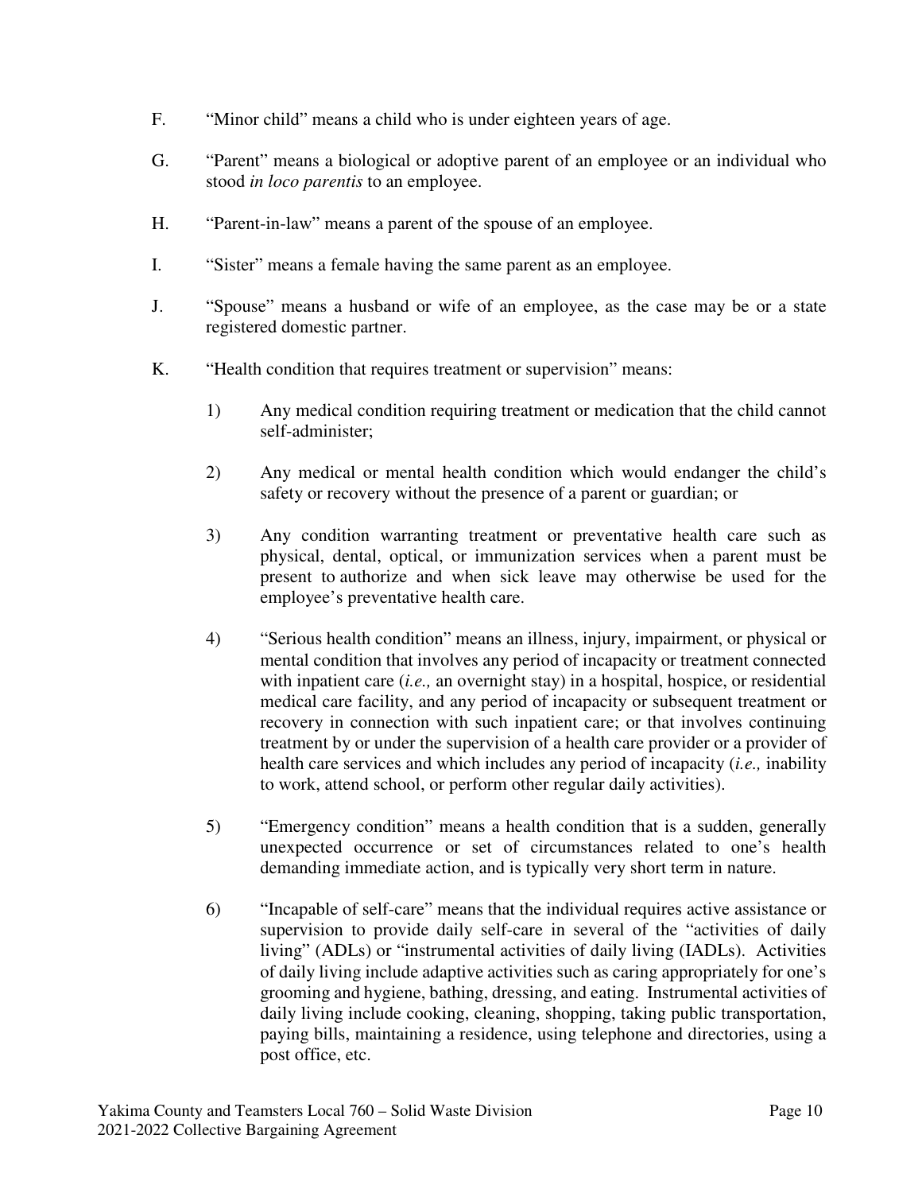F. "Minor child" means a child who is under eighteen years of age.

G. "Parent" means a biological or adoptive parent of an employee or an individual who stood *in loco parentis* to an employee.

H. "Parent-in-law" means a parent of the spouse of an employee.

I. "Sister" means a female having the same parent as an employee.

J. "Spouse" means a husband or wife of an employee, as the case may be or a state registered domestic partner.

K. "Health condition that requires treatment or supervision" means:

1) Any medical condition requiring treatment or medication that the child cannot self-administer;

2) Any medical or mental health condition which would endanger the child's safety or recovery without the presence of a parent or guardian; or

3) Any condition warranting treatment or preventative health care such as physical, dental, optical, or immunization services when a parent must be present to authorize and when sick leave may otherwise be used for the employee's preventative health care.

4) "Serious health condition" means an illness, injury, impairment, or physical or mental condition that involves any period of incapacity or treatment connected with inpatient care (*i.e.,* an overnight stay) in a hospital, hospice, or residential medical care facility, and any period of incapacity or subsequent treatment or recovery in connection with such inpatient care; or that involves continuing treatment by or under the supervision of a health care provider or a provider of health care services and which includes any period of incapacity (*i.e.,* inability to work, attend school, or perform other regular daily activities).

5) "Emergency condition" means a health condition that is a sudden, generally unexpected occurrence or set of circumstances related to one's health demanding immediate action, and is typically very short term in nature.

6) "Incapable of self-care" means that the individual requires active assistance or supervision to provide daily self-care in several of the "activities of daily living" (ADLs) or "instrumental activities of daily living (IADLs). Activities of daily living include adaptive activities such as caring appropriately for one's grooming and hygiene, bathing, dressing, and eating. Instrumental activities of daily living include cooking, cleaning, shopping, taking public transportation, paying bills, maintaining a residence, using telephone and directories, using a post office, etc.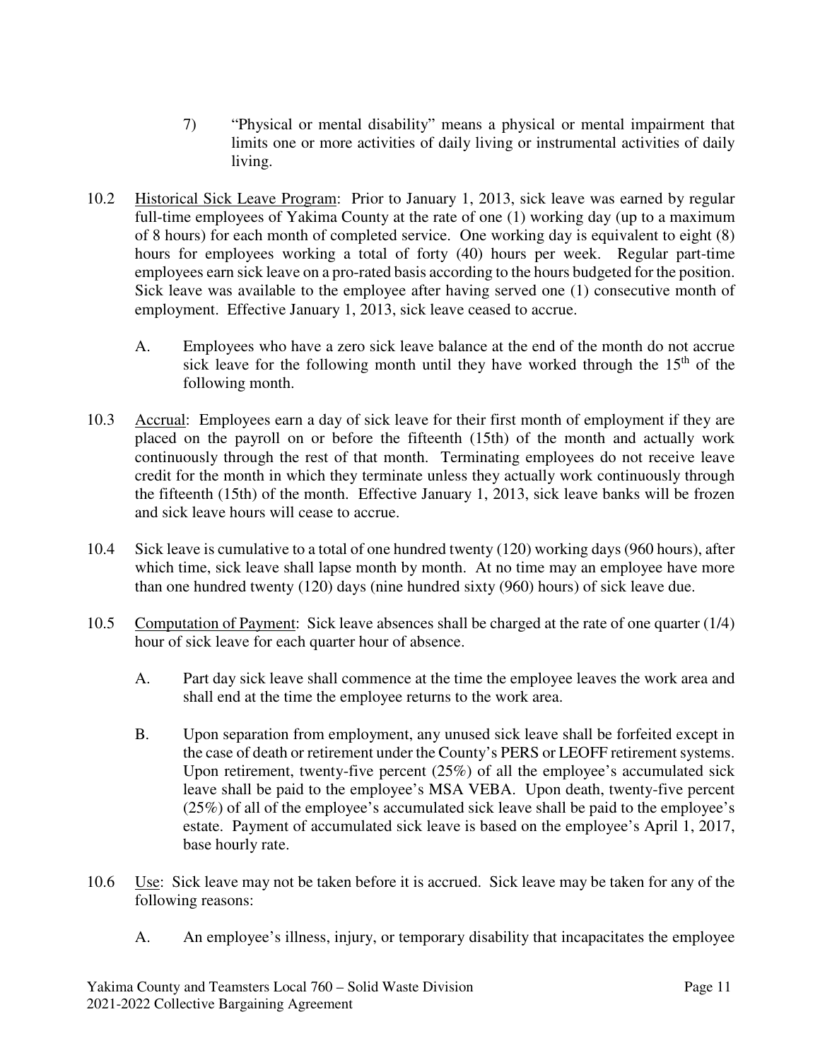7) "Physical or mental disability" means a physical or mental impairment that limits one or more activities of daily living or instrumental activities of daily living.

10.2 Historical Sick Leave Program: Prior to January 1, 2013, sick leave was earned by regular full-time employees of Yakima County at the rate of one (1) working day (up to a maximum of 8 hours) for each month of completed service. One working day is equivalent to eight (8) hours for employees working a total of forty (40) hours per week. Regular part-time employees earn sick leave on a pro-rated basis according to the hours budgeted for the position. Sick leave was available to the employee after having served one (1) consecutive month of employment. Effective January 1, 2013, sick leave ceased to accrue.

A. Employees who have a zero sick leave balance at the end of the month do not accrue sick leave for the following month until they have worked through the 15th of the following month.

10.3 Accrual: Employees earn a day of sick leave for their first month of employment if they are placed on the payroll on or before the fifteenth (15th) of the month and actually work continuously through the rest of that month. Terminating employees do not receive leave credit for the month in which they terminate unless they actually work continuously through the fifteenth (15th) of the month. Effective January 1, 2013, sick leave banks will be frozen and sick leave hours will cease to accrue.

10.4 Sick leave is cumulative to a total of one hundred twenty (120) working days (960 hours), after which time, sick leave shall lapse month by month. At no time may an employee have more than one hundred twenty (120) days (nine hundred sixty (960) hours) of sick leave due.

10.5 Computation of Payment: Sick leave absences shall be charged at the rate of one quarter (1/4) hour of sick leave for each quarter hour of absence.

A. Part day sick leave shall commence at the time the employee leaves the work area and shall end at the time the employee returns to the work area.

B. Upon separation from employment, any unused sick leave shall be forfeited except in the case of death or retirement under the County's PERS or LEOFF retirement systems. Upon retirement, twenty-five percent (25%) of all the employee's accumulated sick leave shall be paid to the employee's MSA VEBA. Upon death, twenty-five percent (25%) of all of the employee's accumulated sick leave shall be paid to the employee's estate. Payment of accumulated sick leave is based on the employee's April 1, 2017, base hourly rate.

10.6 Use: Sick leave may not be taken before it is accrued. Sick leave may be taken for any of the following reasons:

A. An employee's illness, injury, or temporary disability that incapacitates the employee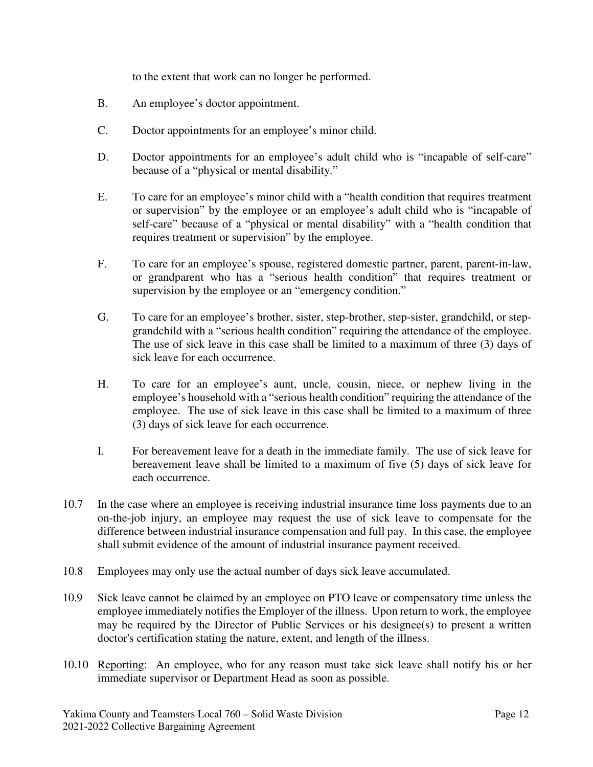to the extent that work can no longer be performed.

B. An employee's doctor appointment.

C. Doctor appointments for an employee's minor child.

D. Doctor appointments for an employee's adult child who is "incapable of self-care" because of a "physical or mental disability."

E. To care for an employee's minor child with a "health condition that requires treatment or supervision" by the employee or an employee's adult child who is "incapable of self-care" because of a "physical or mental disability" with a "health condition that requires treatment or supervision" by the employee.

F. To care for an employee's spouse, registered domestic partner, parent, parent-in-law, or grandparent who has a "serious health condition" that requires treatment or supervision by the employee or an "emergency condition."

G. To care for an employee's brother, sister, step-brother, step-sister, grandchild, or step-grandchild with a "serious health condition" requiring the attendance of the employee. The use of sick leave in this case shall be limited to a maximum of three (3) days of sick leave for each occurrence.

H. To care for an employee's aunt, uncle, cousin, niece, or nephew living in the employee's household with a "serious health condition" requiring the attendance of the employee. The use of sick leave in this case shall be limited to a maximum of three (3) days of sick leave for each occurrence.

I. For bereavement leave for a death in the immediate family. The use of sick leave for bereavement leave shall be limited to a maximum of five (5) days of sick leave for each occurrence.

10.7 In the case where an employee is receiving industrial insurance time loss payments due to an on-the-job injury, an employee may request the use of sick leave to compensate for the difference between industrial insurance compensation and full pay. In this case, the employee shall submit evidence of the amount of industrial insurance payment received.

10.8 Employees may only use the actual number of days sick leave accumulated.

10.9 Sick leave cannot be claimed by an employee on PTO leave or compensatory time unless the employee immediately notifies the Employer of the illness. Upon return to work, the employee may be required by the Director of Public Services or his designee(s) to present a written doctor's certification stating the nature, extent, and length of the illness.

10.10 Reporting: An employee, who for any reason must take sick leave shall notify his or her immediate supervisor or Department Head as soon as possible.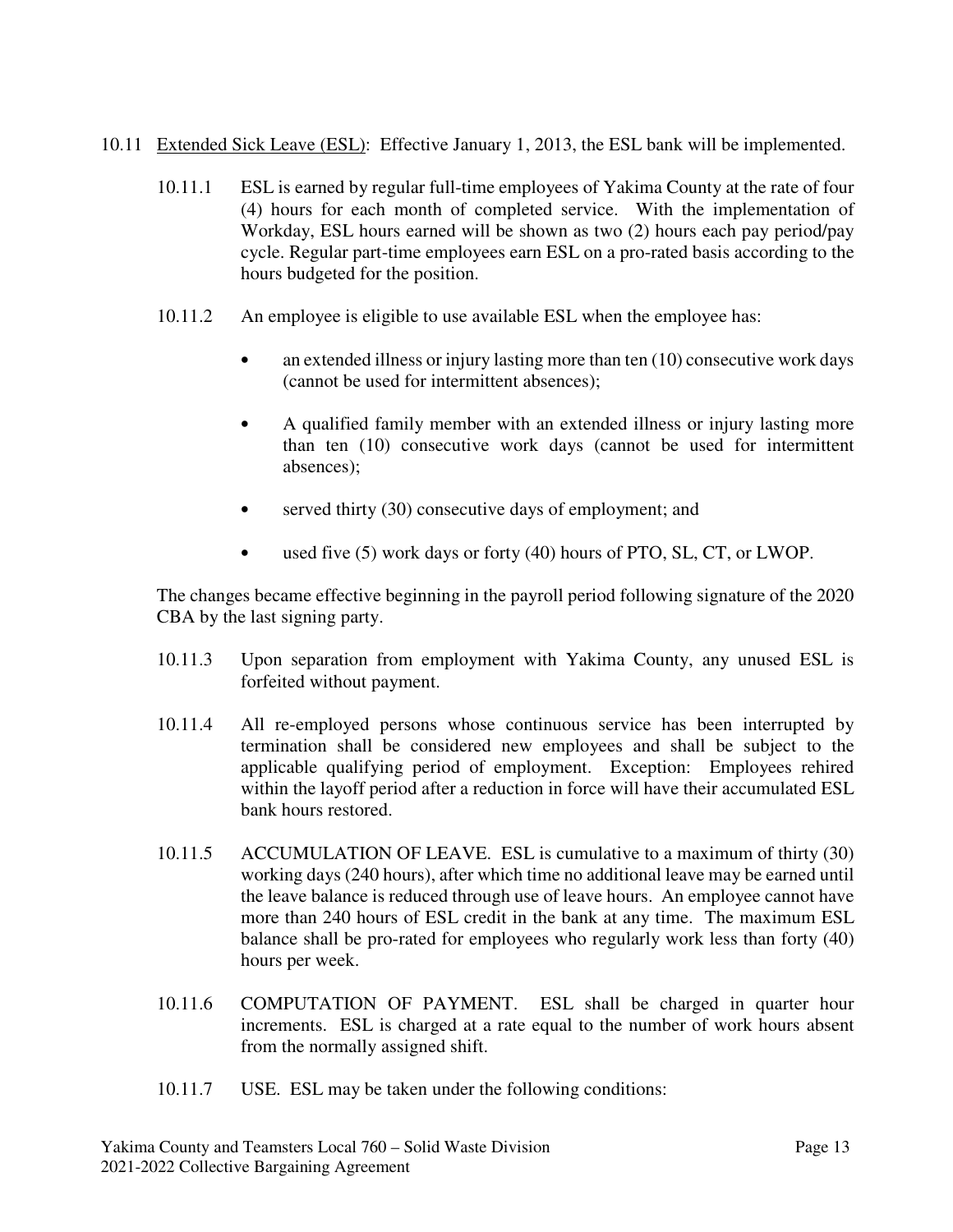10.11 <u>Extended Sick Leave (ESL)</u>: Effective January 1, 2013, the ESL bank will be implemented.

10.11.1 ESL is earned by regular full-time employees of Yakima County at the rate of four (4) hours for each month of completed service. With the implementation of Workday, ESL hours earned will be shown as two (2) hours each pay period/pay cycle. Regular part-time employees earn ESL on a pro-rated basis according to the hours budgeted for the position.

10.11.2 An employee is eligible to use available ESL when the employee has:

- an extended illness or injury lasting more than ten (10) consecutive work days (cannot be used for intermittent absences);
- A qualified family member with an extended illness or injury lasting more than ten (10) consecutive work days (cannot be used for intermittent absences);
- served thirty (30) consecutive days of employment; and
- used five (5) work days or forty (40) hours of PTO, SL, CT, or LWOP.

The changes became effective beginning in the payroll period following signature of the 2020 CBA by the last signing party.

10.11.3 Upon separation from employment with Yakima County, any unused ESL is forfeited without payment.

10.11.4 All re-employed persons whose continuous service has been interrupted by termination shall be considered new employees and shall be subject to the applicable qualifying period of employment. Exception: Employees rehired within the layoff period after a reduction in force will have their accumulated ESL bank hours restored.

10.11.5 ACCUMULATION OF LEAVE. ESL is cumulative to a maximum of thirty (30) working days (240 hours), after which time no additional leave may be earned until the leave balance is reduced through use of leave hours. An employee cannot have more than 240 hours of ESL credit in the bank at any time. The maximum ESL balance shall be pro-rated for employees who regularly work less than forty (40) hours per week.

10.11.6 COMPUTATION OF PAYMENT. ESL shall be charged in quarter hour increments. ESL is charged at a rate equal to the number of work hours absent from the normally assigned shift.

10.11.7 USE. ESL may be taken under the following conditions: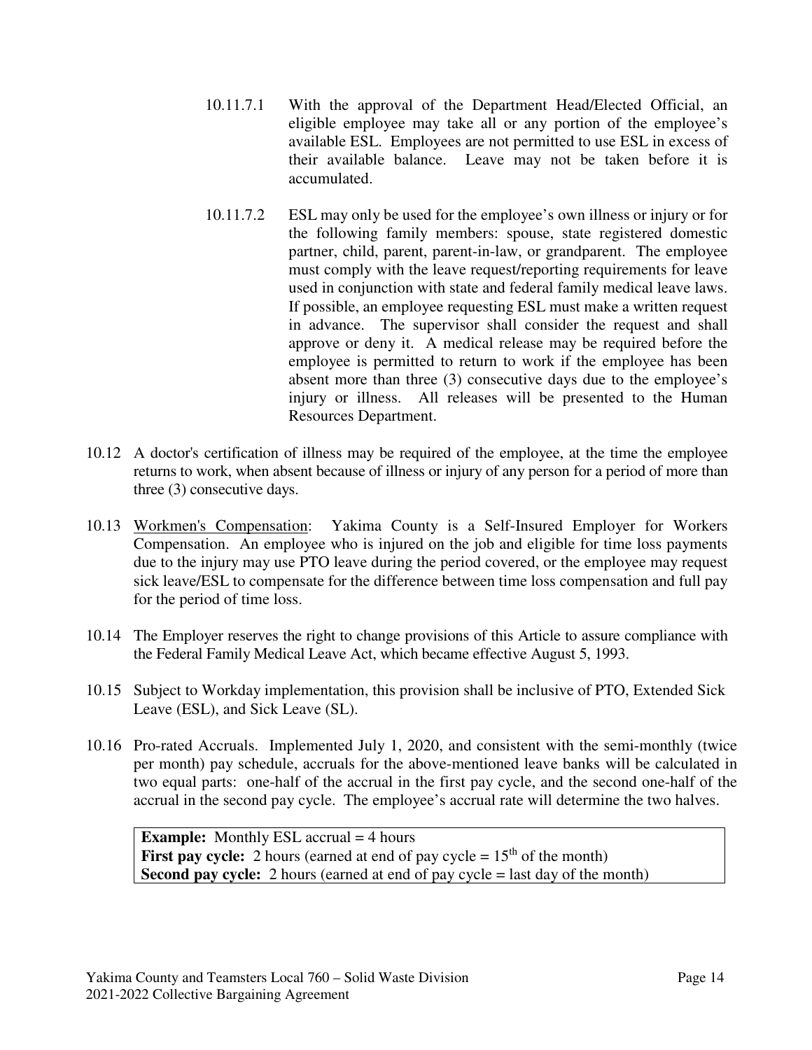10.11.7.1 With the approval of the Department Head/Elected Official, an eligible employee may take all or any portion of the employee's available ESL. Employees are not permitted to use ESL in excess of their available balance. Leave may not be taken before it is accumulated.

10.11.7.2 ESL may only be used for the employee's own illness or injury or for the following family members: spouse, state registered domestic partner, child, parent, parent-in-law, or grandparent. The employee must comply with the leave request/reporting requirements for leave used in conjunction with state and federal family medical leave laws. If possible, an employee requesting ESL must make a written request in advance. The supervisor shall consider the request and shall approve or deny it. A medical release may be required before the employee is permitted to return to work if the employee has been absent more than three (3) consecutive days due to the employee's injury or illness. All releases will be presented to the Human Resources Department.

10.12 A doctor's certification of illness may be required of the employee, at the time the employee returns to work, when absent because of illness or injury of any person for a period of more than three (3) consecutive days.

10.13 Workmen's Compensation: Yakima County is a Self-Insured Employer for Workers Compensation. An employee who is injured on the job and eligible for time loss payments due to the injury may use PTO leave during the period covered, or the employee may request sick leave/ESL to compensate for the difference between time loss compensation and full pay for the period of time loss.

10.14 The Employer reserves the right to change provisions of this Article to assure compliance with the Federal Family Medical Leave Act, which became effective August 5, 1993.

10.15 Subject to Workday implementation, this provision shall be inclusive of PTO, Extended Sick Leave (ESL), and Sick Leave (SL).

10.16 Pro-rated Accruals. Implemented July 1, 2020, and consistent with the semi-monthly (twice per month) pay schedule, accruals for the above-mentioned leave banks will be calculated in two equal parts: one-half of the accrual in the first pay cycle, and the second one-half of the accrual in the second pay cycle. The employee's accrual rate will determine the two halves.

| **Example:** Monthly ESL accrual = 4 hours |
|---|
| **First pay cycle:** 2 hours (earned at end of pay cycle = 15th of the month) |
| **Second pay cycle:** 2 hours (earned at end of pay cycle = last day of the month) |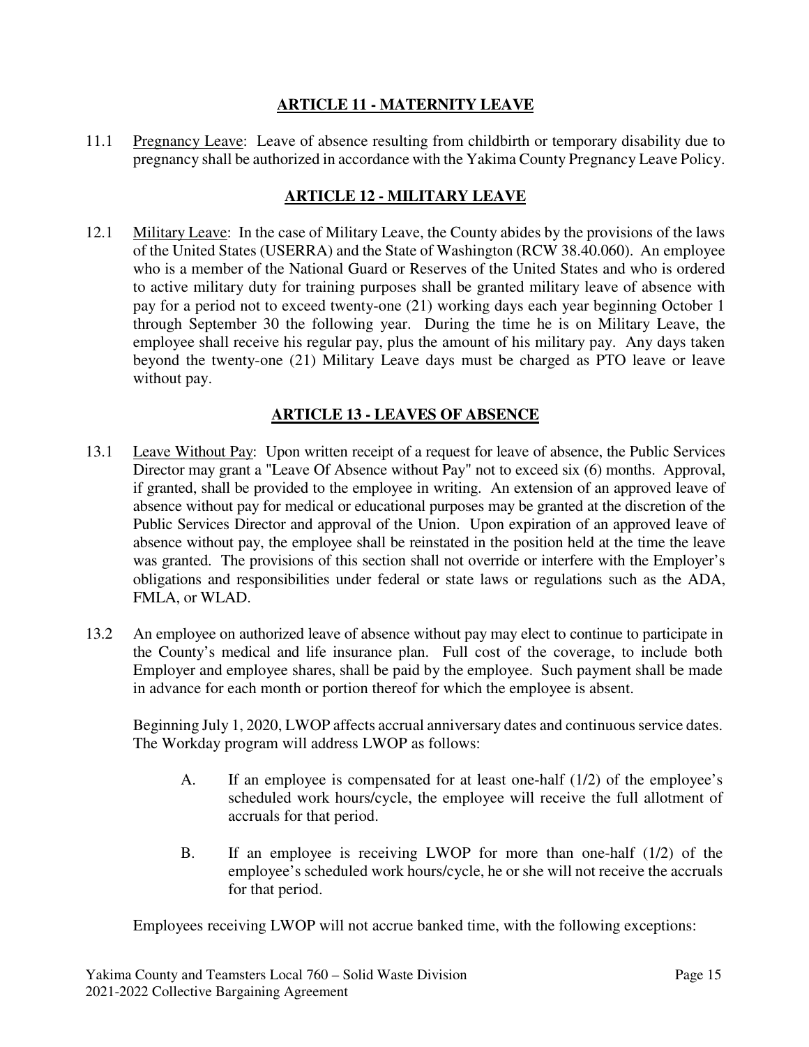## ARTICLE 11 - MATERNITY LEAVE

11.1 Pregnancy Leave: Leave of absence resulting from childbirth or temporary disability due to pregnancy shall be authorized in accordance with the Yakima County Pregnancy Leave Policy.

## ARTICLE 12 - MILITARY LEAVE

12.1 Military Leave: In the case of Military Leave, the County abides by the provisions of the laws of the United States (USERRA) and the State of Washington (RCW 38.40.060). An employee who is a member of the National Guard or Reserves of the United States and who is ordered to active military duty for training purposes shall be granted military leave of absence with pay for a period not to exceed twenty-one (21) working days each year beginning October 1 through September 30 the following year. During the time he is on Military Leave, the employee shall receive his regular pay, plus the amount of his military pay. Any days taken beyond the twenty-one (21) Military Leave days must be charged as PTO leave or leave without pay.

## ARTICLE 13 - LEAVES OF ABSENCE

13.1 Leave Without Pay: Upon written receipt of a request for leave of absence, the Public Services Director may grant a "Leave Of Absence without Pay" not to exceed six (6) months. Approval, if granted, shall be provided to the employee in writing. An extension of an approved leave of absence without pay for medical or educational purposes may be granted at the discretion of the Public Services Director and approval of the Union. Upon expiration of an approved leave of absence without pay, the employee shall be reinstated in the position held at the time the leave was granted. The provisions of this section shall not override or interfere with the Employer's obligations and responsibilities under federal or state laws or regulations such as the ADA, FMLA, or WLAD.

13.2 An employee on authorized leave of absence without pay may elect to continue to participate in the County's medical and life insurance plan. Full cost of the coverage, to include both Employer and employee shares, shall be paid by the employee. Such payment shall be made in advance for each month or portion thereof for which the employee is absent.

Beginning July 1, 2020, LWOP affects accrual anniversary dates and continuous service dates. The Workday program will address LWOP as follows:

A. If an employee is compensated for at least one-half (1/2) of the employee's scheduled work hours/cycle, the employee will receive the full allotment of accruals for that period.

B. If an employee is receiving LWOP for more than one-half (1/2) of the employee's scheduled work hours/cycle, he or she will not receive the accruals for that period.

Employees receiving LWOP will not accrue banked time, with the following exceptions: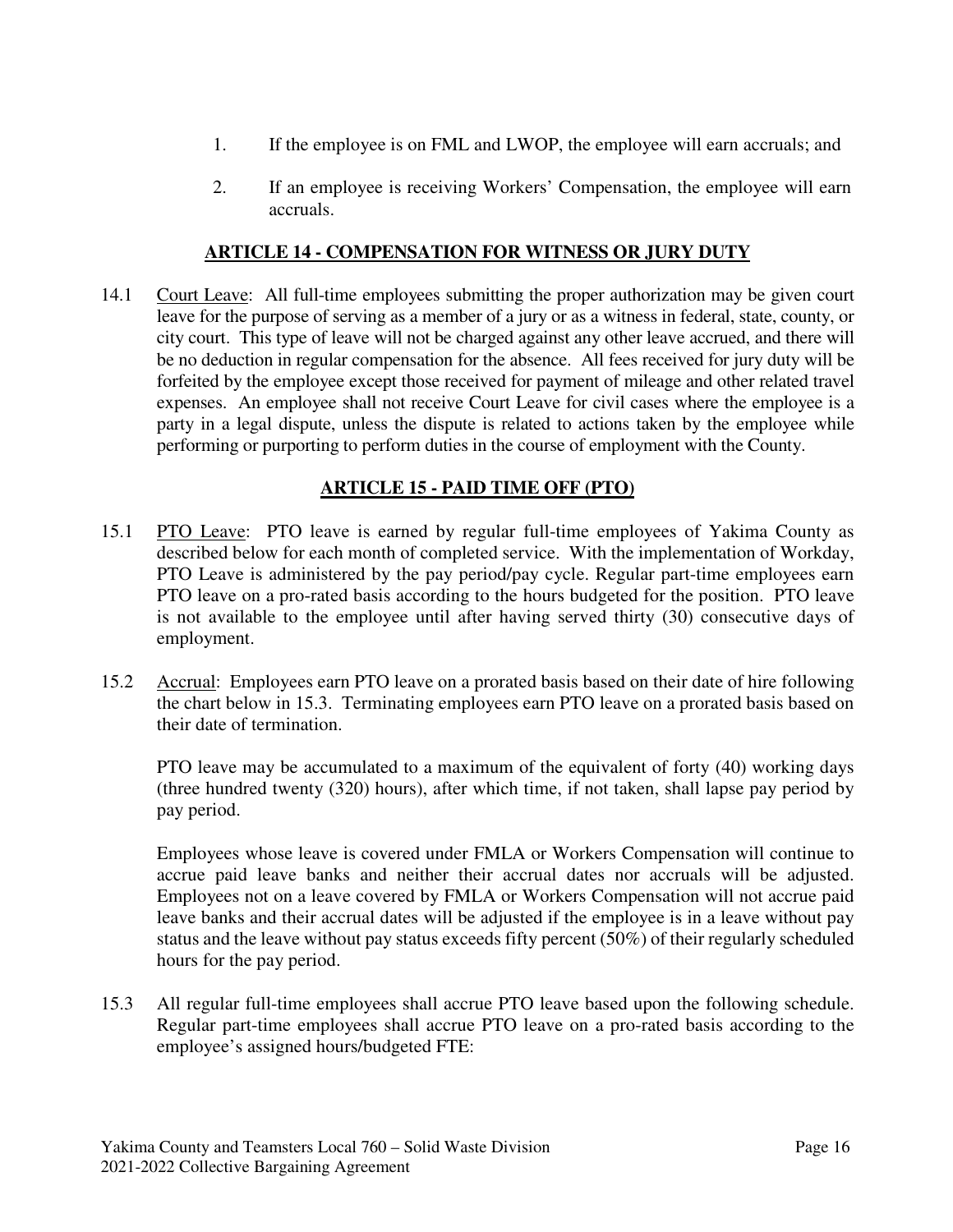1. If the employee is on FML and LWOP, the employee will earn accruals; and

2. If an employee is receiving Workers' Compensation, the employee will earn accruals.

## ARTICLE 14 - COMPENSATION FOR WITNESS OR JURY DUTY

14.1 Court Leave: All full-time employees submitting the proper authorization may be given court leave for the purpose of serving as a member of a jury or as a witness in federal, state, county, or city court. This type of leave will not be charged against any other leave accrued, and there will be no deduction in regular compensation for the absence. All fees received for jury duty will be forfeited by the employee except those received for payment of mileage and other related travel expenses. An employee shall not receive Court Leave for civil cases where the employee is a party in a legal dispute, unless the dispute is related to actions taken by the employee while performing or purporting to perform duties in the course of employment with the County.

## ARTICLE 15 - PAID TIME OFF (PTO)

15.1 PTO Leave: PTO leave is earned by regular full-time employees of Yakima County as described below for each month of completed service. With the implementation of Workday, PTO Leave is administered by the pay period/pay cycle. Regular part-time employees earn PTO leave on a pro-rated basis according to the hours budgeted for the position. PTO leave is not available to the employee until after having served thirty (30) consecutive days of employment.

15.2 Accrual: Employees earn PTO leave on a prorated basis based on their date of hire following the chart below in 15.3. Terminating employees earn PTO leave on a prorated basis based on their date of termination.

PTO leave may be accumulated to a maximum of the equivalent of forty (40) working days (three hundred twenty (320) hours), after which time, if not taken, shall lapse pay period by pay period.

Employees whose leave is covered under FMLA or Workers Compensation will continue to accrue paid leave banks and neither their accrual dates nor accruals will be adjusted. Employees not on a leave covered by FMLA or Workers Compensation will not accrue paid leave banks and their accrual dates will be adjusted if the employee is in a leave without pay status and the leave without pay status exceeds fifty percent (50%) of their regularly scheduled hours for the pay period.

15.3 All regular full-time employees shall accrue PTO leave based upon the following schedule. Regular part-time employees shall accrue PTO leave on a pro-rated basis according to the employee's assigned hours/budgeted FTE: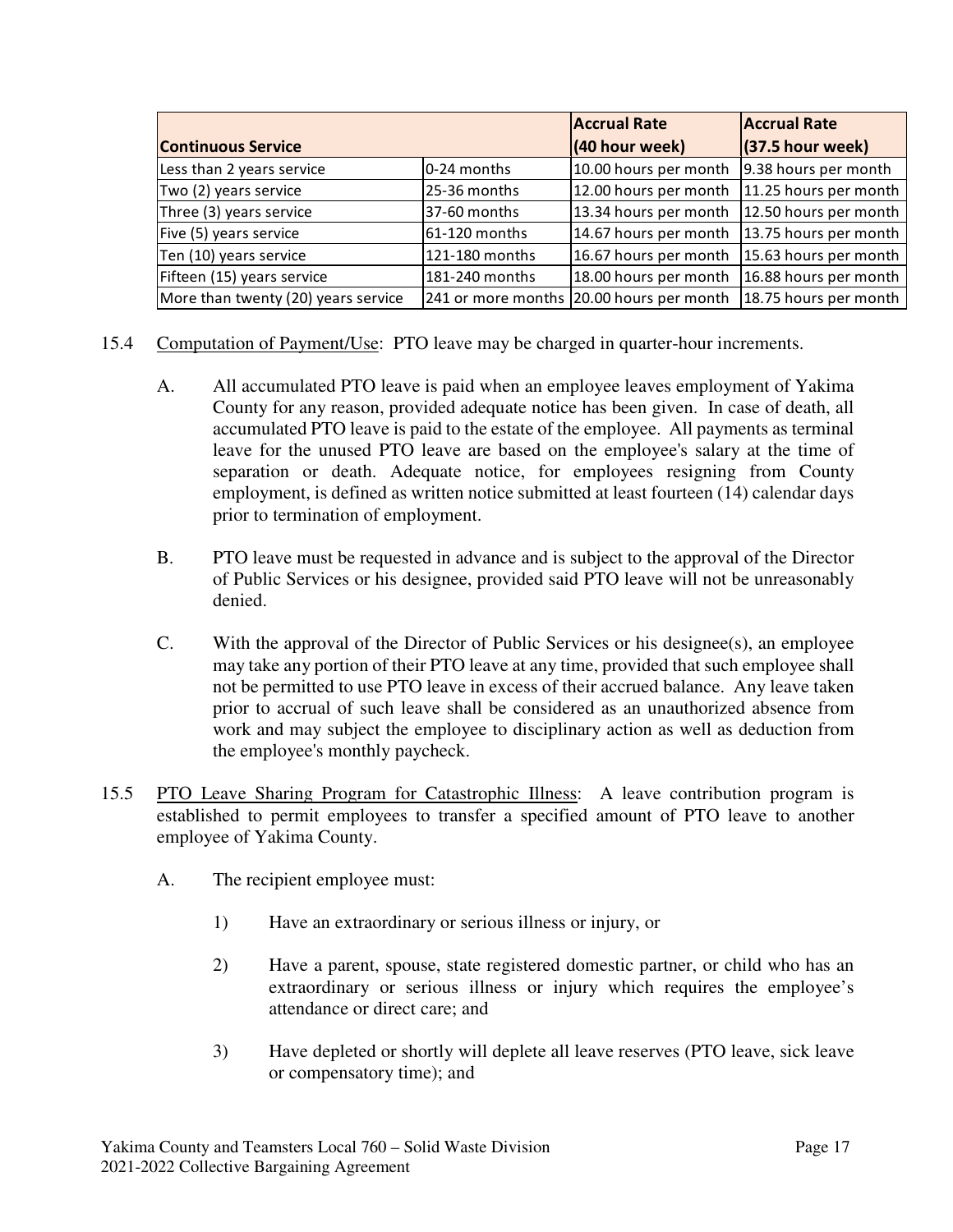| Continuous Service | | Accrual Rate (40 hour week) | Accrual Rate (37.5 hour week) |
|---|---|---|---|
| Less than 2 years service | 0-24 months | 10.00 hours per month | 9.38 hours per month |
| Two (2) years service | 25-36 months | 12.00 hours per month | 11.25 hours per month |
| Three (3) years service | 37-60 months | 13.34 hours per month | 12.50 hours per month |
| Five (5) years service | 61-120 months | 14.67 hours per month | 13.75 hours per month |
| Ten (10) years service | 121-180 months | 16.67 hours per month | 15.63 hours per month |
| Fifteen (15) years service | 181-240 months | 18.00 hours per month | 16.88 hours per month |
| More than twenty (20) years service | 241 or more months | 20.00 hours per month | 18.75 hours per month |

15.4 Computation of Payment/Use: PTO leave may be charged in quarter-hour increments.

A. All accumulated PTO leave is paid when an employee leaves employment of Yakima County for any reason, provided adequate notice has been given. In case of death, all accumulated PTO leave is paid to the estate of the employee. All payments as terminal leave for the unused PTO leave are based on the employee's salary at the time of separation or death. Adequate notice, for employees resigning from County employment, is defined as written notice submitted at least fourteen (14) calendar days prior to termination of employment.

B. PTO leave must be requested in advance and is subject to the approval of the Director of Public Services or his designee, provided said PTO leave will not be unreasonably denied.

C. With the approval of the Director of Public Services or his designee(s), an employee may take any portion of their PTO leave at any time, provided that such employee shall not be permitted to use PTO leave in excess of their accrued balance. Any leave taken prior to accrual of such leave shall be considered as an unauthorized absence from work and may subject the employee to disciplinary action as well as deduction from the employee's monthly paycheck.

15.5 PTO Leave Sharing Program for Catastrophic Illness: A leave contribution program is established to permit employees to transfer a specified amount of PTO leave to another employee of Yakima County.

A. The recipient employee must:

1) Have an extraordinary or serious illness or injury, or

2) Have a parent, spouse, state registered domestic partner, or child who has an extraordinary or serious illness or injury which requires the employee's attendance or direct care; and

3) Have depleted or shortly will deplete all leave reserves (PTO leave, sick leave or compensatory time); and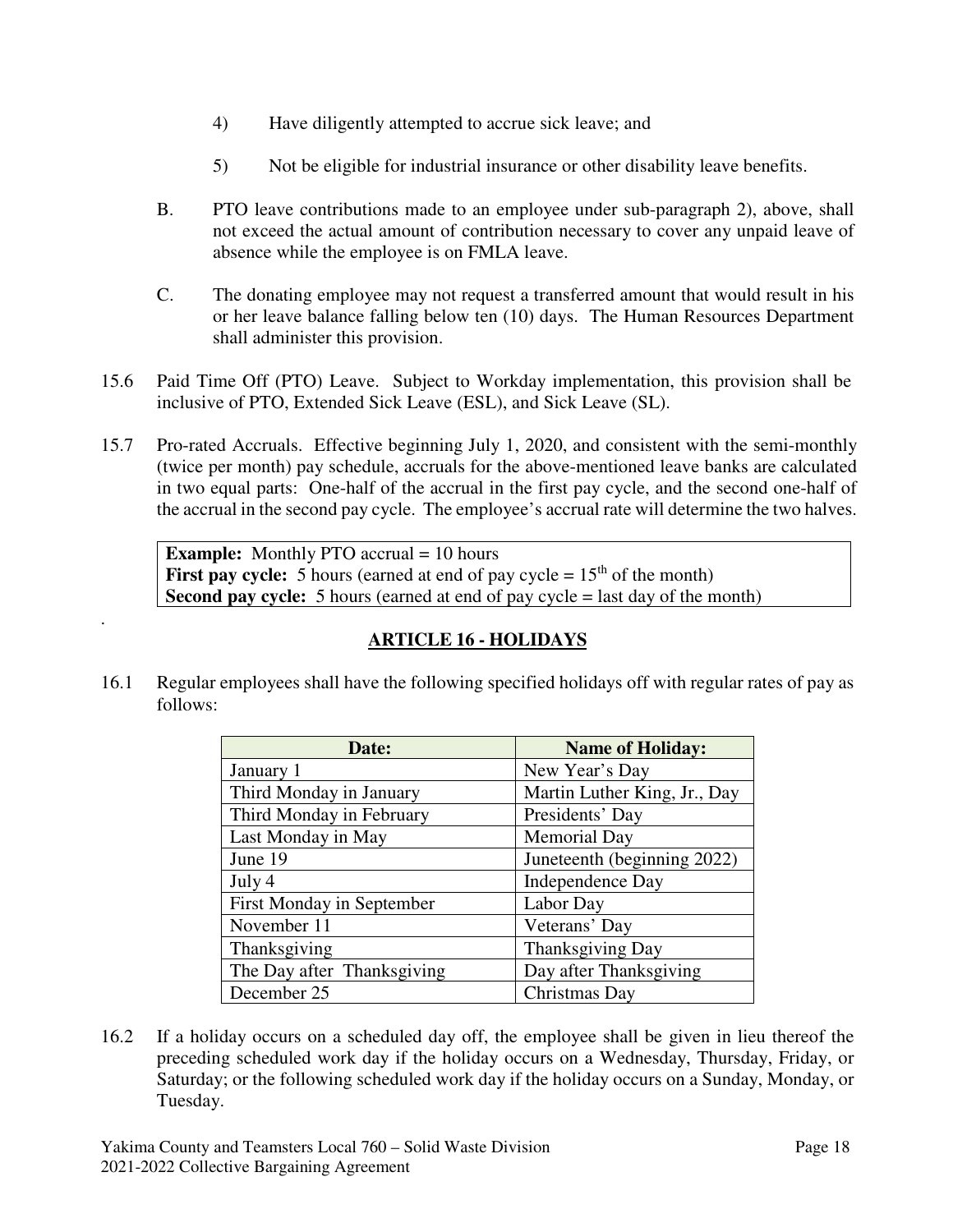4) Have diligently attempted to accrue sick leave; and

5) Not be eligible for industrial insurance or other disability leave benefits.

B. PTO leave contributions made to an employee under sub-paragraph 2), above, shall not exceed the actual amount of contribution necessary to cover any unpaid leave of absence while the employee is on FMLA leave.

C. The donating employee may not request a transferred amount that would result in his or her leave balance falling below ten (10) days. The Human Resources Department shall administer this provision.

15.6 Paid Time Off (PTO) Leave. Subject to Workday implementation, this provision shall be inclusive of PTO, Extended Sick Leave (ESL), and Sick Leave (SL).

15.7 Pro-rated Accruals. Effective beginning July 1, 2020, and consistent with the semi-monthly (twice per month) pay schedule, accruals for the above-mentioned leave banks are calculated in two equal parts: One-half of the accrual in the first pay cycle, and the second one-half of the accrual in the second pay cycle. The employee's accrual rate will determine the two halves.

> **Example:** Monthly PTO accrual = 10 hours
> **First pay cycle:** 5 hours (earned at end of pay cycle = 15th of the month)
> **Second pay cycle:** 5 hours (earned at end of pay cycle = last day of the month)

## ARTICLE 16 - HOLIDAYS

16.1 Regular employees shall have the following specified holidays off with regular rates of pay as follows:

| Date: | Name of Holiday: |
|---|---|
| January 1 | New Year's Day |
| Third Monday in January | Martin Luther King, Jr., Day |
| Third Monday in February | Presidents' Day |
| Last Monday in May | Memorial Day |
| June 19 | Juneteenth (beginning 2022) |
| July 4 | Independence Day |
| First Monday in September | Labor Day |
| November 11 | Veterans' Day |
| Thanksgiving | Thanksgiving Day |
| The Day after Thanksgiving | Day after Thanksgiving |
| December 25 | Christmas Day |

16.2 If a holiday occurs on a scheduled day off, the employee shall be given in lieu thereof the preceding scheduled work day if the holiday occurs on a Wednesday, Thursday, Friday, or Saturday; or the following scheduled work day if the holiday occurs on a Sunday, Monday, or Tuesday.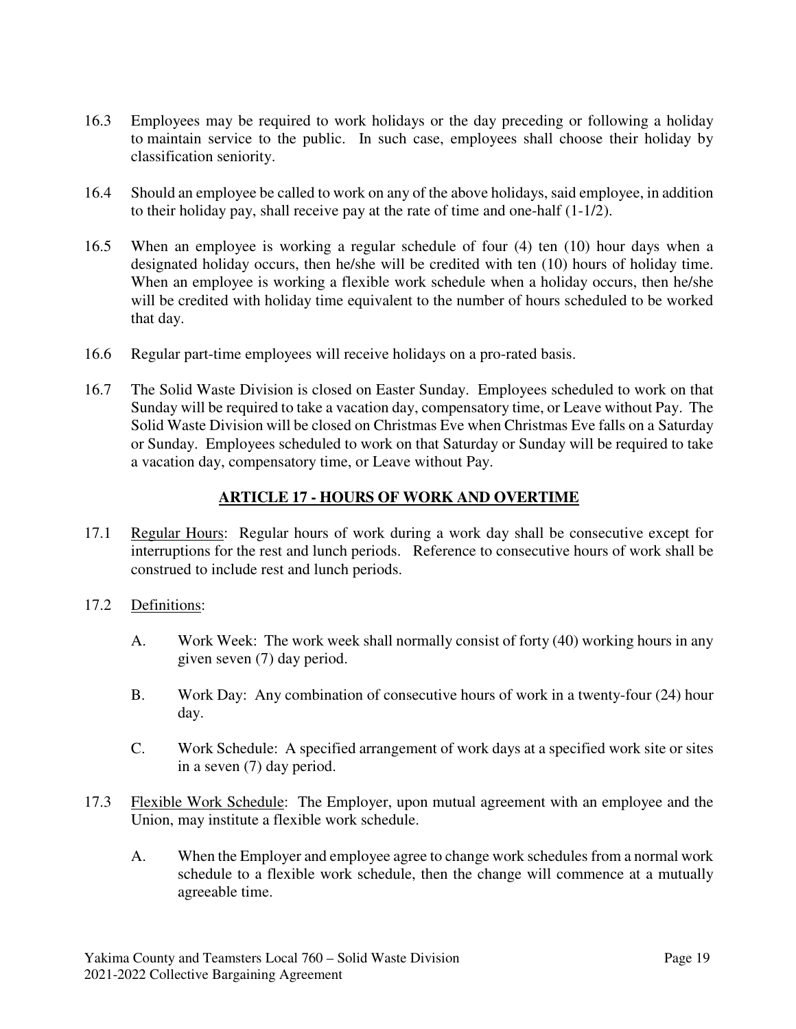16.3 Employees may be required to work holidays or the day preceding or following a holiday to maintain service to the public. In such case, employees shall choose their holiday by classification seniority.

16.4 Should an employee be called to work on any of the above holidays, said employee, in addition to their holiday pay, shall receive pay at the rate of time and one-half (1-1/2).

16.5 When an employee is working a regular schedule of four (4) ten (10) hour days when a designated holiday occurs, then he/she will be credited with ten (10) hours of holiday time. When an employee is working a flexible work schedule when a holiday occurs, then he/she will be credited with holiday time equivalent to the number of hours scheduled to be worked that day.

16.6 Regular part-time employees will receive holidays on a pro-rated basis.

16.7 The Solid Waste Division is closed on Easter Sunday. Employees scheduled to work on that Sunday will be required to take a vacation day, compensatory time, or Leave without Pay. The Solid Waste Division will be closed on Christmas Eve when Christmas Eve falls on a Saturday or Sunday. Employees scheduled to work on that Saturday or Sunday will be required to take a vacation day, compensatory time, or Leave without Pay.

## ARTICLE 17 - HOURS OF WORK AND OVERTIME

17.1 Regular Hours: Regular hours of work during a work day shall be consecutive except for interruptions for the rest and lunch periods. Reference to consecutive hours of work shall be construed to include rest and lunch periods.

17.2 Definitions:

A. Work Week: The work week shall normally consist of forty (40) working hours in any given seven (7) day period.

B. Work Day: Any combination of consecutive hours of work in a twenty-four (24) hour day.

C. Work Schedule: A specified arrangement of work days at a specified work site or sites in a seven (7) day period.

17.3 Flexible Work Schedule: The Employer, upon mutual agreement with an employee and the Union, may institute a flexible work schedule.

A. When the Employer and employee agree to change work schedules from a normal work schedule to a flexible work schedule, then the change will commence at a mutually agreeable time.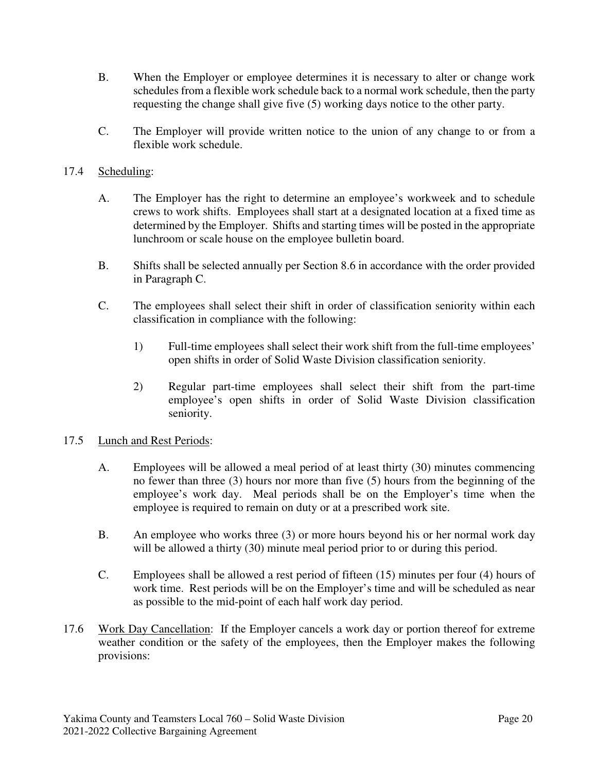B. When the Employer or employee determines it is necessary to alter or change work schedules from a flexible work schedule back to a normal work schedule, then the party requesting the change shall give five (5) working days notice to the other party.

C. The Employer will provide written notice to the union of any change to or from a flexible work schedule.

17.4 Scheduling:

A. The Employer has the right to determine an employee's workweek and to schedule crews to work shifts. Employees shall start at a designated location at a fixed time as determined by the Employer. Shifts and starting times will be posted in the appropriate lunchroom or scale house on the employee bulletin board.

B. Shifts shall be selected annually per Section 8.6 in accordance with the order provided in Paragraph C.

C. The employees shall select their shift in order of classification seniority within each classification in compliance with the following:

1) Full-time employees shall select their work shift from the full-time employees' open shifts in order of Solid Waste Division classification seniority.

2) Regular part-time employees shall select their shift from the part-time employee's open shifts in order of Solid Waste Division classification seniority.

17.5 Lunch and Rest Periods:

A. Employees will be allowed a meal period of at least thirty (30) minutes commencing no fewer than three (3) hours nor more than five (5) hours from the beginning of the employee's work day. Meal periods shall be on the Employer's time when the employee is required to remain on duty or at a prescribed work site.

B. An employee who works three (3) or more hours beyond his or her normal work day will be allowed a thirty (30) minute meal period prior to or during this period.

C. Employees shall be allowed a rest period of fifteen (15) minutes per four (4) hours of work time. Rest periods will be on the Employer's time and will be scheduled as near as possible to the mid-point of each half work day period.

17.6 Work Day Cancellation: If the Employer cancels a work day or portion thereof for extreme weather condition or the safety of the employees, then the Employer makes the following provisions: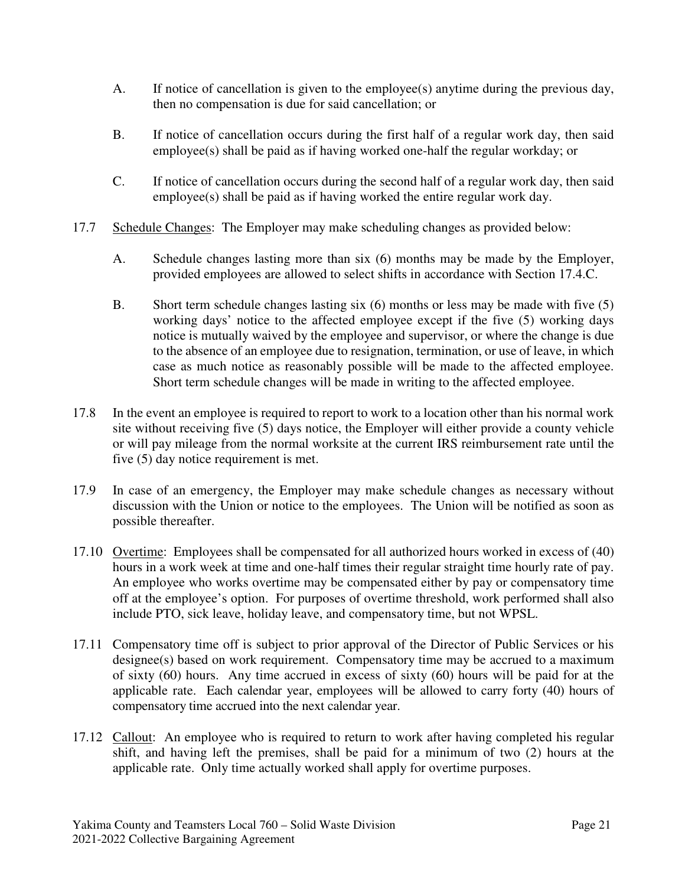A. If notice of cancellation is given to the employee(s) anytime during the previous day, then no compensation is due for said cancellation; or

B. If notice of cancellation occurs during the first half of a regular work day, then said employee(s) shall be paid as if having worked one-half the regular workday; or

C. If notice of cancellation occurs during the second half of a regular work day, then said employee(s) shall be paid as if having worked the entire regular work day.

17.7 Schedule Changes: The Employer may make scheduling changes as provided below:

A. Schedule changes lasting more than six (6) months may be made by the Employer, provided employees are allowed to select shifts in accordance with Section 17.4.C.

B. Short term schedule changes lasting six (6) months or less may be made with five (5) working days' notice to the affected employee except if the five (5) working days notice is mutually waived by the employee and supervisor, or where the change is due to the absence of an employee due to resignation, termination, or use of leave, in which case as much notice as reasonably possible will be made to the affected employee. Short term schedule changes will be made in writing to the affected employee.

17.8 In the event an employee is required to report to work to a location other than his normal work site without receiving five (5) days notice, the Employer will either provide a county vehicle or will pay mileage from the normal worksite at the current IRS reimbursement rate until the five (5) day notice requirement is met.

17.9 In case of an emergency, the Employer may make schedule changes as necessary without discussion with the Union or notice to the employees. The Union will be notified as soon as possible thereafter.

17.10 Overtime: Employees shall be compensated for all authorized hours worked in excess of (40) hours in a work week at time and one-half times their regular straight time hourly rate of pay. An employee who works overtime may be compensated either by pay or compensatory time off at the employee's option. For purposes of overtime threshold, work performed shall also include PTO, sick leave, holiday leave, and compensatory time, but not WPSL.

17.11 Compensatory time off is subject to prior approval of the Director of Public Services or his designee(s) based on work requirement. Compensatory time may be accrued to a maximum of sixty (60) hours. Any time accrued in excess of sixty (60) hours will be paid for at the applicable rate. Each calendar year, employees will be allowed to carry forty (40) hours of compensatory time accrued into the next calendar year.

17.12 Callout: An employee who is required to return to work after having completed his regular shift, and having left the premises, shall be paid for a minimum of two (2) hours at the applicable rate. Only time actually worked shall apply for overtime purposes.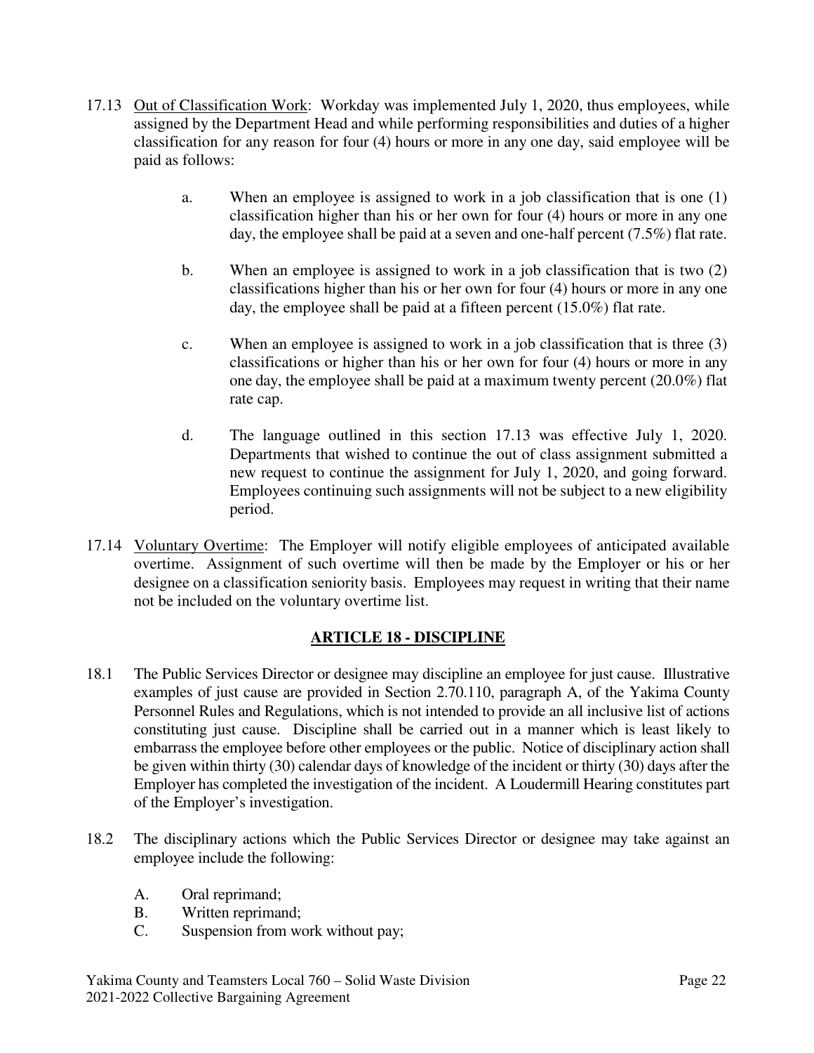17.13 Out of Classification Work: Workday was implemented July 1, 2020, thus employees, while assigned by the Department Head and while performing responsibilities and duties of a higher classification for any reason for four (4) hours or more in any one day, said employee will be paid as follows:

a. When an employee is assigned to work in a job classification that is one (1) classification higher than his or her own for four (4) hours or more in any one day, the employee shall be paid at a seven and one-half percent (7.5%) flat rate.

b. When an employee is assigned to work in a job classification that is two (2) classifications higher than his or her own for four (4) hours or more in any one day, the employee shall be paid at a fifteen percent (15.0%) flat rate.

c. When an employee is assigned to work in a job classification that is three (3) classifications or higher than his or her own for four (4) hours or more in any one day, the employee shall be paid at a maximum twenty percent (20.0%) flat rate cap.

d. The language outlined in this section 17.13 was effective July 1, 2020. Departments that wished to continue the out of class assignment submitted a new request to continue the assignment for July 1, 2020, and going forward. Employees continuing such assignments will not be subject to a new eligibility period.

17.14 Voluntary Overtime: The Employer will notify eligible employees of anticipated available overtime. Assignment of such overtime will then be made by the Employer or his or her designee on a classification seniority basis. Employees may request in writing that their name not be included on the voluntary overtime list.

## ARTICLE 18 - DISCIPLINE

18.1 The Public Services Director or designee may discipline an employee for just cause. Illustrative examples of just cause are provided in Section 2.70.110, paragraph A, of the Yakima County Personnel Rules and Regulations, which is not intended to provide an all inclusive list of actions constituting just cause. Discipline shall be carried out in a manner which is least likely to embarrass the employee before other employees or the public. Notice of disciplinary action shall be given within thirty (30) calendar days of knowledge of the incident or thirty (30) days after the Employer has completed the investigation of the incident. A Loudermill Hearing constitutes part of the Employer's investigation.

18.2 The disciplinary actions which the Public Services Director or designee may take against an employee include the following:

A. Oral reprimand;
B. Written reprimand;
C. Suspension from work without pay;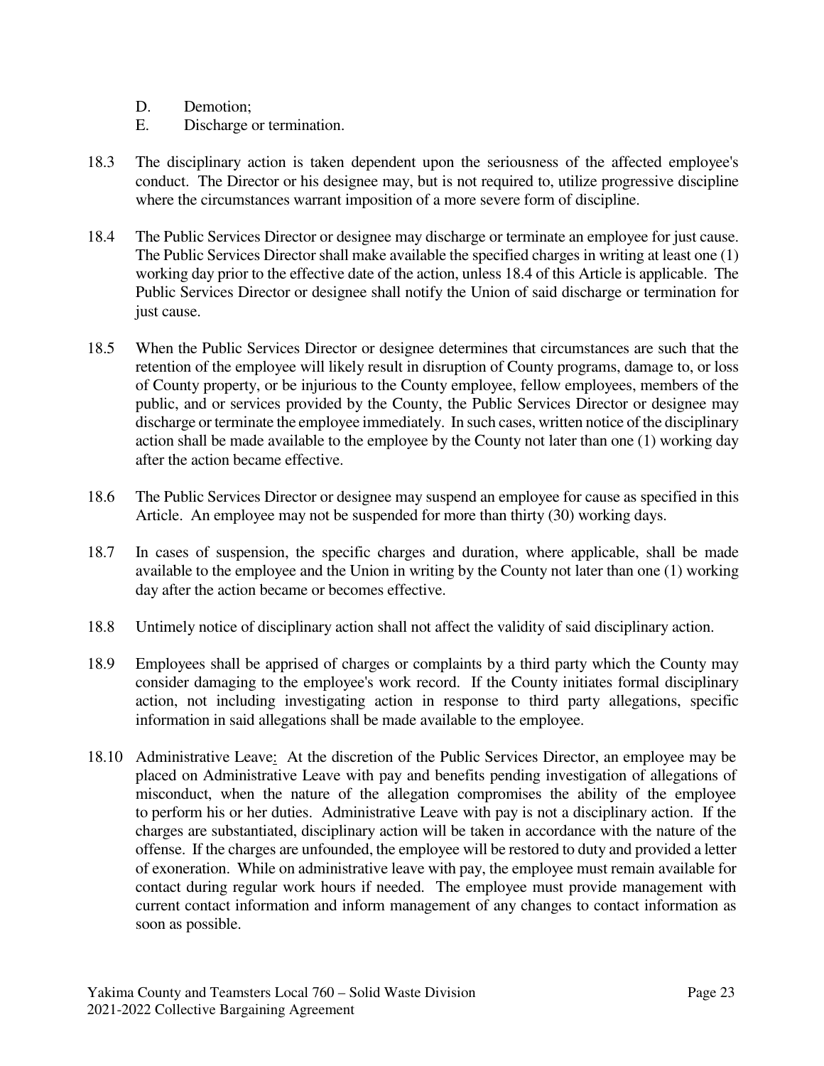D. Demotion;

E. Discharge or termination.

18.3 The disciplinary action is taken dependent upon the seriousness of the affected employee's conduct. The Director or his designee may, but is not required to, utilize progressive discipline where the circumstances warrant imposition of a more severe form of discipline.

18.4 The Public Services Director or designee may discharge or terminate an employee for just cause. The Public Services Director shall make available the specified charges in writing at least one (1) working day prior to the effective date of the action, unless 18.4 of this Article is applicable. The Public Services Director or designee shall notify the Union of said discharge or termination for just cause.

18.5 When the Public Services Director or designee determines that circumstances are such that the retention of the employee will likely result in disruption of County programs, damage to, or loss of County property, or be injurious to the County employee, fellow employees, members of the public, and or services provided by the County, the Public Services Director or designee may discharge or terminate the employee immediately. In such cases, written notice of the disciplinary action shall be made available to the employee by the County not later than one (1) working day after the action became effective.

18.6 The Public Services Director or designee may suspend an employee for cause as specified in this Article. An employee may not be suspended for more than thirty (30) working days.

18.7 In cases of suspension, the specific charges and duration, where applicable, shall be made available to the employee and the Union in writing by the County not later than one (1) working day after the action became or becomes effective.

18.8 Untimely notice of disciplinary action shall not affect the validity of said disciplinary action.

18.9 Employees shall be apprised of charges or complaints by a third party which the County may consider damaging to the employee's work record. If the County initiates formal disciplinary action, not including investigating action in response to third party allegations, specific information in said allegations shall be made available to the employee.

18.10 Administrative Leave: At the discretion of the Public Services Director, an employee may be placed on Administrative Leave with pay and benefits pending investigation of allegations of misconduct, when the nature of the allegation compromises the ability of the employee to perform his or her duties. Administrative Leave with pay is not a disciplinary action. If the charges are substantiated, disciplinary action will be taken in accordance with the nature of the offense. If the charges are unfounded, the employee will be restored to duty and provided a letter of exoneration. While on administrative leave with pay, the employee must remain available for contact during regular work hours if needed. The employee must provide management with current contact information and inform management of any changes to contact information as soon as possible.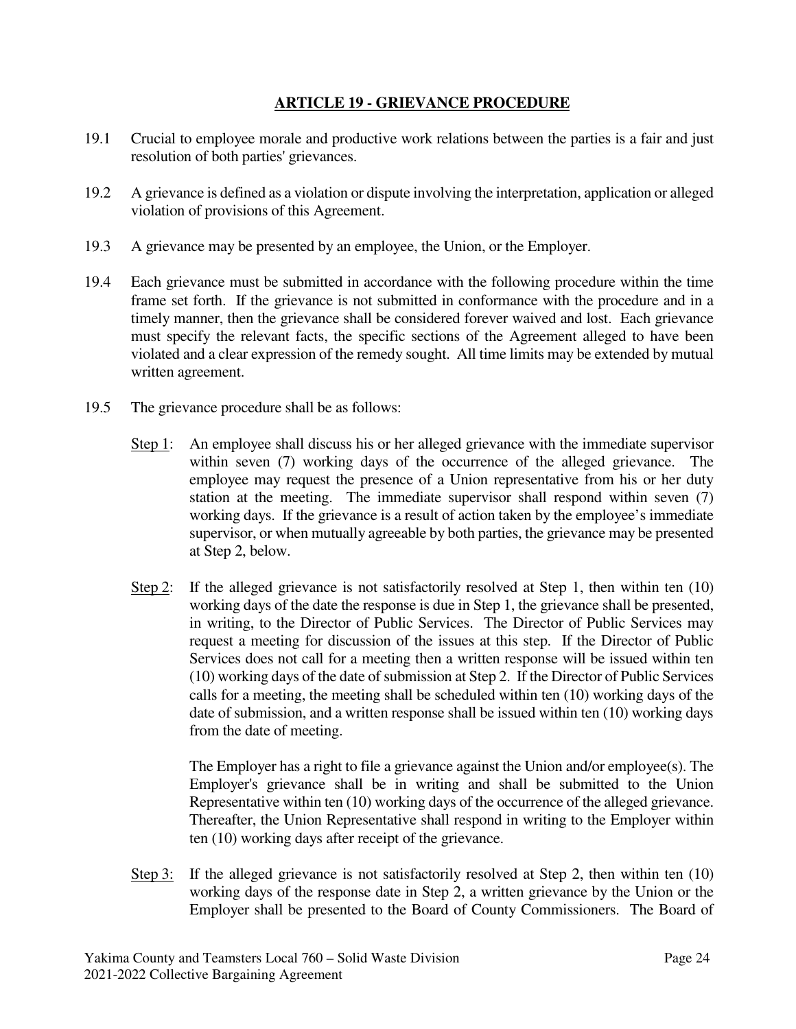## ARTICLE 19 - GRIEVANCE PROCEDURE

19.1 Crucial to employee morale and productive work relations between the parties is a fair and just resolution of both parties' grievances.

19.2 A grievance is defined as a violation or dispute involving the interpretation, application or alleged violation of provisions of this Agreement.

19.3 A grievance may be presented by an employee, the Union, or the Employer.

19.4 Each grievance must be submitted in accordance with the following procedure within the time frame set forth. If the grievance is not submitted in conformance with the procedure and in a timely manner, then the grievance shall be considered forever waived and lost. Each grievance must specify the relevant facts, the specific sections of the Agreement alleged to have been violated and a clear expression of the remedy sought. All time limits may be extended by mutual written agreement.

19.5 The grievance procedure shall be as follows:

Step 1: An employee shall discuss his or her alleged grievance with the immediate supervisor within seven (7) working days of the occurrence of the alleged grievance. The employee may request the presence of a Union representative from his or her duty station at the meeting. The immediate supervisor shall respond within seven (7) working days. If the grievance is a result of action taken by the employee's immediate supervisor, or when mutually agreeable by both parties, the grievance may be presented at Step 2, below.

Step 2: If the alleged grievance is not satisfactorily resolved at Step 1, then within ten (10) working days of the date the response is due in Step 1, the grievance shall be presented, in writing, to the Director of Public Services. The Director of Public Services may request a meeting for discussion of the issues at this step. If the Director of Public Services does not call for a meeting then a written response will be issued within ten (10) working days of the date of submission at Step 2. If the Director of Public Services calls for a meeting, the meeting shall be scheduled within ten (10) working days of the date of submission, and a written response shall be issued within ten (10) working days from the date of meeting.

The Employer has a right to file a grievance against the Union and/or employee(s). The Employer's grievance shall be in writing and shall be submitted to the Union Representative within ten (10) working days of the occurrence of the alleged grievance. Thereafter, the Union Representative shall respond in writing to the Employer within ten (10) working days after receipt of the grievance.

Step 3: If the alleged grievance is not satisfactorily resolved at Step 2, then within ten (10) working days of the response date in Step 2, a written grievance by the Union or the Employer shall be presented to the Board of County Commissioners. The Board of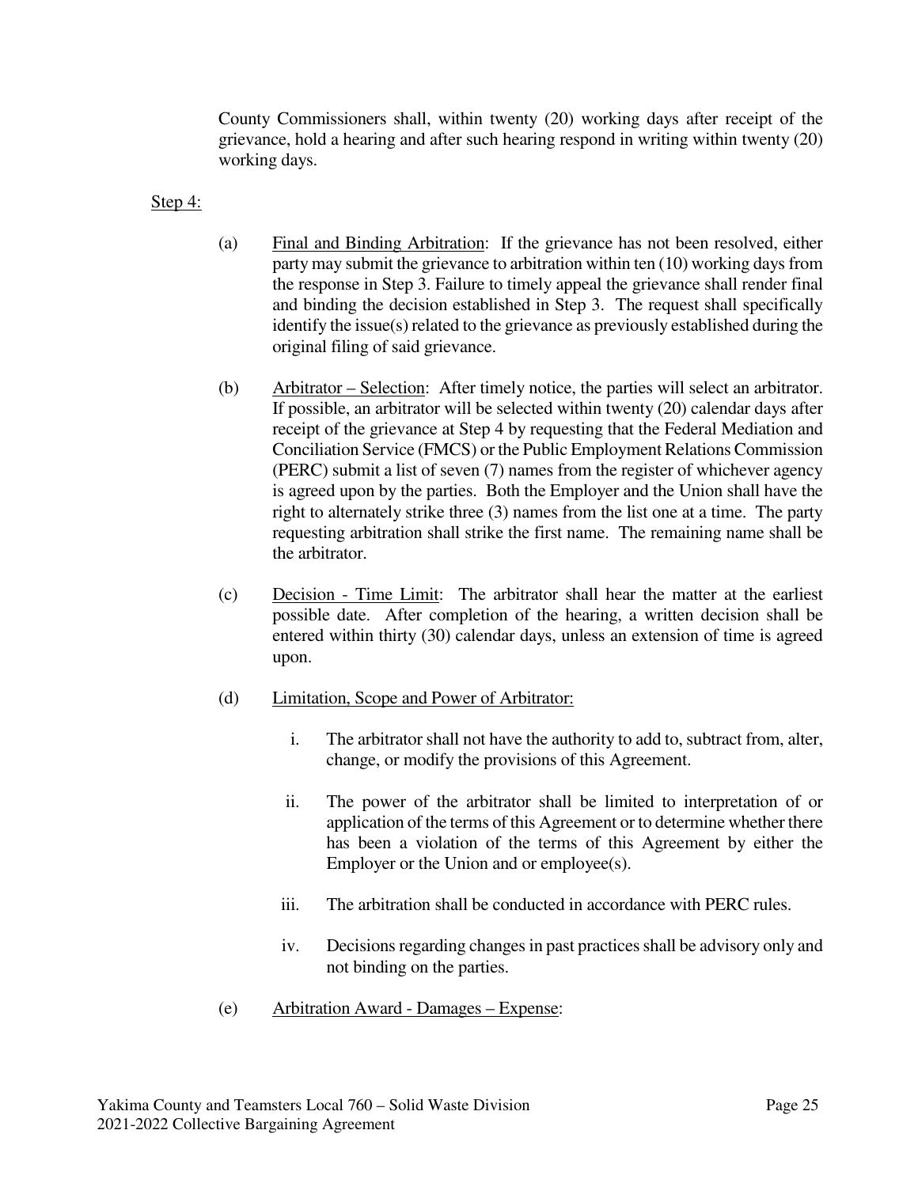County Commissioners shall, within twenty (20) working days after receipt of the grievance, hold a hearing and after such hearing respond in writing within twenty (20) working days.

<u>Step 4:</u>

(a) <u>Final and Binding Arbitration</u>: If the grievance has not been resolved, either party may submit the grievance to arbitration within ten (10) working days from the response in Step 3. Failure to timely appeal the grievance shall render final and binding the decision established in Step 3. The request shall specifically identify the issue(s) related to the grievance as previously established during the original filing of said grievance.

(b) <u>Arbitrator – Selection</u>: After timely notice, the parties will select an arbitrator. If possible, an arbitrator will be selected within twenty (20) calendar days after receipt of the grievance at Step 4 by requesting that the Federal Mediation and Conciliation Service (FMCS) or the Public Employment Relations Commission (PERC) submit a list of seven (7) names from the register of whichever agency is agreed upon by the parties. Both the Employer and the Union shall have the right to alternately strike three (3) names from the list one at a time. The party requesting arbitration shall strike the first name. The remaining name shall be the arbitrator.

(c) <u>Decision - Time Limit</u>: The arbitrator shall hear the matter at the earliest possible date. After completion of the hearing, a written decision shall be entered within thirty (30) calendar days, unless an extension of time is agreed upon.

(d) <u>Limitation, Scope and Power of Arbitrator:</u>

i. The arbitrator shall not have the authority to add to, subtract from, alter, change, or modify the provisions of this Agreement.

ii. The power of the arbitrator shall be limited to interpretation of or application of the terms of this Agreement or to determine whether there has been a violation of the terms of this Agreement by either the Employer or the Union and or employee(s).

iii. The arbitration shall be conducted in accordance with PERC rules.

iv. Decisions regarding changes in past practices shall be advisory only and not binding on the parties.

(e) <u>Arbitration Award - Damages – Expense</u>: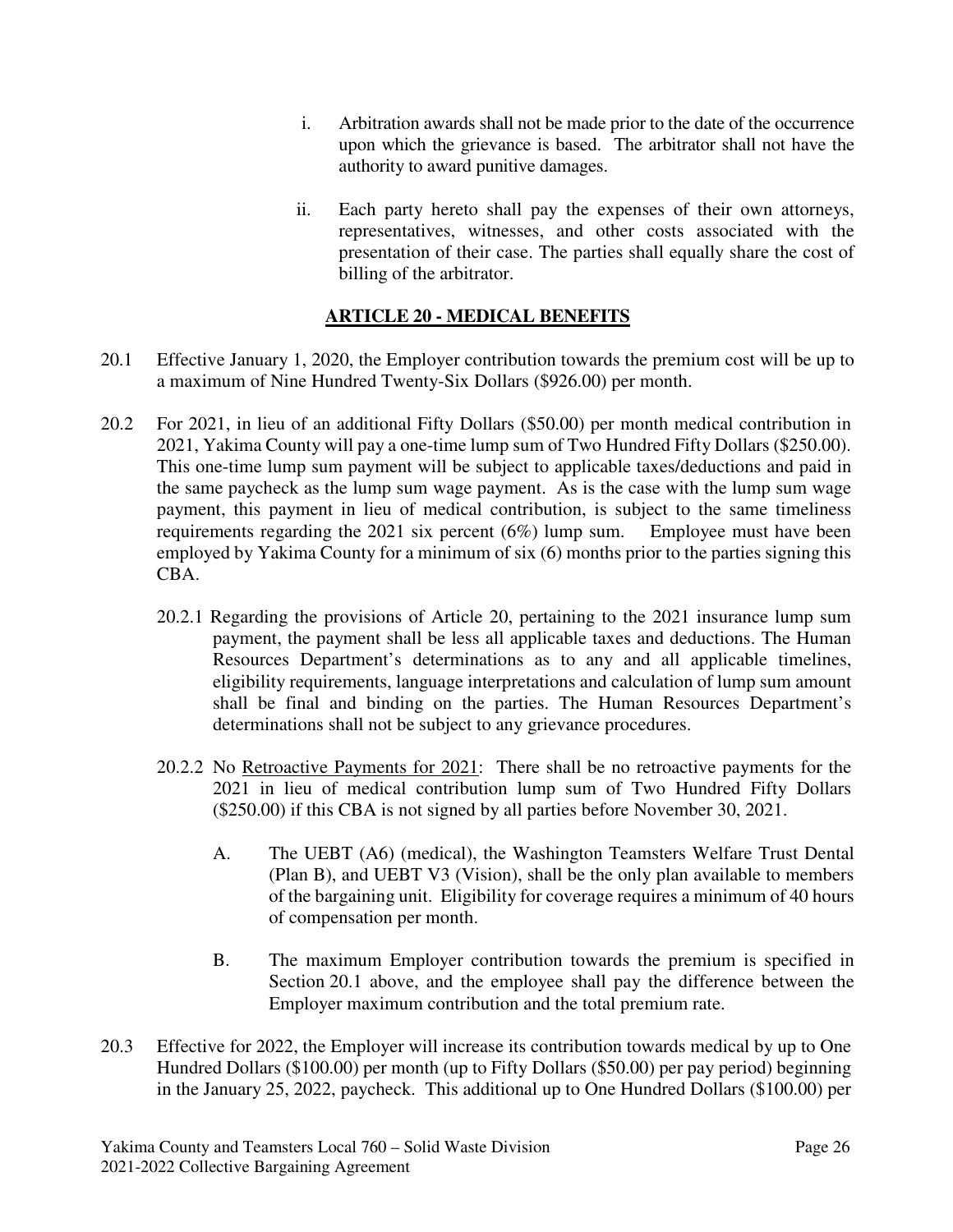i. Arbitration awards shall not be made prior to the date of the occurrence upon which the grievance is based. The arbitrator shall not have the authority to award punitive damages.

ii. Each party hereto shall pay the expenses of their own attorneys, representatives, witnesses, and other costs associated with the presentation of their case. The parties shall equally share the cost of billing of the arbitrator.

## ARTICLE 20 - MEDICAL BENEFITS

20.1 Effective January 1, 2020, the Employer contribution towards the premium cost will be up to a maximum of Nine Hundred Twenty-Six Dollars ($926.00) per month.

20.2 For 2021, in lieu of an additional Fifty Dollars ($50.00) per month medical contribution in 2021, Yakima County will pay a one-time lump sum of Two Hundred Fifty Dollars ($250.00). This one-time lump sum payment will be subject to applicable taxes/deductions and paid in the same paycheck as the lump sum wage payment. As is the case with the lump sum wage payment, this payment in lieu of medical contribution, is subject to the same timeliness requirements regarding the 2021 six percent (6%) lump sum. Employee must have been employed by Yakima County for a minimum of six (6) months prior to the parties signing this CBA.

20.2.1 Regarding the provisions of Article 20, pertaining to the 2021 insurance lump sum payment, the payment shall be less all applicable taxes and deductions. The Human Resources Department's determinations as to any and all applicable timelines, eligibility requirements, language interpretations and calculation of lump sum amount shall be final and binding on the parties. The Human Resources Department's determinations shall not be subject to any grievance procedures.

20.2.2 No Retroactive Payments for 2021: There shall be no retroactive payments for the 2021 in lieu of medical contribution lump sum of Two Hundred Fifty Dollars ($250.00) if this CBA is not signed by all parties before November 30, 2021.

A. The UEBT (A6) (medical), the Washington Teamsters Welfare Trust Dental (Plan B), and UEBT V3 (Vision), shall be the only plan available to members of the bargaining unit. Eligibility for coverage requires a minimum of 40 hours of compensation per month.

B. The maximum Employer contribution towards the premium is specified in Section 20.1 above, and the employee shall pay the difference between the Employer maximum contribution and the total premium rate.

20.3 Effective for 2022, the Employer will increase its contribution towards medical by up to One Hundred Dollars ($100.00) per month (up to Fifty Dollars ($50.00) per pay period) beginning in the January 25, 2022, paycheck. This additional up to One Hundred Dollars ($100.00) per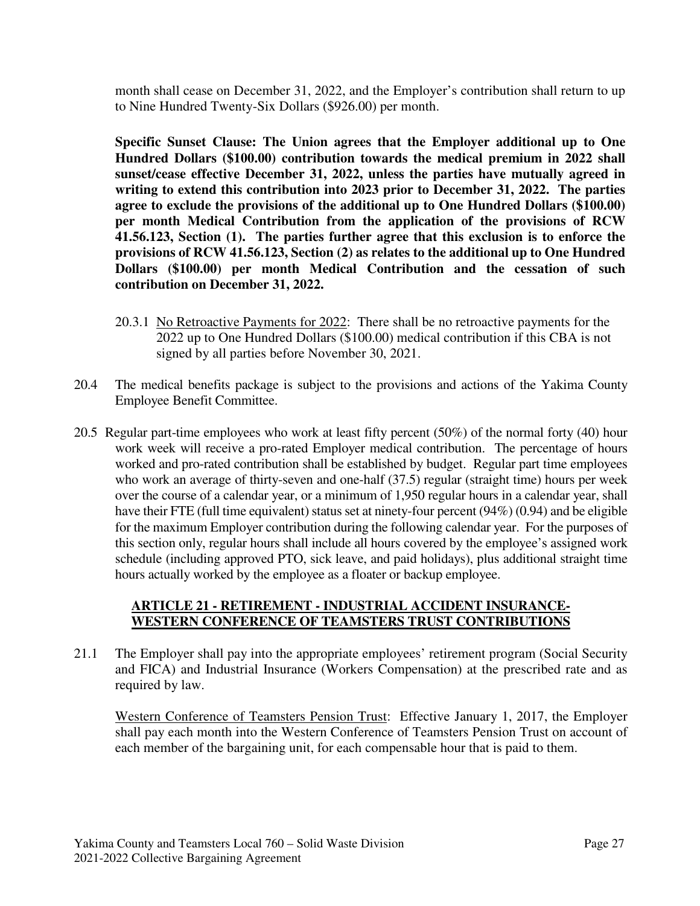month shall cease on December 31, 2022, and the Employer's contribution shall return to up to Nine Hundred Twenty-Six Dollars ($926.00) per month.

**Specific Sunset Clause: The Union agrees that the Employer additional up to One Hundred Dollars ($100.00) contribution towards the medical premium in 2022 shall sunset/cease effective December 31, 2022, unless the parties have mutually agreed in writing to extend this contribution into 2023 prior to December 31, 2022. The parties agree to exclude the provisions of the additional up to One Hundred Dollars ($100.00) per month Medical Contribution from the application of the provisions of RCW 41.56.123, Section (1). The parties further agree that this exclusion is to enforce the provisions of RCW 41.56.123, Section (2) as relates to the additional up to One Hundred Dollars ($100.00) per month Medical Contribution and the cessation of such contribution on December 31, 2022.**

20.3.1 No Retroactive Payments for 2022: There shall be no retroactive payments for the 2022 up to One Hundred Dollars ($100.00) medical contribution if this CBA is not signed by all parties before November 30, 2021.

20.4 The medical benefits package is subject to the provisions and actions of the Yakima County Employee Benefit Committee.

20.5 Regular part-time employees who work at least fifty percent (50%) of the normal forty (40) hour work week will receive a pro-rated Employer medical contribution. The percentage of hours worked and pro-rated contribution shall be established by budget. Regular part time employees who work an average of thirty-seven and one-half (37.5) regular (straight time) hours per week over the course of a calendar year, or a minimum of 1,950 regular hours in a calendar year, shall have their FTE (full time equivalent) status set at ninety-four percent (94%) (0.94) and be eligible for the maximum Employer contribution during the following calendar year. For the purposes of this section only, regular hours shall include all hours covered by the employee's assigned work schedule (including approved PTO, sick leave, and paid holidays), plus additional straight time hours actually worked by the employee as a floater or backup employee.

## ARTICLE 21 - RETIREMENT - INDUSTRIAL ACCIDENT INSURANCE-WESTERN CONFERENCE OF TEAMSTERS TRUST CONTRIBUTIONS

21.1 The Employer shall pay into the appropriate employees' retirement program (Social Security and FICA) and Industrial Insurance (Workers Compensation) at the prescribed rate and as required by law.

Western Conference of Teamsters Pension Trust: Effective January 1, 2017, the Employer shall pay each month into the Western Conference of Teamsters Pension Trust on account of each member of the bargaining unit, for each compensable hour that is paid to them.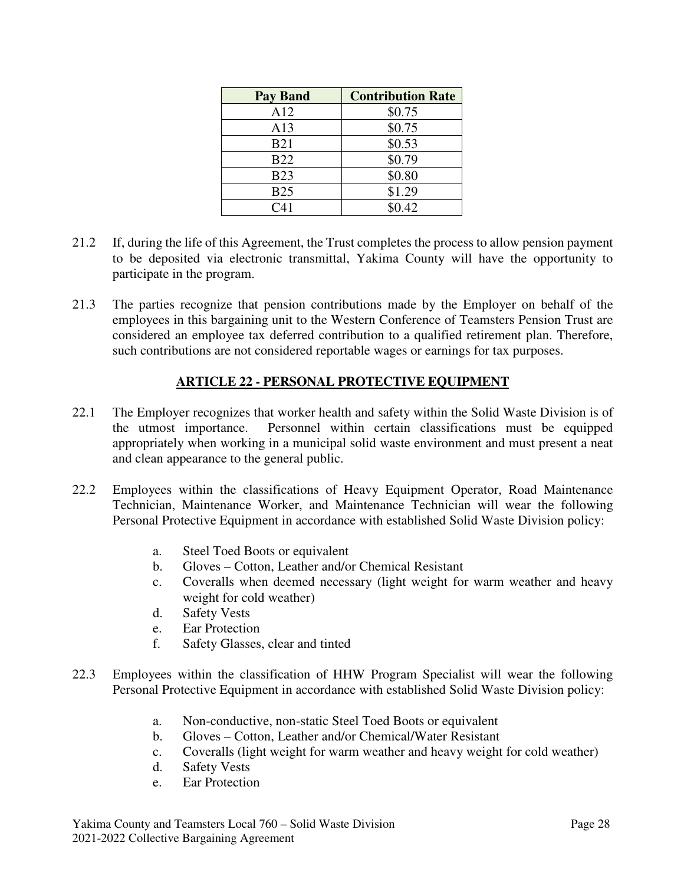| Pay Band | Contribution Rate |
|---|---|
| A12 | $0.75 |
| A13 | $0.75 |
| B21 | $0.53 |
| B22 | $0.79 |
| B23 | $0.80 |
| B25 | $1.29 |
| C41 | $0.42 |

21.2 If, during the life of this Agreement, the Trust completes the process to allow pension payment to be deposited via electronic transmittal, Yakima County will have the opportunity to participate in the program.

21.3 The parties recognize that pension contributions made by the Employer on behalf of the employees in this bargaining unit to the Western Conference of Teamsters Pension Trust are considered an employee tax deferred contribution to a qualified retirement plan. Therefore, such contributions are not considered reportable wages or earnings for tax purposes.

## ARTICLE 22 - PERSONAL PROTECTIVE EQUIPMENT

22.1 The Employer recognizes that worker health and safety within the Solid Waste Division is of the utmost importance. Personnel within certain classifications must be equipped appropriately when working in a municipal solid waste environment and must present a neat and clean appearance to the general public.

22.2 Employees within the classifications of Heavy Equipment Operator, Road Maintenance Technician, Maintenance Worker, and Maintenance Technician will wear the following Personal Protective Equipment in accordance with established Solid Waste Division policy:

a. Steel Toed Boots or equivalent
b. Gloves – Cotton, Leather and/or Chemical Resistant
c. Coveralls when deemed necessary (light weight for warm weather and heavy weight for cold weather)
d. Safety Vests
e. Ear Protection
f. Safety Glasses, clear and tinted

22.3 Employees within the classification of HHW Program Specialist will wear the following Personal Protective Equipment in accordance with established Solid Waste Division policy:

a. Non-conductive, non-static Steel Toed Boots or equivalent
b. Gloves – Cotton, Leather and/or Chemical/Water Resistant
c. Coveralls (light weight for warm weather and heavy weight for cold weather)
d. Safety Vests
e. Ear Protection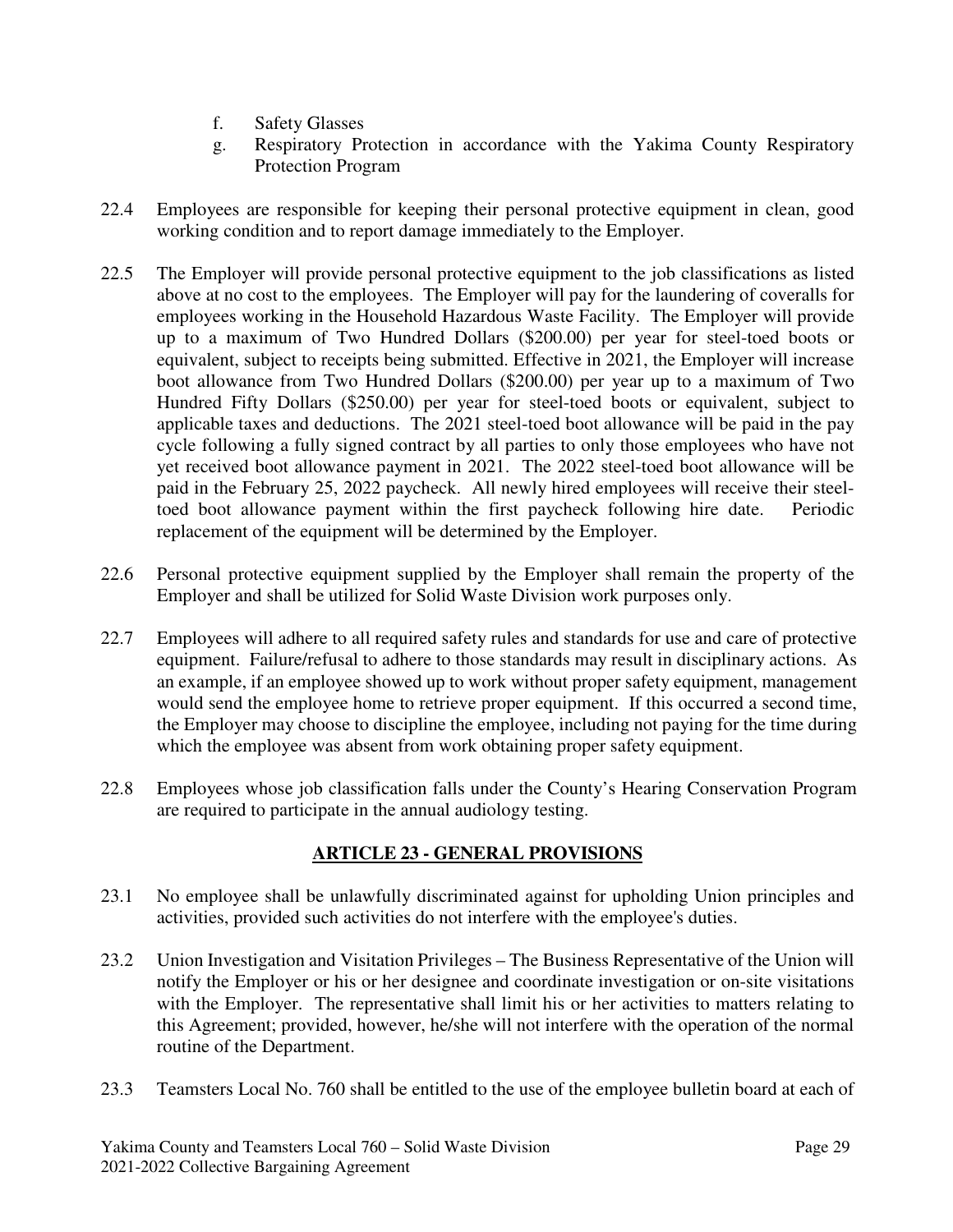f. Safety Glasses

g. Respiratory Protection in accordance with the Yakima County Respiratory Protection Program

22.4 Employees are responsible for keeping their personal protective equipment in clean, good working condition and to report damage immediately to the Employer.

22.5 The Employer will provide personal protective equipment to the job classifications as listed above at no cost to the employees. The Employer will pay for the laundering of coveralls for employees working in the Household Hazardous Waste Facility. The Employer will provide up to a maximum of Two Hundred Dollars ($200.00) per year for steel-toed boots or equivalent, subject to receipts being submitted. Effective in 2021, the Employer will increase boot allowance from Two Hundred Dollars ($200.00) per year up to a maximum of Two Hundred Fifty Dollars ($250.00) per year for steel-toed boots or equivalent, subject to applicable taxes and deductions. The 2021 steel-toed boot allowance will be paid in the pay cycle following a fully signed contract by all parties to only those employees who have not yet received boot allowance payment in 2021. The 2022 steel-toed boot allowance will be paid in the February 25, 2022 paycheck. All newly hired employees will receive their steel-toed boot allowance payment within the first paycheck following hire date. Periodic replacement of the equipment will be determined by the Employer.

22.6 Personal protective equipment supplied by the Employer shall remain the property of the Employer and shall be utilized for Solid Waste Division work purposes only.

22.7 Employees will adhere to all required safety rules and standards for use and care of protective equipment. Failure/refusal to adhere to those standards may result in disciplinary actions. As an example, if an employee showed up to work without proper safety equipment, management would send the employee home to retrieve proper equipment. If this occurred a second time, the Employer may choose to discipline the employee, including not paying for the time during which the employee was absent from work obtaining proper safety equipment.

22.8 Employees whose job classification falls under the County's Hearing Conservation Program are required to participate in the annual audiology testing.

## ARTICLE 23 - GENERAL PROVISIONS

23.1 No employee shall be unlawfully discriminated against for upholding Union principles and activities, provided such activities do not interfere with the employee's duties.

23.2 Union Investigation and Visitation Privileges – The Business Representative of the Union will notify the Employer or his or her designee and coordinate investigation or on-site visitations with the Employer. The representative shall limit his or her activities to matters relating to this Agreement; provided, however, he/she will not interfere with the operation of the normal routine of the Department.

23.3 Teamsters Local No. 760 shall be entitled to the use of the employee bulletin board at each of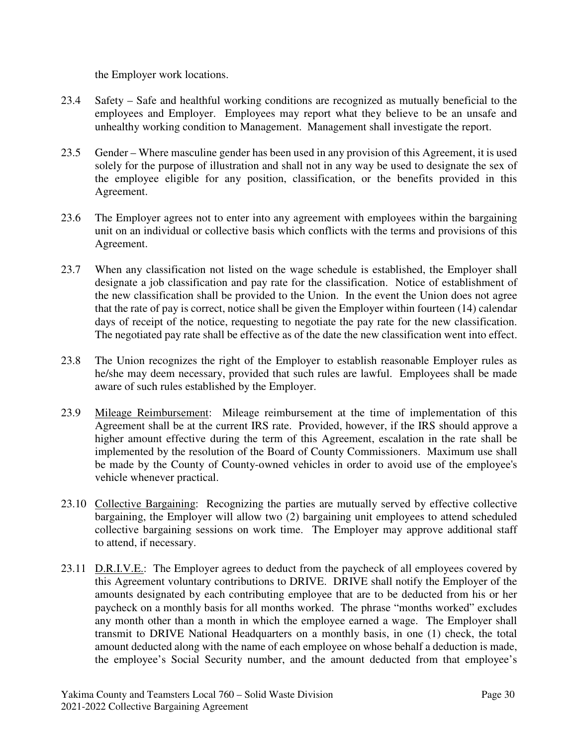the Employer work locations.

23.4 Safety – Safe and healthful working conditions are recognized as mutually beneficial to the employees and Employer. Employees may report what they believe to be an unsafe and unhealthy working condition to Management. Management shall investigate the report.

23.5 Gender – Where masculine gender has been used in any provision of this Agreement, it is used solely for the purpose of illustration and shall not in any way be used to designate the sex of the employee eligible for any position, classification, or the benefits provided in this Agreement.

23.6 The Employer agrees not to enter into any agreement with employees within the bargaining unit on an individual or collective basis which conflicts with the terms and provisions of this Agreement.

23.7 When any classification not listed on the wage schedule is established, the Employer shall designate a job classification and pay rate for the classification. Notice of establishment of the new classification shall be provided to the Union. In the event the Union does not agree that the rate of pay is correct, notice shall be given the Employer within fourteen (14) calendar days of receipt of the notice, requesting to negotiate the pay rate for the new classification. The negotiated pay rate shall be effective as of the date the new classification went into effect.

23.8 The Union recognizes the right of the Employer to establish reasonable Employer rules as he/she may deem necessary, provided that such rules are lawful. Employees shall be made aware of such rules established by the Employer.

23.9 Mileage Reimbursement: Mileage reimbursement at the time of implementation of this Agreement shall be at the current IRS rate. Provided, however, if the IRS should approve a higher amount effective during the term of this Agreement, escalation in the rate shall be implemented by the resolution of the Board of County Commissioners. Maximum use shall be made by the County of County-owned vehicles in order to avoid use of the employee's vehicle whenever practical.

23.10 Collective Bargaining: Recognizing the parties are mutually served by effective collective bargaining, the Employer will allow two (2) bargaining unit employees to attend scheduled collective bargaining sessions on work time. The Employer may approve additional staff to attend, if necessary.

23.11 D.R.I.V.E.: The Employer agrees to deduct from the paycheck of all employees covered by this Agreement voluntary contributions to DRIVE. DRIVE shall notify the Employer of the amounts designated by each contributing employee that are to be deducted from his or her paycheck on a monthly basis for all months worked. The phrase "months worked" excludes any month other than a month in which the employee earned a wage. The Employer shall transmit to DRIVE National Headquarters on a monthly basis, in one (1) check, the total amount deducted along with the name of each employee on whose behalf a deduction is made, the employee's Social Security number, and the amount deducted from that employee's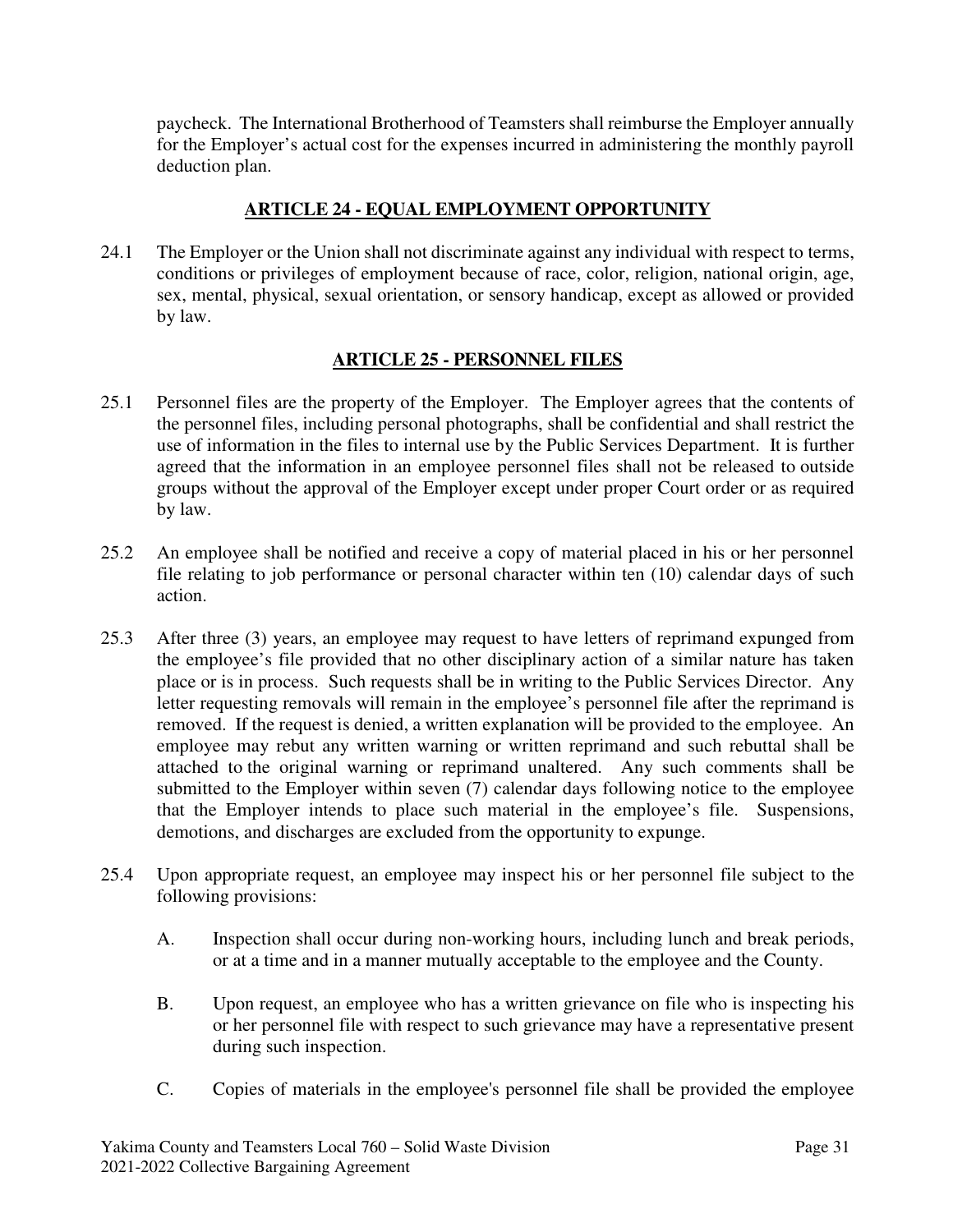paycheck. The International Brotherhood of Teamsters shall reimburse the Employer annually for the Employer's actual cost for the expenses incurred in administering the monthly payroll deduction plan.

## ARTICLE 24 - EQUAL EMPLOYMENT OPPORTUNITY

24.1 The Employer or the Union shall not discriminate against any individual with respect to terms, conditions or privileges of employment because of race, color, religion, national origin, age, sex, mental, physical, sexual orientation, or sensory handicap, except as allowed or provided by law.

## ARTICLE 25 - PERSONNEL FILES

25.1 Personnel files are the property of the Employer. The Employer agrees that the contents of the personnel files, including personal photographs, shall be confidential and shall restrict the use of information in the files to internal use by the Public Services Department. It is further agreed that the information in an employee personnel files shall not be released to outside groups without the approval of the Employer except under proper Court order or as required by law.

25.2 An employee shall be notified and receive a copy of material placed in his or her personnel file relating to job performance or personal character within ten (10) calendar days of such action.

25.3 After three (3) years, an employee may request to have letters of reprimand expunged from the employee's file provided that no other disciplinary action of a similar nature has taken place or is in process. Such requests shall be in writing to the Public Services Director. Any letter requesting removals will remain in the employee's personnel file after the reprimand is removed. If the request is denied, a written explanation will be provided to the employee. An employee may rebut any written warning or written reprimand and such rebuttal shall be attached to the original warning or reprimand unaltered. Any such comments shall be submitted to the Employer within seven (7) calendar days following notice to the employee that the Employer intends to place such material in the employee's file. Suspensions, demotions, and discharges are excluded from the opportunity to expunge.

25.4 Upon appropriate request, an employee may inspect his or her personnel file subject to the following provisions:

A. Inspection shall occur during non-working hours, including lunch and break periods, or at a time and in a manner mutually acceptable to the employee and the County.

B. Upon request, an employee who has a written grievance on file who is inspecting his or her personnel file with respect to such grievance may have a representative present during such inspection.

C. Copies of materials in the employee's personnel file shall be provided the employee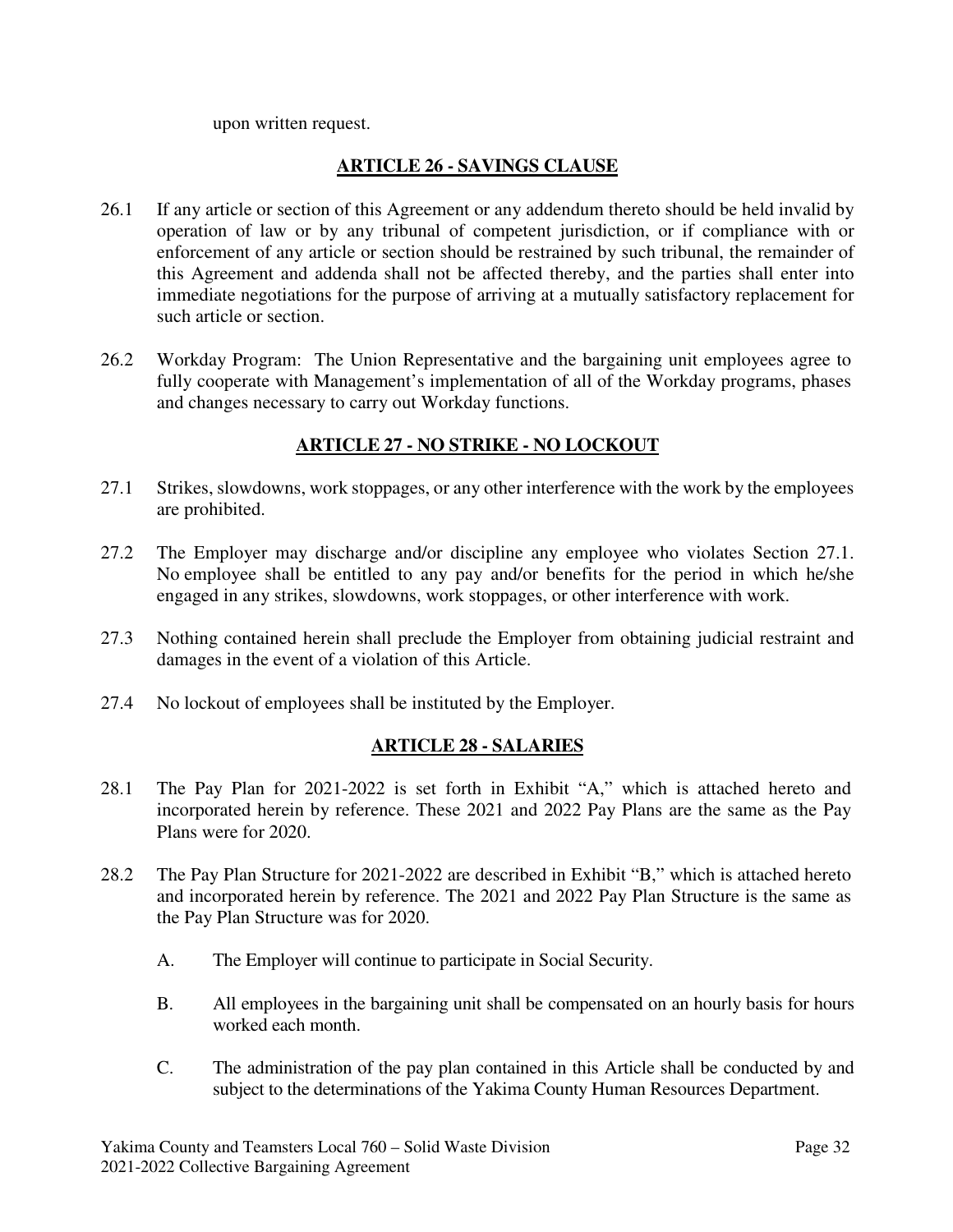upon written request.

## ARTICLE 26 - SAVINGS CLAUSE

26.1 If any article or section of this Agreement or any addendum thereto should be held invalid by operation of law or by any tribunal of competent jurisdiction, or if compliance with or enforcement of any article or section should be restrained by such tribunal, the remainder of this Agreement and addenda shall not be affected thereby, and the parties shall enter into immediate negotiations for the purpose of arriving at a mutually satisfactory replacement for such article or section.

26.2 Workday Program: The Union Representative and the bargaining unit employees agree to fully cooperate with Management's implementation of all of the Workday programs, phases and changes necessary to carry out Workday functions.

## ARTICLE 27 - NO STRIKE - NO LOCKOUT

27.1 Strikes, slowdowns, work stoppages, or any other interference with the work by the employees are prohibited.

27.2 The Employer may discharge and/or discipline any employee who violates Section 27.1. No employee shall be entitled to any pay and/or benefits for the period in which he/she engaged in any strikes, slowdowns, work stoppages, or other interference with work.

27.3 Nothing contained herein shall preclude the Employer from obtaining judicial restraint and damages in the event of a violation of this Article.

27.4 No lockout of employees shall be instituted by the Employer.

## ARTICLE 28 - SALARIES

28.1 The Pay Plan for 2021-2022 is set forth in Exhibit "A," which is attached hereto and incorporated herein by reference. These 2021 and 2022 Pay Plans are the same as the Pay Plans were for 2020.

28.2 The Pay Plan Structure for 2021-2022 are described in Exhibit "B," which is attached hereto and incorporated herein by reference. The 2021 and 2022 Pay Plan Structure is the same as the Pay Plan Structure was for 2020.

A. The Employer will continue to participate in Social Security.

B. All employees in the bargaining unit shall be compensated on an hourly basis for hours worked each month.

C. The administration of the pay plan contained in this Article shall be conducted by and subject to the determinations of the Yakima County Human Resources Department.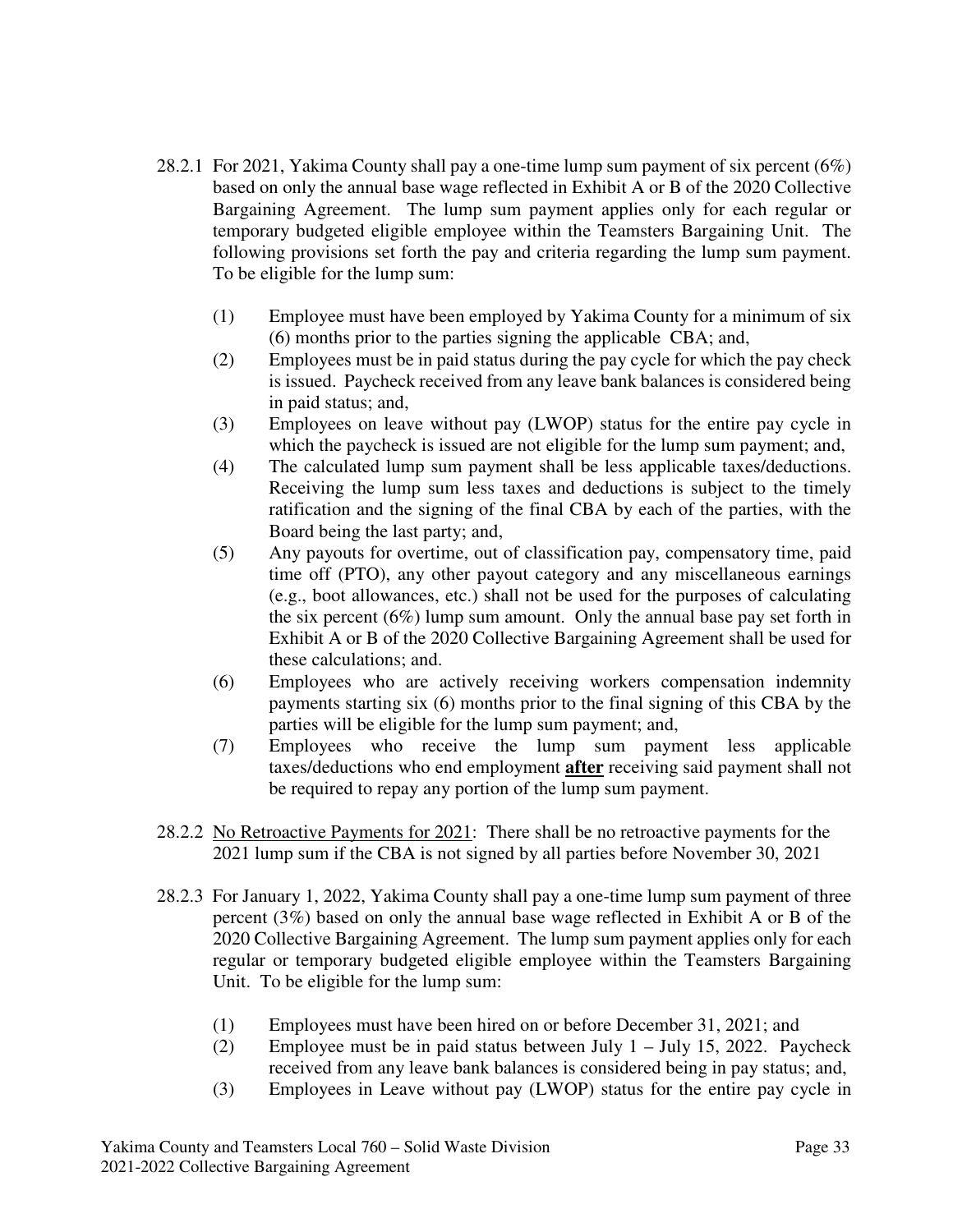28.2.1 For 2021, Yakima County shall pay a one-time lump sum payment of six percent (6%) based on only the annual base wage reflected in Exhibit A or B of the 2020 Collective Bargaining Agreement. The lump sum payment applies only for each regular or temporary budgeted eligible employee within the Teamsters Bargaining Unit. The following provisions set forth the pay and criteria regarding the lump sum payment. To be eligible for the lump sum:

(1) Employee must have been employed by Yakima County for a minimum of six (6) months prior to the parties signing the applicable CBA; and,

(2) Employees must be in paid status during the pay cycle for which the pay check is issued. Paycheck received from any leave bank balances is considered being in paid status; and,

(3) Employees on leave without pay (LWOP) status for the entire pay cycle in which the paycheck is issued are not eligible for the lump sum payment; and,

(4) The calculated lump sum payment shall be less applicable taxes/deductions. Receiving the lump sum less taxes and deductions is subject to the timely ratification and the signing of the final CBA by each of the parties, with the Board being the last party; and,

(5) Any payouts for overtime, out of classification pay, compensatory time, paid time off (PTO), any other payout category and any miscellaneous earnings (e.g., boot allowances, etc.) shall not be used for the purposes of calculating the six percent (6%) lump sum amount. Only the annual base pay set forth in Exhibit A or B of the 2020 Collective Bargaining Agreement shall be used for these calculations; and.

(6) Employees who are actively receiving workers compensation indemnity payments starting six (6) months prior to the final signing of this CBA by the parties will be eligible for the lump sum payment; and,

(7) Employees who receive the lump sum payment less applicable taxes/deductions who end employment **after** receiving said payment shall not be required to repay any portion of the lump sum payment.

28.2.2 No Retroactive Payments for 2021: There shall be no retroactive payments for the 2021 lump sum if the CBA is not signed by all parties before November 30, 2021

28.2.3 For January 1, 2022, Yakima County shall pay a one-time lump sum payment of three percent (3%) based on only the annual base wage reflected in Exhibit A or B of the 2020 Collective Bargaining Agreement. The lump sum payment applies only for each regular or temporary budgeted eligible employee within the Teamsters Bargaining Unit. To be eligible for the lump sum:

(1) Employees must have been hired on or before December 31, 2021; and

(2) Employee must be in paid status between July 1 – July 15, 2022. Paycheck received from any leave bank balances is considered being in pay status; and,

(3) Employees in Leave without pay (LWOP) status for the entire pay cycle in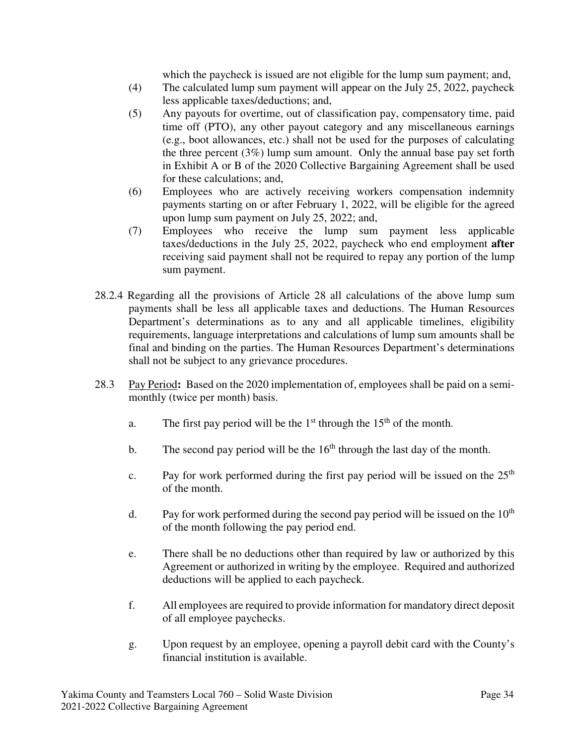which the paycheck is issued are not eligible for the lump sum payment; and,

(4) The calculated lump sum payment will appear on the July 25, 2022, paycheck less applicable taxes/deductions; and,

(5) Any payouts for overtime, out of classification pay, compensatory time, paid time off (PTO), any other payout category and any miscellaneous earnings (e.g., boot allowances, etc.) shall not be used for the purposes of calculating the three percent (3%) lump sum amount. Only the annual base pay set forth in Exhibit A or B of the 2020 Collective Bargaining Agreement shall be used for these calculations; and,

(6) Employees who are actively receiving workers compensation indemnity payments starting on or after February 1, 2022, will be eligible for the agreed upon lump sum payment on July 25, 2022; and,

(7) Employees who receive the lump sum payment less applicable taxes/deductions in the July 25, 2022, paycheck who end employment **after** receiving said payment shall not be required to repay any portion of the lump sum payment.

28.2.4 Regarding all the provisions of Article 28 all calculations of the above lump sum payments shall be less all applicable taxes and deductions. The Human Resources Department's determinations as to any and all applicable timelines, eligibility requirements, language interpretations and calculations of lump sum amounts shall be final and binding on the parties. The Human Resources Department's determinations shall not be subject to any grievance procedures.

28.3 Pay Period**:** Based on the 2020 implementation of, employees shall be paid on a semi-monthly (twice per month) basis.

a. The first pay period will be the 1st through the 15th of the month.

b. The second pay period will be the 16th through the last day of the month.

c. Pay for work performed during the first pay period will be issued on the 25th of the month.

d. Pay for work performed during the second pay period will be issued on the 10th of the month following the pay period end.

e. There shall be no deductions other than required by law or authorized by this Agreement or authorized in writing by the employee. Required and authorized deductions will be applied to each paycheck.

f. All employees are required to provide information for mandatory direct deposit of all employee paychecks.

g. Upon request by an employee, opening a payroll debit card with the County's financial institution is available.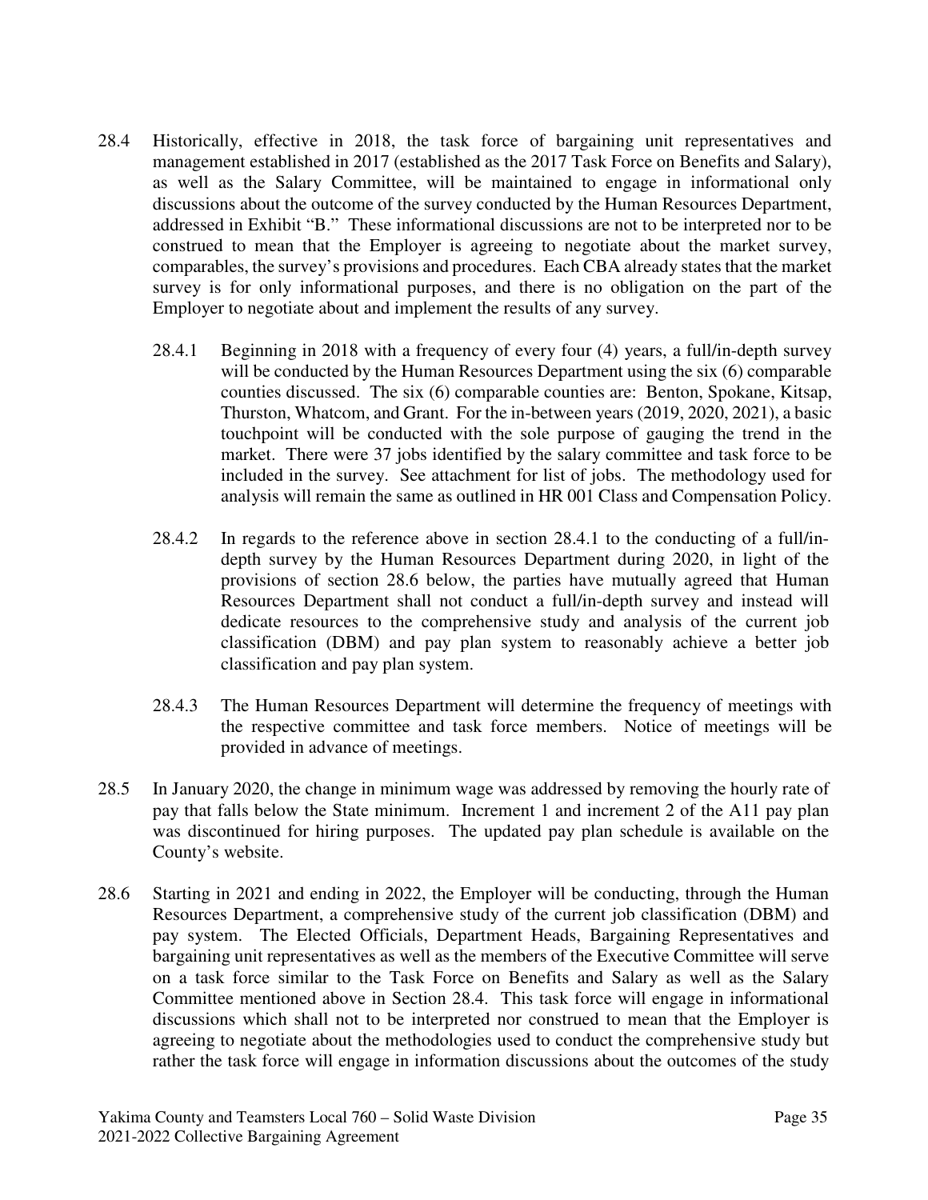28.4 Historically, effective in 2018, the task force of bargaining unit representatives and management established in 2017 (established as the 2017 Task Force on Benefits and Salary), as well as the Salary Committee, will be maintained to engage in informational only discussions about the outcome of the survey conducted by the Human Resources Department, addressed in Exhibit "B." These informational discussions are not to be interpreted nor to be construed to mean that the Employer is agreeing to negotiate about the market survey, comparables, the survey's provisions and procedures. Each CBA already states that the market survey is for only informational purposes, and there is no obligation on the part of the Employer to negotiate about and implement the results of any survey.

28.4.1 Beginning in 2018 with a frequency of every four (4) years, a full/in-depth survey will be conducted by the Human Resources Department using the six (6) comparable counties discussed. The six (6) comparable counties are: Benton, Spokane, Kitsap, Thurston, Whatcom, and Grant. For the in-between years (2019, 2020, 2021), a basic touchpoint will be conducted with the sole purpose of gauging the trend in the market. There were 37 jobs identified by the salary committee and task force to be included in the survey. See attachment for list of jobs. The methodology used for analysis will remain the same as outlined in HR 001 Class and Compensation Policy.

28.4.2 In regards to the reference above in section 28.4.1 to the conducting of a full/in-depth survey by the Human Resources Department during 2020, in light of the provisions of section 28.6 below, the parties have mutually agreed that Human Resources Department shall not conduct a full/in-depth survey and instead will dedicate resources to the comprehensive study and analysis of the current job classification (DBM) and pay plan system to reasonably achieve a better job classification and pay plan system.

28.4.3 The Human Resources Department will determine the frequency of meetings with the respective committee and task force members. Notice of meetings will be provided in advance of meetings.

28.5 In January 2020, the change in minimum wage was addressed by removing the hourly rate of pay that falls below the State minimum. Increment 1 and increment 2 of the A11 pay plan was discontinued for hiring purposes. The updated pay plan schedule is available on the County's website.

28.6 Starting in 2021 and ending in 2022, the Employer will be conducting, through the Human Resources Department, a comprehensive study of the current job classification (DBM) and pay system. The Elected Officials, Department Heads, Bargaining Representatives and bargaining unit representatives as well as the members of the Executive Committee will serve on a task force similar to the Task Force on Benefits and Salary as well as the Salary Committee mentioned above in Section 28.4. This task force will engage in informational discussions which shall not to be interpreted nor construed to mean that the Employer is agreeing to negotiate about the methodologies used to conduct the comprehensive study but rather the task force will engage in information discussions about the outcomes of the study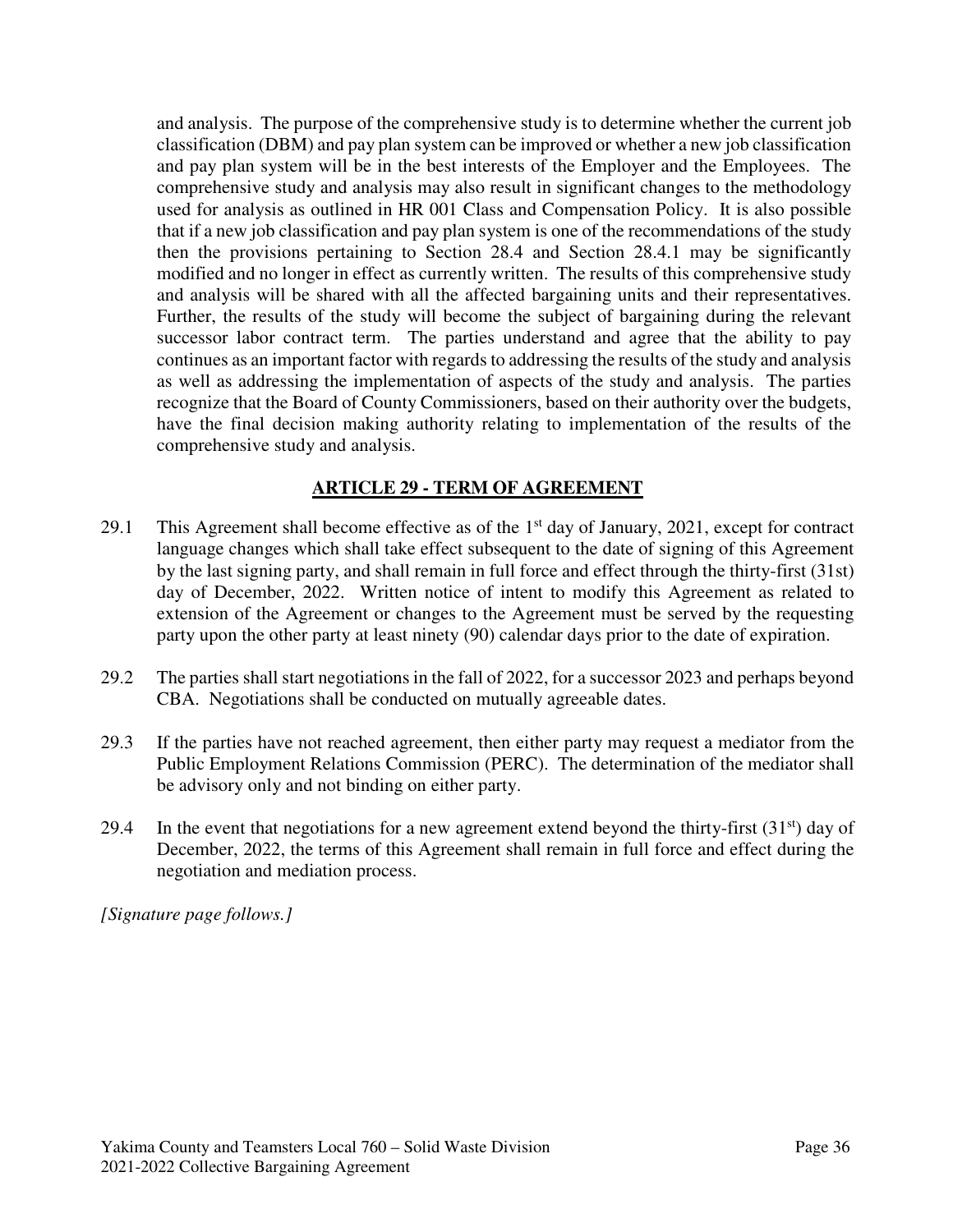and analysis. The purpose of the comprehensive study is to determine whether the current job classification (DBM) and pay plan system can be improved or whether a new job classification and pay plan system will be in the best interests of the Employer and the Employees. The comprehensive study and analysis may also result in significant changes to the methodology used for analysis as outlined in HR 001 Class and Compensation Policy. It is also possible that if a new job classification and pay plan system is one of the recommendations of the study then the provisions pertaining to Section 28.4 and Section 28.4.1 may be significantly modified and no longer in effect as currently written. The results of this comprehensive study and analysis will be shared with all the affected bargaining units and their representatives. Further, the results of the study will become the subject of bargaining during the relevant successor labor contract term. The parties understand and agree that the ability to pay continues as an important factor with regards to addressing the results of the study and analysis as well as addressing the implementation of aspects of the study and analysis. The parties recognize that the Board of County Commissioners, based on their authority over the budgets, have the final decision making authority relating to implementation of the results of the comprehensive study and analysis.

## ARTICLE 29 - TERM OF AGREEMENT

29.1 This Agreement shall become effective as of the 1st day of January, 2021, except for contract language changes which shall take effect subsequent to the date of signing of this Agreement by the last signing party, and shall remain in full force and effect through the thirty-first (31st) day of December, 2022. Written notice of intent to modify this Agreement as related to extension of the Agreement or changes to the Agreement must be served by the requesting party upon the other party at least ninety (90) calendar days prior to the date of expiration.

29.2 The parties shall start negotiations in the fall of 2022, for a successor 2023 and perhaps beyond CBA. Negotiations shall be conducted on mutually agreeable dates.

29.3 If the parties have not reached agreement, then either party may request a mediator from the Public Employment Relations Commission (PERC). The determination of the mediator shall be advisory only and not binding on either party.

29.4 In the event that negotiations for a new agreement extend beyond the thirty-first (31st) day of December, 2022, the terms of this Agreement shall remain in full force and effect during the negotiation and mediation process.

*[Signature page follows.]*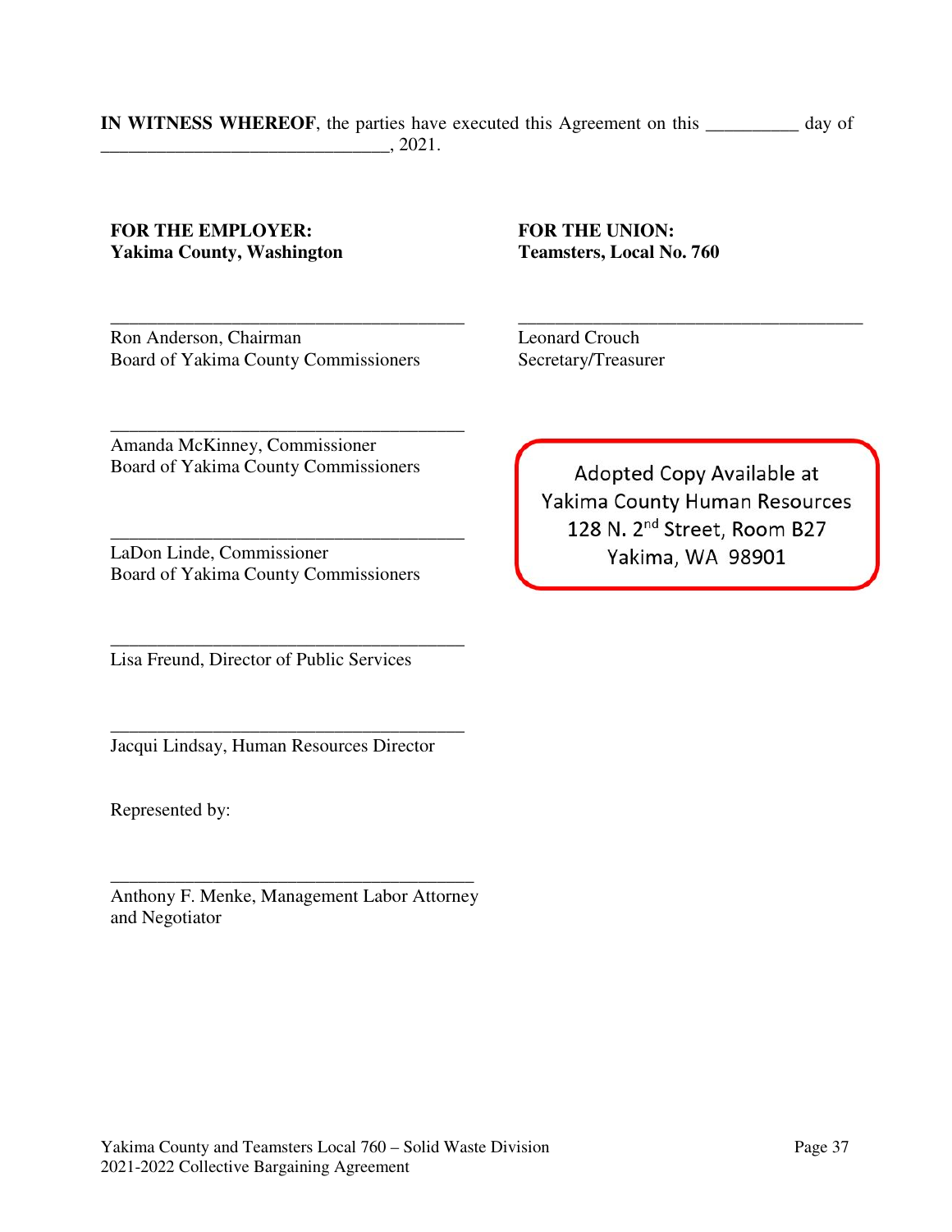**IN WITNESS WHEREOF**, the parties have executed this Agreement on this __________ day of _______________________________, 2021.

**FOR THE EMPLOYER:**
**Yakima County, Washington**

_______________________________________
Ron Anderson, Chairman
Board of Yakima County Commissioners

_______________________________________
Amanda McKinney, Commissioner
Board of Yakima County Commissioners

_______________________________________
LaDon Linde, Commissioner
Board of Yakima County Commissioners

_______________________________________
Lisa Freund, Director of Public Services

_______________________________________
Jacqui Lindsay, Human Resources Director

Represented by:

_______________________________________
Anthony F. Menke, Management Labor Attorney and Negotiator

**FOR THE UNION:**
**Teamsters, Local No. 760**

_______________________________________
Leonard Crouch
Secretary/Treasurer

Adopted Copy Available at
Yakima County Human Resources
128 N. 2nd Street, Room B27
Yakima, WA 98901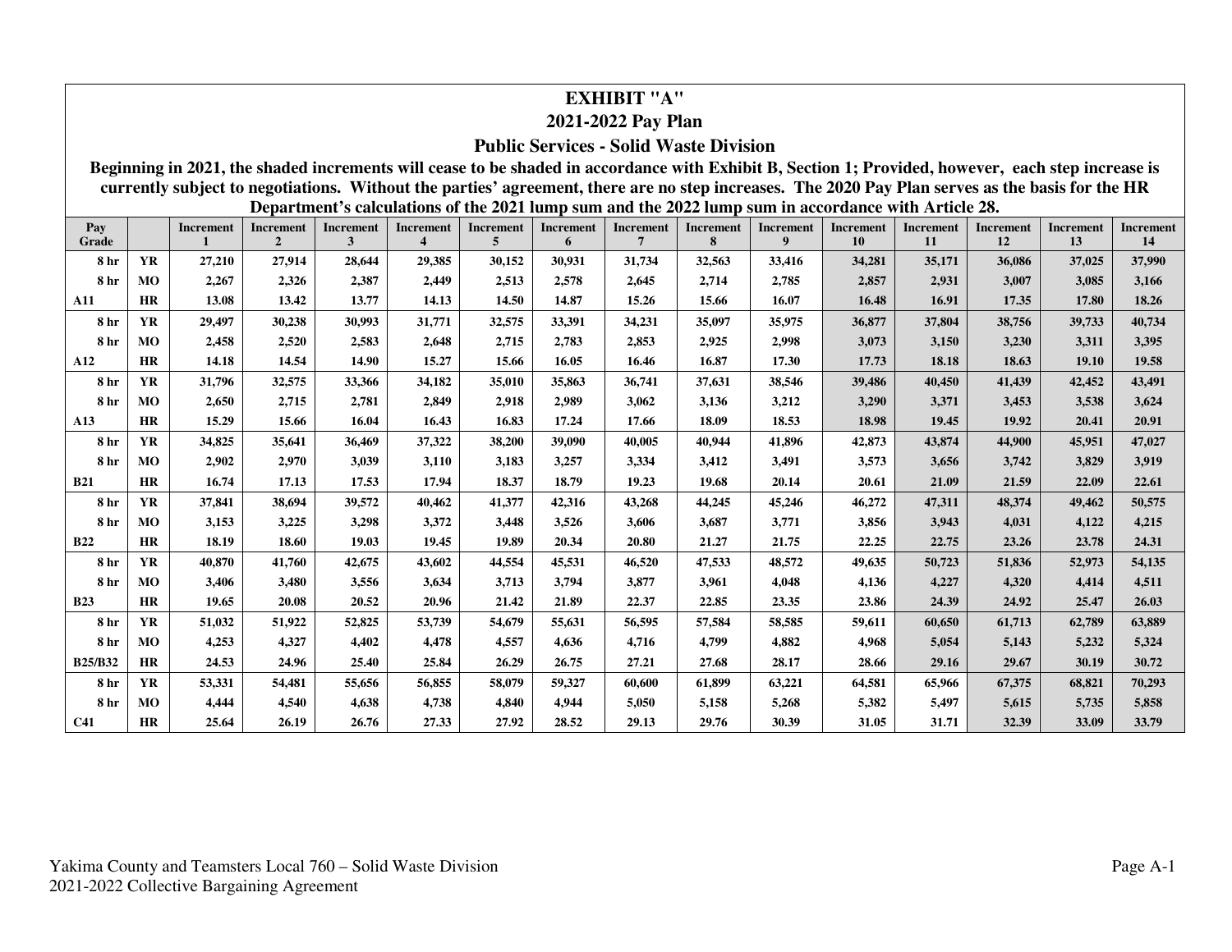# EXHIBIT "A"

## 2021-2022 Pay Plan

### Public Services - Solid Waste Division

**Beginning in 2021, the shaded increments will cease to be shaded in accordance with Exhibit B, Section 1; Provided, however, each step increase is currently subject to negotiations. Without the parties' agreement, there are no step increases. The 2020 Pay Plan serves as the basis for the HR Department's calculations of the 2021 lump sum and the 2022 lump sum in accordance with Article 28.**

| Pay Grade | | Increment 1 | Increment 2 | Increment 3 | Increment 4 | Increment 5 | Increment 6 | Increment 7 | Increment 8 | Increment 9 | Increment 10 | Increment 11 | Increment 12 | Increment 13 | Increment 14 |
|---|---|---|---|---|---|---|---|---|---|---|---|---|---|---|---|
| 8 hr | YR | 27,210 | 27,914 | 28,644 | 29,385 | 30,152 | 30,931 | 31,734 | 32,563 | 33,416 | 34,281 | 35,171 | 36,086 | 37,025 | 37,990 |
| 8 hr | MO | 2,267 | 2,326 | 2,387 | 2,449 | 2,513 | 2,578 | 2,645 | 2,714 | 2,785 | 2,857 | 2,931 | 3,007 | 3,085 | 3,166 |
| A11 | HR | 13.08 | 13.42 | 13.77 | 14.13 | 14.50 | 14.87 | 15.26 | 15.66 | 16.07 | 16.48 | 16.91 | 17.35 | 17.80 | 18.26 |
| 8 hr | YR | 29,497 | 30,238 | 30,993 | 31,771 | 32,575 | 33,391 | 34,231 | 35,097 | 35,975 | 36,877 | 37,804 | 38,756 | 39,733 | 40,734 |
| 8 hr | MO | 2,458 | 2,520 | 2,583 | 2,648 | 2,715 | 2,783 | 2,853 | 2,925 | 2,998 | 3,073 | 3,150 | 3,230 | 3,311 | 3,395 |
| A12 | HR | 14.18 | 14.54 | 14.90 | 15.27 | 15.66 | 16.05 | 16.46 | 16.87 | 17.30 | 17.73 | 18.18 | 18.63 | 19.10 | 19.58 |
| 8 hr | YR | 31,796 | 32,575 | 33,366 | 34,182 | 35,010 | 35,863 | 36,741 | 37,631 | 38,546 | 39,486 | 40,450 | 41,439 | 42,452 | 43,491 |
| 8 hr | MO | 2,650 | 2,715 | 2,781 | 2,849 | 2,918 | 2,989 | 3,062 | 3,136 | 3,212 | 3,290 | 3,371 | 3,453 | 3,538 | 3,624 |
| A13 | HR | 15.29 | 15.66 | 16.04 | 16.43 | 16.83 | 17.24 | 17.66 | 18.09 | 18.53 | 18.98 | 19.45 | 19.92 | 20.41 | 20.91 |
| 8 hr | YR | 34,825 | 35,641 | 36,469 | 37,322 | 38,200 | 39,090 | 40,005 | 40,944 | 41,896 | 42,873 | 43,874 | 44,900 | 45,951 | 47,027 |
| 8 hr | MO | 2,902 | 2,970 | 3,039 | 3,110 | 3,183 | 3,257 | 3,334 | 3,412 | 3,491 | 3,573 | 3,656 | 3,742 | 3,829 | 3,919 |
| B21 | HR | 16.74 | 17.13 | 17.53 | 17.94 | 18.37 | 18.79 | 19.23 | 19.68 | 20.14 | 20.61 | 21.09 | 21.59 | 22.09 | 22.61 |
| 8 hr | YR | 37,841 | 38,694 | 39,572 | 40,462 | 41,377 | 42,316 | 43,268 | 44,245 | 45,246 | 46,272 | 47,311 | 48,374 | 49,462 | 50,575 |
| 8 hr | MO | 3,153 | 3,225 | 3,298 | 3,372 | 3,448 | 3,526 | 3,606 | 3,687 | 3,771 | 3,856 | 3,943 | 4,031 | 4,122 | 4,215 |
| B22 | HR | 18.19 | 18.60 | 19.03 | 19.45 | 19.89 | 20.34 | 20.80 | 21.27 | 21.75 | 22.25 | 22.75 | 23.26 | 23.78 | 24.31 |
| 8 hr | YR | 40,870 | 41,760 | 42,675 | 43,602 | 44,554 | 45,531 | 46,520 | 47,533 | 48,572 | 49,635 | 50,723 | 51,836 | 52,973 | 54,135 |
| 8 hr | MO | 3,406 | 3,480 | 3,556 | 3,634 | 3,713 | 3,794 | 3,877 | 3,961 | 4,048 | 4,136 | 4,227 | 4,320 | 4,414 | 4,511 |
| B23 | HR | 19.65 | 20.08 | 20.52 | 20.96 | 21.42 | 21.89 | 22.37 | 22.85 | 23.35 | 23.86 | 24.39 | 24.92 | 25.47 | 26.03 |
| 8 hr | YR | 51,032 | 51,922 | 52,825 | 53,739 | 54,679 | 55,631 | 56,595 | 57,584 | 58,585 | 59,611 | 60,650 | 61,713 | 62,789 | 63,889 |
| 8 hr | MO | 4,253 | 4,327 | 4,402 | 4,478 | 4,557 | 4,636 | 4,716 | 4,799 | 4,882 | 4,968 | 5,054 | 5,143 | 5,232 | 5,324 |
| B25/B32 | HR | 24.53 | 24.96 | 25.40 | 25.84 | 26.29 | 26.75 | 27.21 | 27.68 | 28.17 | 28.66 | 29.16 | 29.67 | 30.19 | 30.72 |
| 8 hr | YR | 53,331 | 54,481 | 55,656 | 56,855 | 58,079 | 59,327 | 60,600 | 61,899 | 63,221 | 64,581 | 65,966 | 67,375 | 68,821 | 70,293 |
| 8 hr | MO | 4,444 | 4,540 | 4,638 | 4,738 | 4,840 | 4,944 | 5,050 | 5,158 | 5,268 | 5,382 | 5,497 | 5,615 | 5,735 | 5,858 |
| C41 | HR | 25.64 | 26.19 | 26.76 | 27.33 | 27.92 | 28.52 | 29.13 | 29.76 | 30.39 | 31.05 | 31.71 | 32.39 | 33.09 | 33.79 |

Yakima County and Teamsters Local 760 – Solid Waste Division
2021-2022 Collective Bargaining Agreement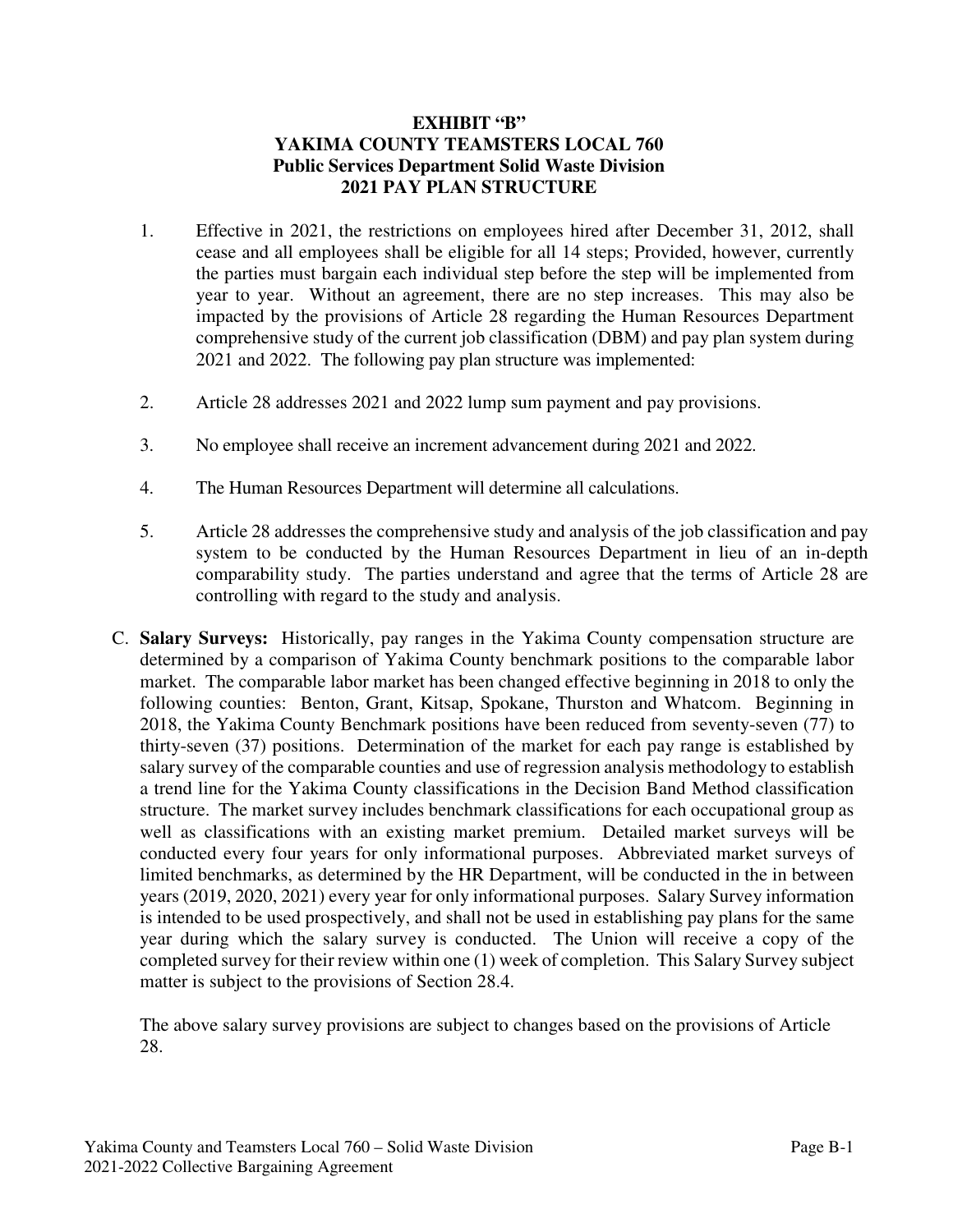# EXHIBIT "B"
## YAKIMA COUNTY TEAMSTERS LOCAL 760
## Public Services Department Solid Waste Division
## 2021 PAY PLAN STRUCTURE

1. Effective in 2021, the restrictions on employees hired after December 31, 2012, shall cease and all employees shall be eligible for all 14 steps; Provided, however, currently the parties must bargain each individual step before the step will be implemented from year to year. Without an agreement, there are no step increases. This may also be impacted by the provisions of Article 28 regarding the Human Resources Department comprehensive study of the current job classification (DBM) and pay plan system during 2021 and 2022. The following pay plan structure was implemented:

2. Article 28 addresses 2021 and 2022 lump sum payment and pay provisions.

3. No employee shall receive an increment advancement during 2021 and 2022.

4. The Human Resources Department will determine all calculations.

5. Article 28 addresses the comprehensive study and analysis of the job classification and pay system to be conducted by the Human Resources Department in lieu of an in-depth comparability study. The parties understand and agree that the terms of Article 28 are controlling with regard to the study and analysis.

C. **Salary Surveys:** Historically, pay ranges in the Yakima County compensation structure are determined by a comparison of Yakima County benchmark positions to the comparable labor market. The comparable labor market has been changed effective beginning in 2018 to only the following counties: Benton, Grant, Kitsap, Spokane, Thurston and Whatcom. Beginning in 2018, the Yakima County Benchmark positions have been reduced from seventy-seven (77) to thirty-seven (37) positions. Determination of the market for each pay range is established by salary survey of the comparable counties and use of regression analysis methodology to establish a trend line for the Yakima County classifications in the Decision Band Method classification structure. The market survey includes benchmark classifications for each occupational group as well as classifications with an existing market premium. Detailed market surveys will be conducted every four years for only informational purposes. Abbreviated market surveys of limited benchmarks, as determined by the HR Department, will be conducted in the in between years (2019, 2020, 2021) every year for only informational purposes. Salary Survey information is intended to be used prospectively, and shall not be used in establishing pay plans for the same year during which the salary survey is conducted. The Union will receive a copy of the completed survey for their review within one (1) week of completion. This Salary Survey subject matter is subject to the provisions of Section 28.4.

The above salary survey provisions are subject to changes based on the provisions of Article 28.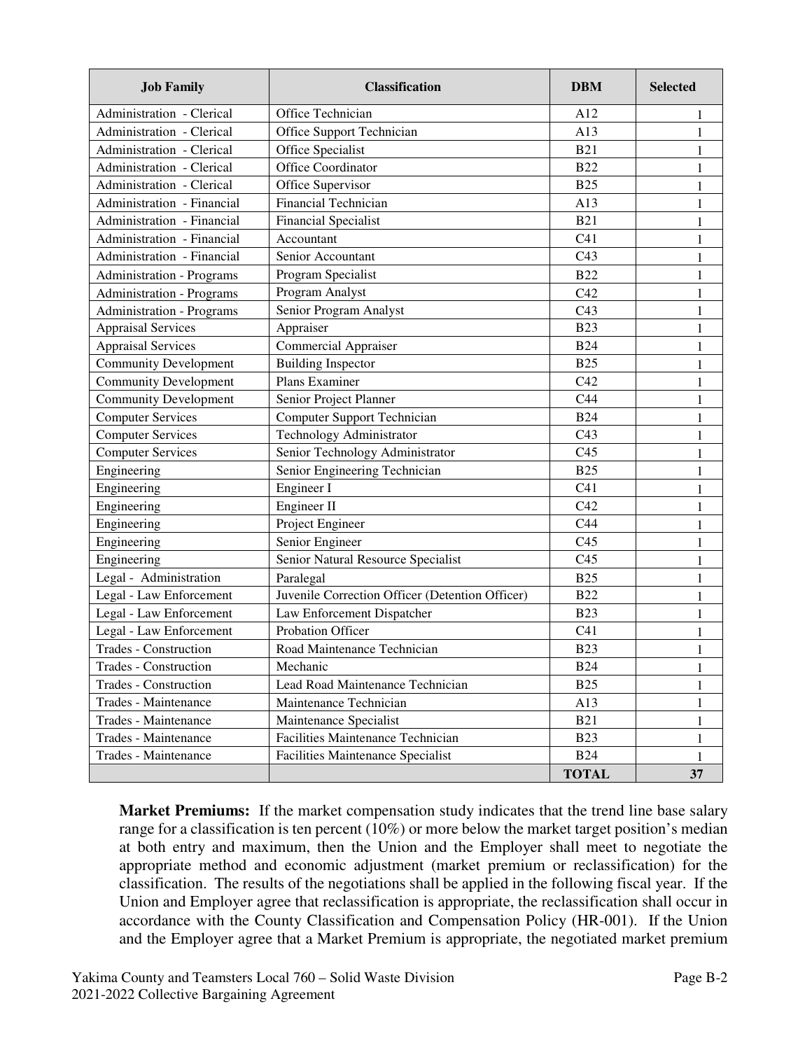| Job Family | Classification | DBM | Selected |
|---|---|---|---|
| Administration - Clerical | Office Technician | A12 | 1 |
| Administration - Clerical | Office Support Technician | A13 | 1 |
| Administration - Clerical | Office Specialist | B21 | 1 |
| Administration - Clerical | Office Coordinator | B22 | 1 |
| Administration - Clerical | Office Supervisor | B25 | 1 |
| Administration - Financial | Financial Technician | A13 | 1 |
| Administration - Financial | Financial Specialist | B21 | 1 |
| Administration - Financial | Accountant | C41 | 1 |
| Administration - Financial | Senior Accountant | C43 | 1 |
| Administration - Programs | Program Specialist | B22 | 1 |
| Administration - Programs | Program Analyst | C42 | 1 |
| Administration - Programs | Senior Program Analyst | C43 | 1 |
| Appraisal Services | Appraiser | B23 | 1 |
| Appraisal Services | Commercial Appraiser | B24 | 1 |
| Community Development | Building Inspector | B25 | 1 |
| Community Development | Plans Examiner | C42 | 1 |
| Community Development | Senior Project Planner | C44 | 1 |
| Computer Services | Computer Support Technician | B24 | 1 |
| Computer Services | Technology Administrator | C43 | 1 |
| Computer Services | Senior Technology Administrator | C45 | 1 |
| Engineering | Senior Engineering Technician | B25 | 1 |
| Engineering | Engineer I | C41 | 1 |
| Engineering | Engineer II | C42 | 1 |
| Engineering | Project Engineer | C44 | 1 |
| Engineering | Senior Engineer | C45 | 1 |
| Engineering | Senior Natural Resource Specialist | C45 | 1 |
| Legal - Administration | Paralegal | B25 | 1 |
| Legal - Law Enforcement | Juvenile Correction Officer (Detention Officer) | B22 | 1 |
| Legal - Law Enforcement | Law Enforcement Dispatcher | B23 | 1 |
| Legal - Law Enforcement | Probation Officer | C41 | 1 |
| Trades - Construction | Road Maintenance Technician | B23 | 1 |
| Trades - Construction | Mechanic | B24 | 1 |
| Trades - Construction | Lead Road Maintenance Technician | B25 | 1 |
| Trades - Maintenance | Maintenance Technician | A13 | 1 |
| Trades - Maintenance | Maintenance Specialist | B21 | 1 |
| Trades - Maintenance | Facilities Maintenance Technician | B23 | 1 |
| Trades - Maintenance | Facilities Maintenance Specialist | B24 | 1 |
| | | **TOTAL** | **37** |

**Market Premiums:** If the market compensation study indicates that the trend line base salary range for a classification is ten percent (10%) or more below the market target position's median at both entry and maximum, then the Union and the Employer shall meet to negotiate the appropriate method and economic adjustment (market premium or reclassification) for the classification. The results of the negotiations shall be applied in the following fiscal year. If the Union and Employer agree that reclassification is appropriate, the reclassification shall occur in accordance with the County Classification and Compensation Policy (HR-001). If the Union and the Employer agree that a Market Premium is appropriate, the negotiated market premium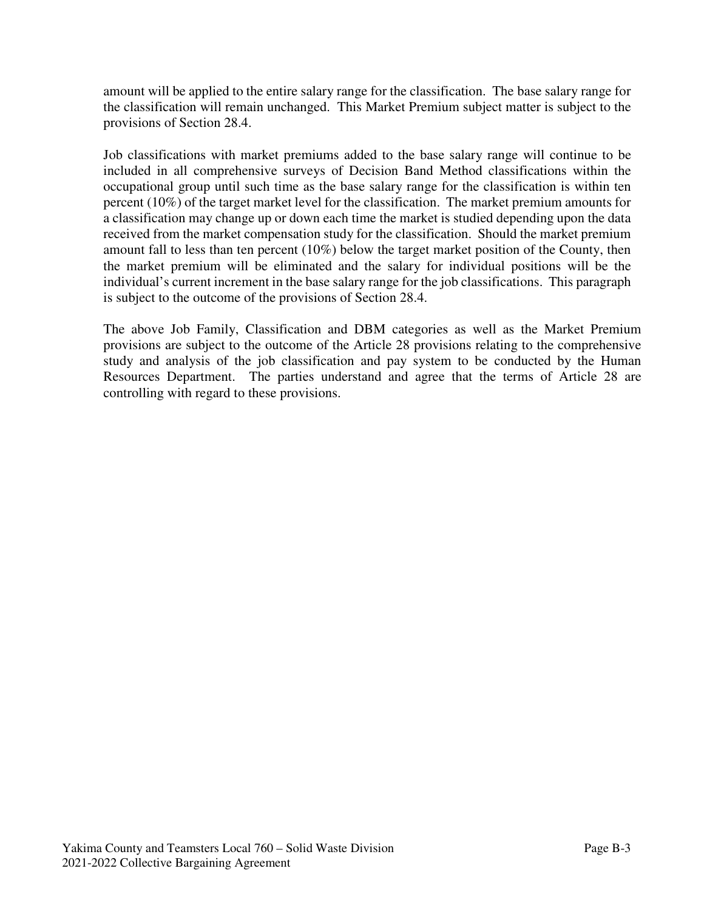amount will be applied to the entire salary range for the classification. The base salary range for the classification will remain unchanged. This Market Premium subject matter is subject to the provisions of Section 28.4.

Job classifications with market premiums added to the base salary range will continue to be included in all comprehensive surveys of Decision Band Method classifications within the occupational group until such time as the base salary range for the classification is within ten percent (10%) of the target market level for the classification. The market premium amounts for a classification may change up or down each time the market is studied depending upon the data received from the market compensation study for the classification. Should the market premium amount fall to less than ten percent (10%) below the target market position of the County, then the market premium will be eliminated and the salary for individual positions will be the individual's current increment in the base salary range for the job classifications. This paragraph is subject to the outcome of the provisions of Section 28.4.

The above Job Family, Classification and DBM categories as well as the Market Premium provisions are subject to the outcome of the Article 28 provisions relating to the comprehensive study and analysis of the job classification and pay system to be conducted by the Human Resources Department. The parties understand and agree that the terms of Article 28 are controlling with regard to these provisions.